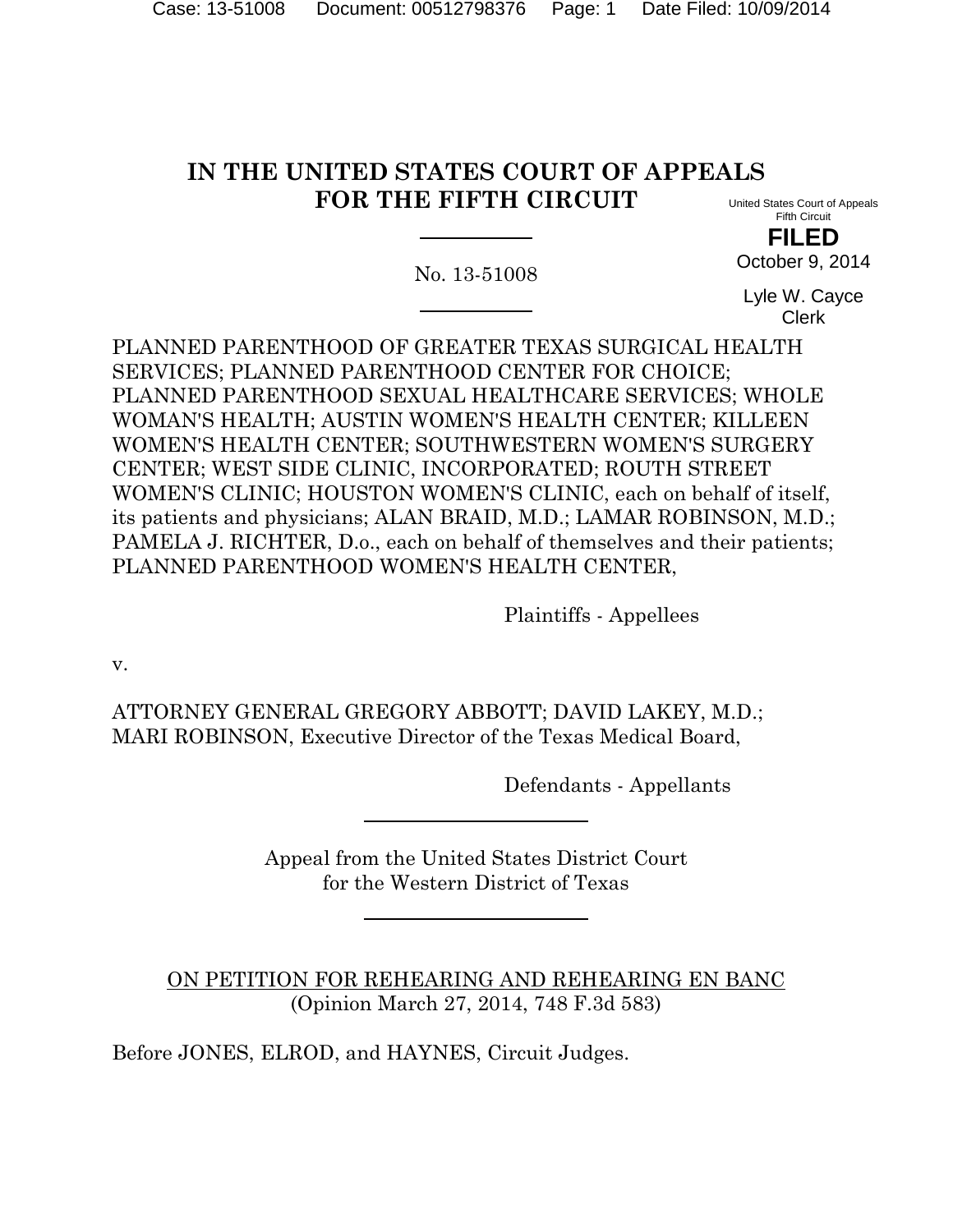# IN THE UNITED STATES COURT OF APPEALS FOR THE FIFTH CIRCUIT

United States Court of Appeals
Fifth Circuit

**FILED**
October 9, 2014

Lyle W. Cayce
Clerk

No. 13-51008

PLANNED PARENTHOOD OF GREATER TEXAS SURGICAL HEALTH SERVICES; PLANNED PARENTHOOD CENTER FOR CHOICE; PLANNED PARENTHOOD SEXUAL HEALTHCARE SERVICES; WHOLE WOMAN'S HEALTH; AUSTIN WOMEN'S HEALTH CENTER; KILLEEN WOMEN'S HEALTH CENTER; SOUTHWESTERN WOMEN'S SURGERY CENTER; WEST SIDE CLINIC, INCORPORATED; ROUTH STREET WOMEN'S CLINIC; HOUSTON WOMEN'S CLINIC, each on behalf of itself, its patients and physicians; ALAN BRAID, M.D.; LAMAR ROBINSON, M.D.; PAMELA J. RICHTER, D.o., each on behalf of themselves and their patients; PLANNED PARENTHOOD WOMEN'S HEALTH CENTER,

Plaintiffs - Appellees

v.

ATTORNEY GENERAL GREGORY ABBOTT; DAVID LAKEY, M.D.; MARI ROBINSON, Executive Director of the Texas Medical Board,

Defendants - Appellants

Appeal from the United States District Court
for the Western District of Texas

ON PETITION FOR REHEARING AND REHEARING EN BANC
(Opinion March 27, 2014, 748 F.3d 583)

Before JONES, ELROD, and HAYNES, Circuit Judges.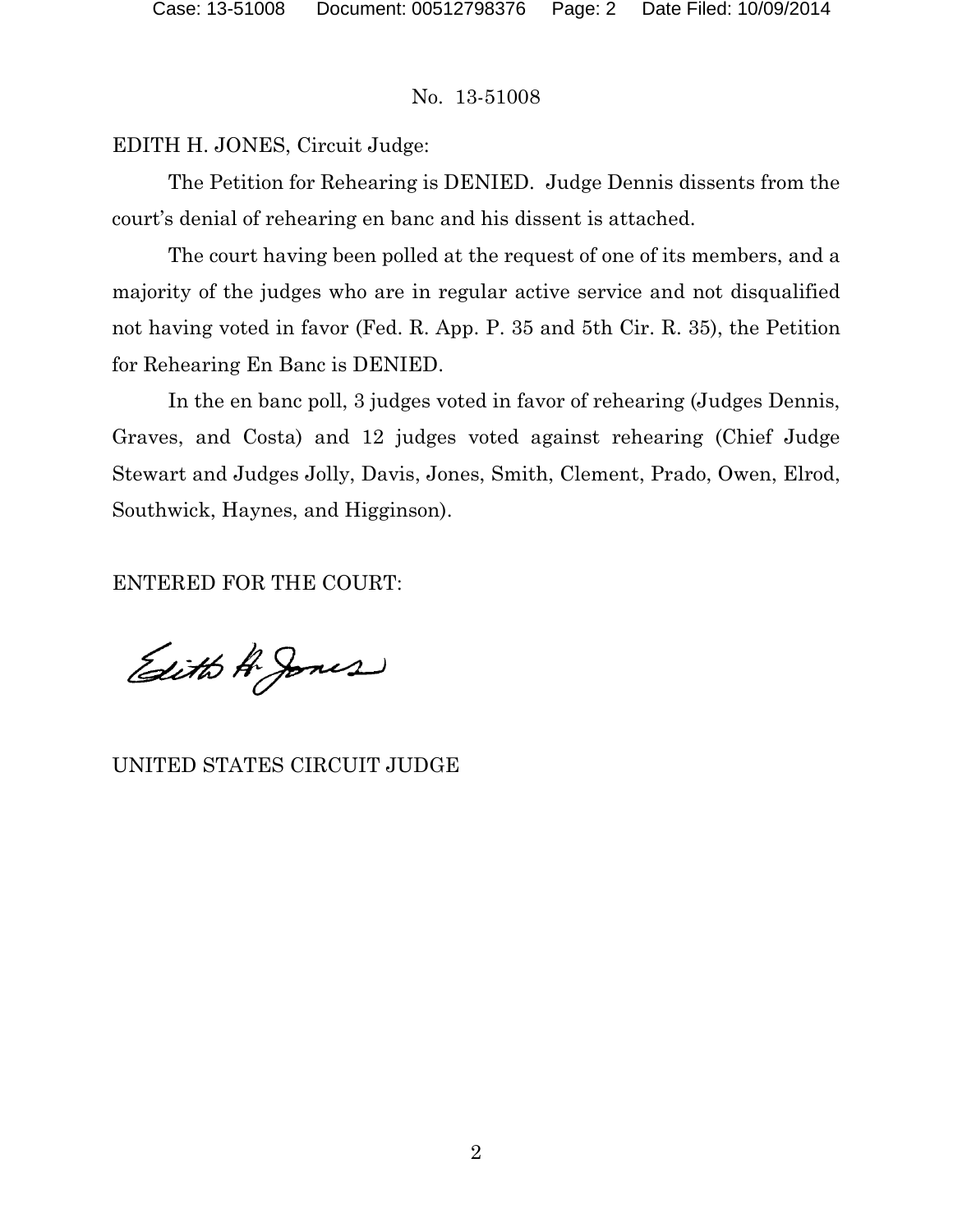No. 13-51008

EDITH H. JONES, Circuit Judge:

The Petition for Rehearing is DENIED. Judge Dennis dissents from the court's denial of rehearing en banc and his dissent is attached.

The court having been polled at the request of one of its members, and a majority of the judges who are in regular active service and not disqualified not having voted in favor (Fed. R. App. P. 35 and 5th Cir. R. 35), the Petition for Rehearing En Banc is DENIED.

In the en banc poll, 3 judges voted in favor of rehearing (Judges Dennis, Graves, and Costa) and 12 judges voted against rehearing (Chief Judge Stewart and Judges Jolly, Davis, Jones, Smith, Clement, Prado, Owen, Elrod, Southwick, Haynes, and Higginson).

ENTERED FOR THE COURT:

Edith H. Jones

UNITED STATES CIRCUIT JUDGE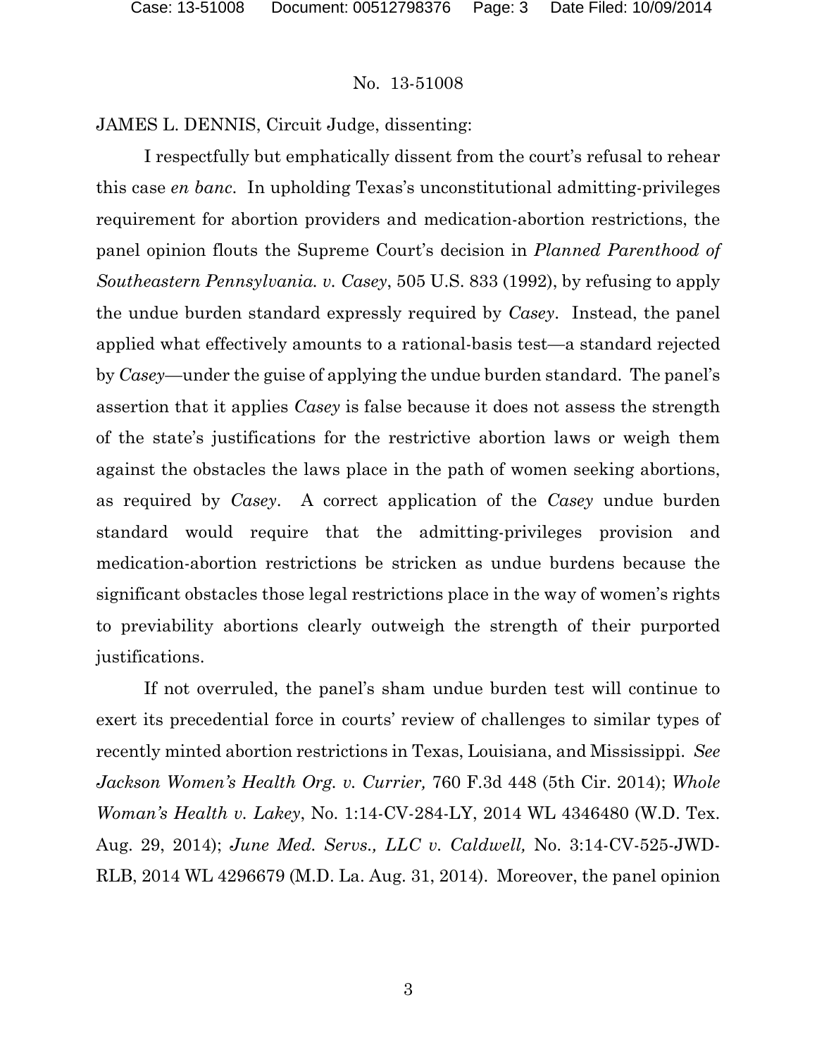No. 13-51008

JAMES L. DENNIS, Circuit Judge, dissenting:

I respectfully but emphatically dissent from the court's refusal to rehear this case *en banc*. In upholding Texas's unconstitutional admitting-privileges requirement for abortion providers and medication-abortion restrictions, the panel opinion flouts the Supreme Court's decision in *Planned Parenthood of Southeastern Pennsylvania. v. Casey*, 505 U.S. 833 (1992), by refusing to apply the undue burden standard expressly required by *Casey*. Instead, the panel applied what effectively amounts to a rational-basis test—a standard rejected by *Casey*—under the guise of applying the undue burden standard. The panel's assertion that it applies *Casey* is false because it does not assess the strength of the state's justifications for the restrictive abortion laws or weigh them against the obstacles the laws place in the path of women seeking abortions, as required by *Casey*. A correct application of the *Casey* undue burden standard would require that the admitting-privileges provision and medication-abortion restrictions be stricken as undue burdens because the significant obstacles those legal restrictions place in the way of women's rights to previability abortions clearly outweigh the strength of their purported justifications.

If not overruled, the panel's sham undue burden test will continue to exert its precedential force in courts' review of challenges to similar types of recently minted abortion restrictions in Texas, Louisiana, and Mississippi. *See Jackson Women's Health Org. v. Currier,* 760 F.3d 448 (5th Cir. 2014); *Whole Woman's Health v. Lakey*, No. 1:14-CV-284-LY, 2014 WL 4346480 (W.D. Tex. Aug. 29, 2014); *June Med. Servs., LLC v. Caldwell,* No. 3:14-CV-525-JWD-RLB, 2014 WL 4296679 (M.D. La. Aug. 31, 2014). Moreover, the panel opinion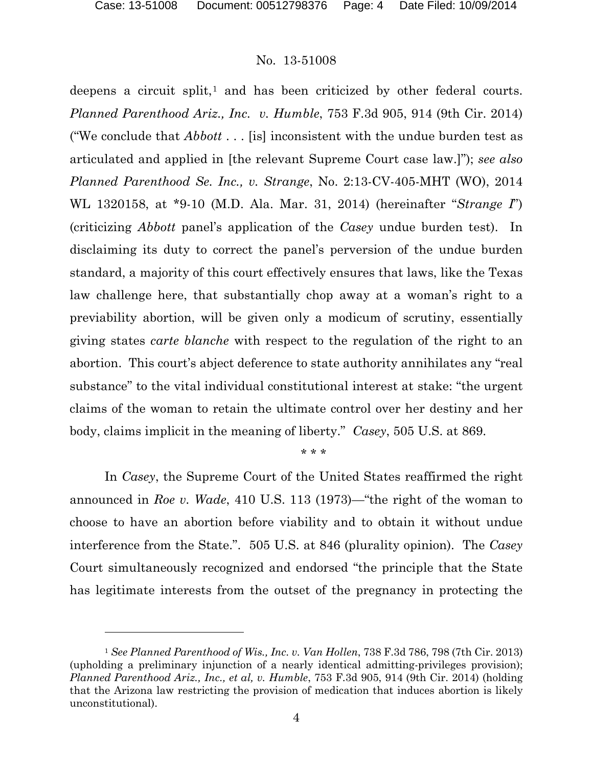deepens a circuit split,[1] and has been criticized by other federal courts. *Planned Parenthood Ariz., Inc. v. Humble*, 753 F.3d 905, 914 (9th Cir. 2014) ("We conclude that *Abbott* . . . [is] inconsistent with the undue burden test as articulated and applied in [the relevant Supreme Court case law.]"); *see also Planned Parenthood Se. Inc., v. Strange*, No. 2:13-CV-405-MHT (WO), 2014 WL 1320158, at *9-10 (M.D. Ala. Mar. 31, 2014) (hereinafter "*Strange I*") (criticizing *Abbott* panel's application of the *Casey* undue burden test). In disclaiming its duty to correct the panel's perversion of the undue burden standard, a majority of this court effectively ensures that laws, like the Texas law challenge here, that substantially chop away at a woman's right to a previability abortion, will be given only a modicum of scrutiny, essentially giving states *carte blanche* with respect to the regulation of the right to an abortion. This court's abject deference to state authority annihilates any "real substance" to the vital individual constitutional interest at stake: "the urgent claims of the woman to retain the ultimate control over her destiny and her body, claims implicit in the meaning of liberty." *Casey*, 505 U.S. at 869.

\* \* \*

In *Casey*, the Supreme Court of the United States reaffirmed the right announced in *Roe v. Wade*, 410 U.S. 113 (1973)—"the right of the woman to choose to have an abortion before viability and to obtain it without undue interference from the State.". 505 U.S. at 846 (plurality opinion). The *Casey* Court simultaneously recognized and endorsed "the principle that the State has legitimate interests from the outset of the pregnancy in protecting the

---

[1] *See Planned Parenthood of Wis., Inc. v. Van Hollen*, 738 F.3d 786, 798 (7th Cir. 2013) (upholding a preliminary injunction of a nearly identical admitting-privileges provision); *Planned Parenthood Ariz., Inc., et al, v. Humble*, 753 F.3d 905, 914 (9th Cir. 2014) (holding that the Arizona law restricting the provision of medication that induces abortion is likely unconstitutional).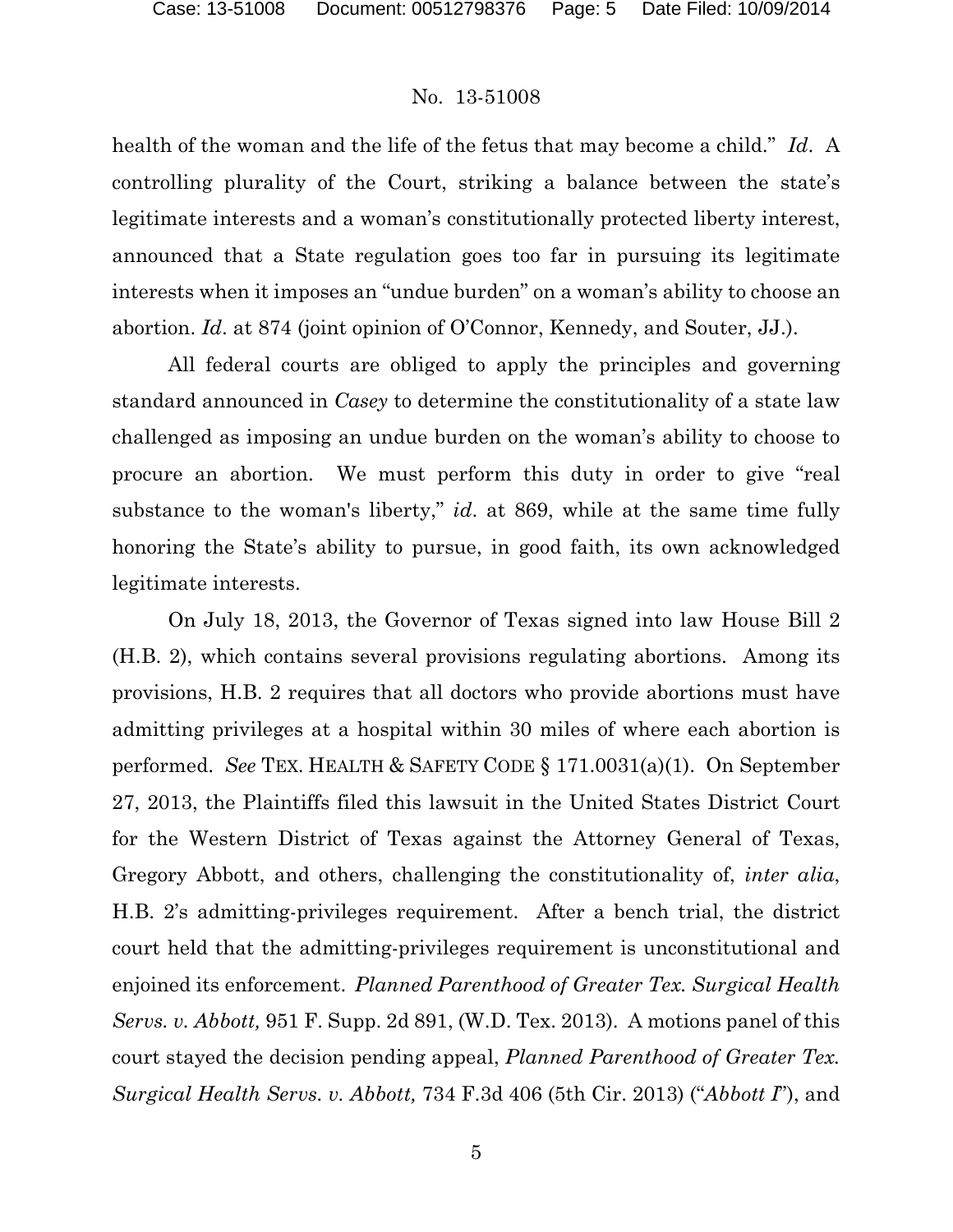health of the woman and the life of the fetus that may become a child." *Id*. A controlling plurality of the Court, striking a balance between the state's legitimate interests and a woman's constitutionally protected liberty interest, announced that a State regulation goes too far in pursuing its legitimate interests when it imposes an "undue burden" on a woman's ability to choose an abortion. *Id*. at 874 (joint opinion of O'Connor, Kennedy, and Souter, JJ.).

All federal courts are obliged to apply the principles and governing standard announced in *Casey* to determine the constitutionality of a state law challenged as imposing an undue burden on the woman's ability to choose to procure an abortion. We must perform this duty in order to give "real substance to the woman's liberty," *id*. at 869, while at the same time fully honoring the State's ability to pursue, in good faith, its own acknowledged legitimate interests.

On July 18, 2013, the Governor of Texas signed into law House Bill 2 (H.B. 2), which contains several provisions regulating abortions. Among its provisions, H.B. 2 requires that all doctors who provide abortions must have admitting privileges at a hospital within 30 miles of where each abortion is performed. *See* TEX. HEALTH & SAFETY CODE § 171.0031(a)(1). On September 27, 2013, the Plaintiffs filed this lawsuit in the United States District Court for the Western District of Texas against the Attorney General of Texas, Gregory Abbott, and others, challenging the constitutionality of, *inter alia*, H.B. 2's admitting-privileges requirement. After a bench trial, the district court held that the admitting-privileges requirement is unconstitutional and enjoined its enforcement. *Planned Parenthood of Greater Tex. Surgical Health Servs. v. Abbott,* 951 F. Supp. 2d 891, (W.D. Tex. 2013). A motions panel of this court stayed the decision pending appeal, *Planned Parenthood of Greater Tex. Surgical Health Servs. v. Abbott,* 734 F.3d 406 (5th Cir. 2013) ("*Abbott I*"), and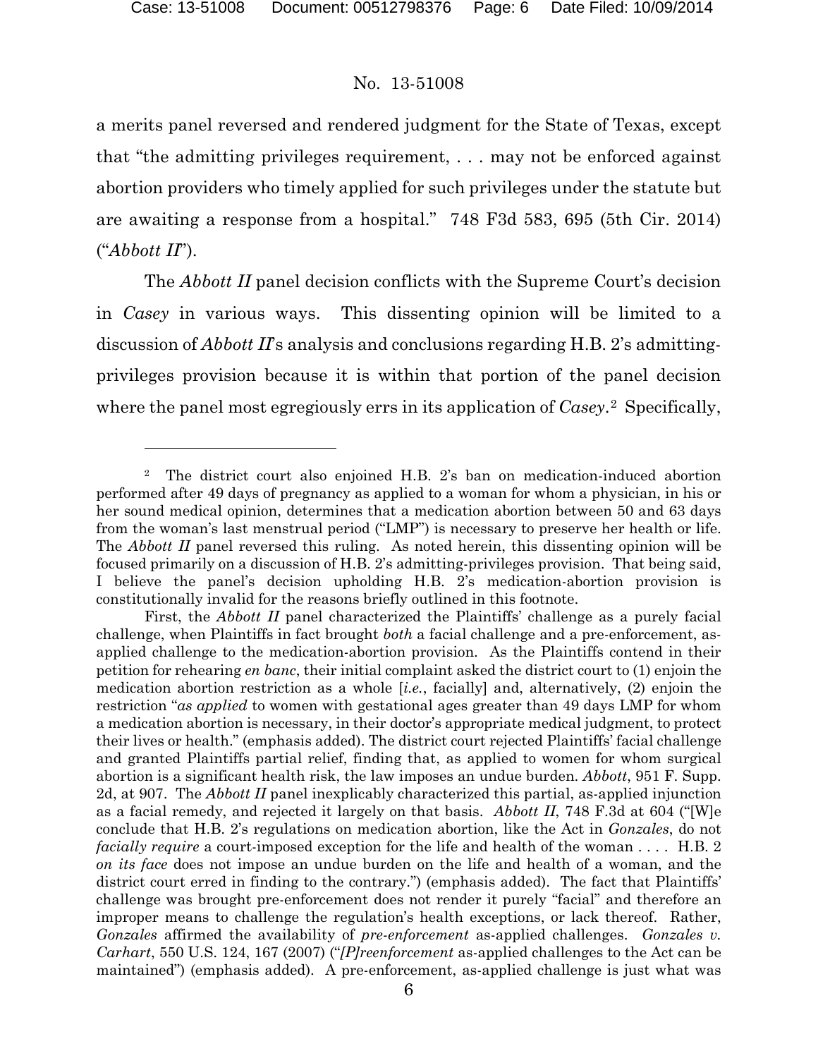a merits panel reversed and rendered judgment for the State of Texas, except that "the admitting privileges requirement, . . . may not be enforced against abortion providers who timely applied for such privileges under the statute but are awaiting a response from a hospital." 748 F3d 583, 695 (5th Cir. 2014) ("*Abbott II*").

The *Abbott II* panel decision conflicts with the Supreme Court's decision in *Casey* in various ways. This dissenting opinion will be limited to a discussion of *Abbott II*'s analysis and conclusions regarding H.B. 2's admitting-privileges provision because it is within that portion of the panel decision where the panel most egregiously errs in its application of *Casey*.[2] Specifically,

---

[2] The district court also enjoined H.B. 2's ban on medication-induced abortion performed after 49 days of pregnancy as applied to a woman for whom a physician, in his or her sound medical opinion, determines that a medication abortion between 50 and 63 days from the woman's last menstrual period ("LMP") is necessary to preserve her health or life. The *Abbott II* panel reversed this ruling. As noted herein, this dissenting opinion will be focused primarily on a discussion of H.B. 2's admitting-privileges provision. That being said, I believe the panel's decision upholding H.B. 2's medication-abortion provision is constitutionally invalid for the reasons briefly outlined in this footnote.

First, the *Abbott II* panel characterized the Plaintiffs' challenge as a purely facial challenge, when Plaintiffs in fact brought *both* a facial challenge and a pre-enforcement, as-applied challenge to the medication-abortion provision. As the Plaintiffs contend in their petition for rehearing *en banc*, their initial complaint asked the district court to (1) enjoin the medication abortion restriction as a whole [*i.e.*, facially] and, alternatively, (2) enjoin the restriction "*as applied* to women with gestational ages greater than 49 days LMP for whom a medication abortion is necessary, in their doctor's appropriate medical judgment, to protect their lives or health." (emphasis added). The district court rejected Plaintiffs' facial challenge and granted Plaintiffs partial relief, finding that, as applied to women for whom surgical abortion is a significant health risk, the law imposes an undue burden. *Abbott*, 951 F. Supp. 2d, at 907. The *Abbott II* panel inexplicably characterized this partial, as-applied injunction as a facial remedy, and rejected it largely on that basis. *Abbott II*, 748 F.3d at 604 ("[W]e conclude that H.B. 2's regulations on medication abortion, like the Act in *Gonzales*, do not *facially require* a court-imposed exception for the life and health of the woman . . . . H.B. 2 *on its face* does not impose an undue burden on the life and health of a woman, and the district court erred in finding to the contrary.") (emphasis added). The fact that Plaintiffs' challenge was brought pre-enforcement does not render it purely "facial" and therefore an improper means to challenge the regulation's health exceptions, or lack thereof. Rather, *Gonzales* affirmed the availability of *pre-enforcement* as-applied challenges. *Gonzales v. Carhart*, 550 U.S. 124, 167 (2007) ("*[P]reenforcement* as-applied challenges to the Act can be maintained") (emphasis added). A pre-enforcement, as-applied challenge is just what was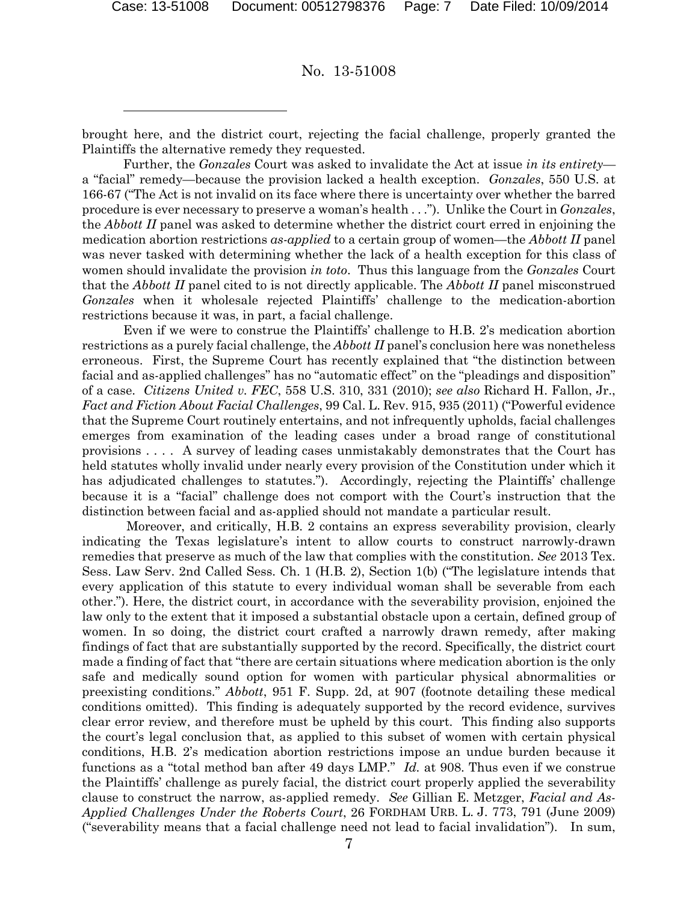brought here, and the district court, rejecting the facial challenge, properly granted the Plaintiffs the alternative remedy they requested.

Further, the *Gonzales* Court was asked to invalidate the Act at issue *in its entirety*—a "facial" remedy—because the provision lacked a health exception. *Gonzales*, 550 U.S. at 166-67 ("The Act is not invalid on its face where there is uncertainty over whether the barred procedure is ever necessary to preserve a woman's health . . ."). Unlike the Court in *Gonzales*, the *Abbott II* panel was asked to determine whether the district court erred in enjoining the medication abortion restrictions *as-applied* to a certain group of women—the *Abbott II* panel was never tasked with determining whether the lack of a health exception for this class of women should invalidate the provision *in toto*. Thus this language from the *Gonzales* Court that the *Abbott II* panel cited to is not directly applicable. The *Abbott II* panel misconstrued *Gonzales* when it wholesale rejected Plaintiffs' challenge to the medication-abortion restrictions because it was, in part, a facial challenge.

Even if we were to construe the Plaintiffs' challenge to H.B. 2's medication abortion restrictions as a purely facial challenge, the *Abbott II* panel's conclusion here was nonetheless erroneous. First, the Supreme Court has recently explained that "the distinction between facial and as-applied challenges" has no "automatic effect" on the "pleadings and disposition" of a case. *Citizens United v. FEC*, 558 U.S. 310, 331 (2010); *see also* Richard H. Fallon, Jr., *Fact and Fiction About Facial Challenges*, 99 Cal. L. Rev. 915, 935 (2011) ("Powerful evidence that the Supreme Court routinely entertains, and not infrequently upholds, facial challenges emerges from examination of the leading cases under a broad range of constitutional provisions . . . . A survey of leading cases unmistakably demonstrates that the Court has held statutes wholly invalid under nearly every provision of the Constitution under which it has adjudicated challenges to statutes."). Accordingly, rejecting the Plaintiffs' challenge because it is a "facial" challenge does not comport with the Court's instruction that the distinction between facial and as-applied should not mandate a particular result.

Moreover, and critically, H.B. 2 contains an express severability provision, clearly indicating the Texas legislature's intent to allow courts to construct narrowly-drawn remedies that preserve as much of the law that complies with the constitution. *See* 2013 Tex. Sess. Law Serv. 2nd Called Sess. Ch. 1 (H.B. 2), Section 1(b) ("The legislature intends that every application of this statute to every individual woman shall be severable from each other."). Here, the district court, in accordance with the severability provision, enjoined the law only to the extent that it imposed a substantial obstacle upon a certain, defined group of women. In so doing, the district court crafted a narrowly drawn remedy, after making findings of fact that are substantially supported by the record. Specifically, the district court made a finding of fact that "there are certain situations where medication abortion is the only safe and medically sound option for women with particular physical abnormalities or preexisting conditions." *Abbott*, 951 F. Supp. 2d, at 907 (footnote detailing these medical conditions omitted). This finding is adequately supported by the record evidence, survives clear error review, and therefore must be upheld by this court. This finding also supports the court's legal conclusion that, as applied to this subset of women with certain physical conditions, H.B. 2's medication abortion restrictions impose an undue burden because it functions as a "total method ban after 49 days LMP." *Id.* at 908. Thus even if we construe the Plaintiffs' challenge as purely facial, the district court properly applied the severability clause to construct the narrow, as-applied remedy. *See* Gillian E. Metzger, *Facial and As-Applied Challenges Under the Roberts Court*, 26 FORDHAM URB. L. J. 773, 791 (June 2009) ("severability means that a facial challenge need not lead to facial invalidation"). In sum,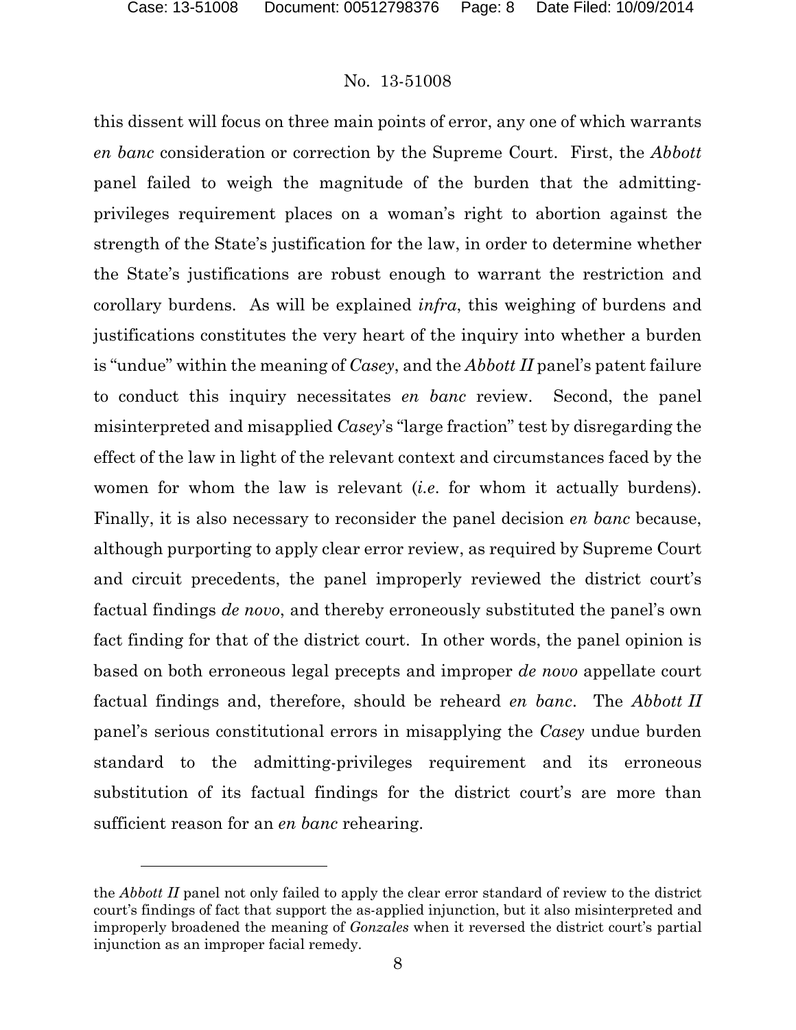this dissent will focus on three main points of error, any one of which warrants *en banc* consideration or correction by the Supreme Court. First, the *Abbott* panel failed to weigh the magnitude of the burden that the admitting-privileges requirement places on a woman's right to abortion against the strength of the State's justification for the law, in order to determine whether the State's justifications are robust enough to warrant the restriction and corollary burdens. As will be explained *infra*, this weighing of burdens and justifications constitutes the very heart of the inquiry into whether a burden is "undue" within the meaning of *Casey*, and the *Abbott II* panel's patent failure to conduct this inquiry necessitates *en banc* review. Second, the panel misinterpreted and misapplied *Casey*'s "large fraction" test by disregarding the effect of the law in light of the relevant context and circumstances faced by the women for whom the law is relevant (*i.e.* for whom it actually burdens). Finally, it is also necessary to reconsider the panel decision *en banc* because, although purporting to apply clear error review, as required by Supreme Court and circuit precedents, the panel improperly reviewed the district court's factual findings *de novo*, and thereby erroneously substituted the panel's own fact finding for that of the district court. In other words, the panel opinion is based on both erroneous legal precepts and improper *de novo* appellate court factual findings and, therefore, should be reheard *en banc*. The *Abbott II* panel's serious constitutional errors in misapplying the *Casey* undue burden standard to the admitting-privileges requirement and its erroneous substitution of its factual findings for the district court's are more than sufficient reason for an *en banc* rehearing.

---

the *Abbott II* panel not only failed to apply the clear error standard of review to the district court's findings of fact that support the as-applied injunction, but it also misinterpreted and improperly broadened the meaning of *Gonzales* when it reversed the district court's partial injunction as an improper facial remedy.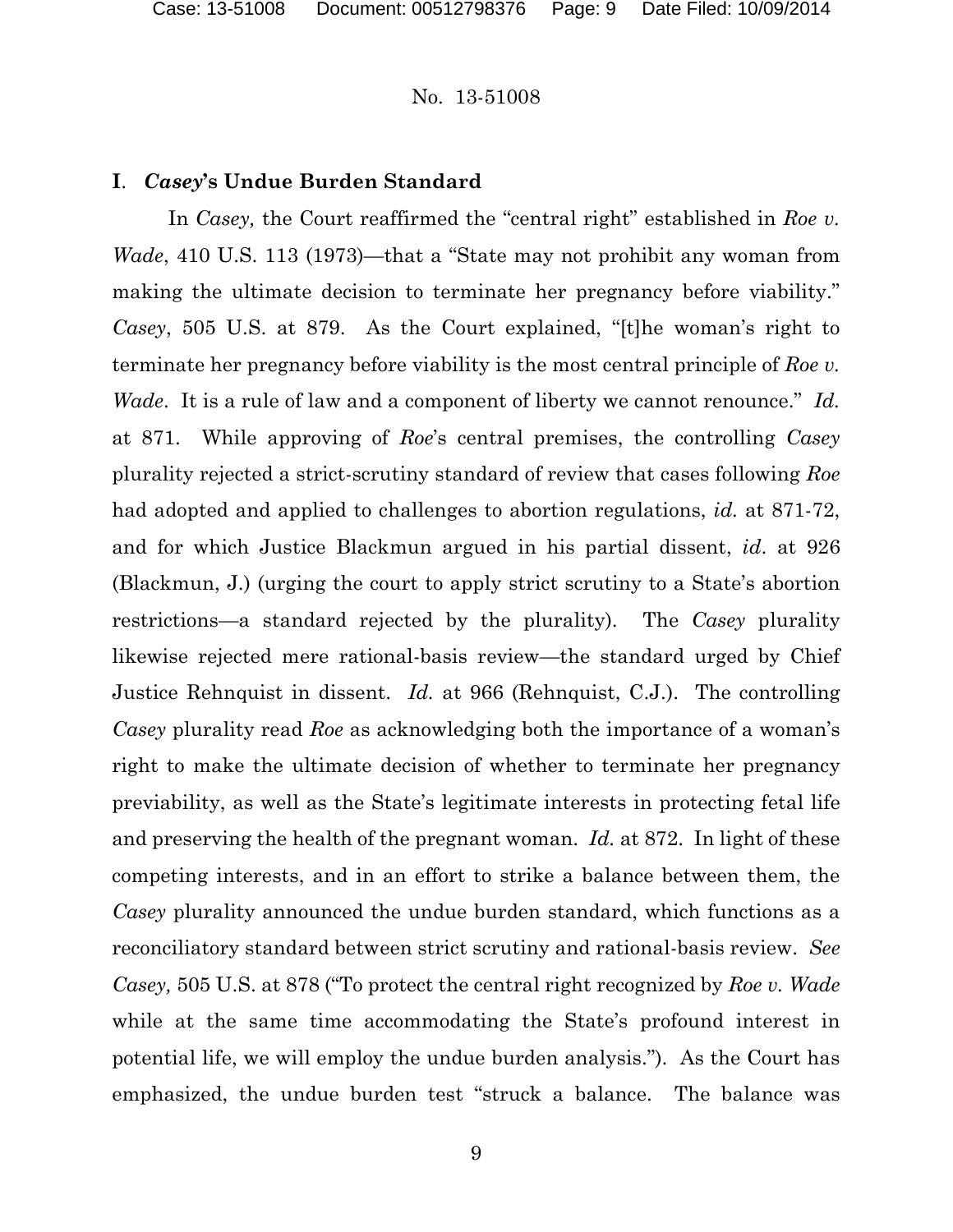## I. *Casey*'s Undue Burden Standard

In *Casey,* the Court reaffirmed the "central right" established in *Roe v. Wade*, 410 U.S. 113 (1973)—that a "State may not prohibit any woman from making the ultimate decision to terminate her pregnancy before viability." *Casey*, 505 U.S. at 879. As the Court explained, "[t]he woman's right to terminate her pregnancy before viability is the most central principle of *Roe v. Wade*. It is a rule of law and a component of liberty we cannot renounce." *Id.* at 871. While approving of *Roe*'s central premises, the controlling *Casey* plurality rejected a strict-scrutiny standard of review that cases following *Roe* had adopted and applied to challenges to abortion regulations, *id.* at 871-72, and for which Justice Blackmun argued in his partial dissent, *id*. at 926 (Blackmun, J.) (urging the court to apply strict scrutiny to a State's abortion restrictions—a standard rejected by the plurality). The *Casey* plurality likewise rejected mere rational-basis review—the standard urged by Chief Justice Rehnquist in dissent. *Id.* at 966 (Rehnquist, C.J.). The controlling *Casey* plurality read *Roe* as acknowledging both the importance of a woman's right to make the ultimate decision of whether to terminate her pregnancy previability, as well as the State's legitimate interests in protecting fetal life and preserving the health of the pregnant woman. *Id.* at 872. In light of these competing interests, and in an effort to strike a balance between them, the *Casey* plurality announced the undue burden standard, which functions as a reconciliatory standard between strict scrutiny and rational-basis review. *See Casey,* 505 U.S. at 878 ("To protect the central right recognized by *Roe v. Wade* while at the same time accommodating the State's profound interest in potential life, we will employ the undue burden analysis."). As the Court has emphasized, the undue burden test "struck a balance. The balance was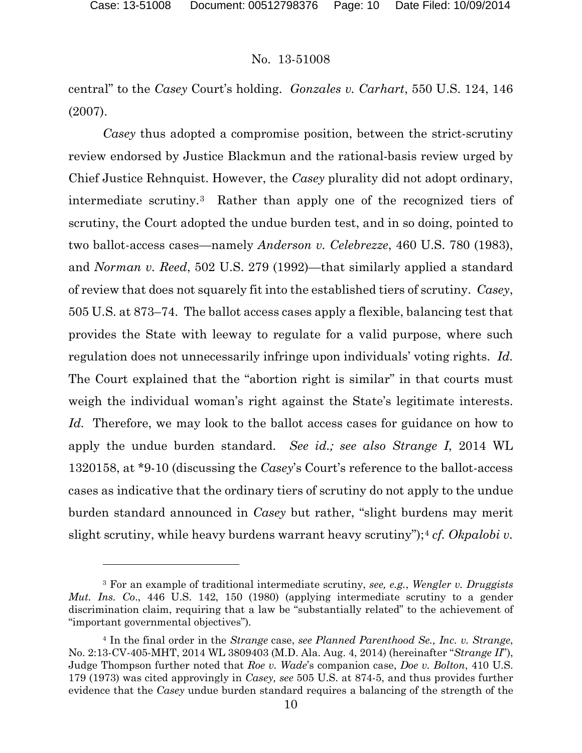central" to the *Casey* Court's holding. *Gonzales v. Carhart*, 550 U.S. 124, 146 (2007).

*Casey* thus adopted a compromise position, between the strict-scrutiny review endorsed by Justice Blackmun and the rational-basis review urged by Chief Justice Rehnquist. However, the *Casey* plurality did not adopt ordinary, intermediate scrutiny.[3] Rather than apply one of the recognized tiers of scrutiny, the Court adopted the undue burden test, and in so doing, pointed to two ballot-access cases—namely *Anderson v. Celebrezze*, 460 U.S. 780 (1983), and *Norman v. Reed*, 502 U.S. 279 (1992)—that similarly applied a standard of review that does not squarely fit into the established tiers of scrutiny. *Casey*, 505 U.S. at 873–74. The ballot access cases apply a flexible, balancing test that provides the State with leeway to regulate for a valid purpose, where such regulation does not unnecessarily infringe upon individuals' voting rights. *Id.* The Court explained that the "abortion right is similar" in that courts must weigh the individual woman's right against the State's legitimate interests. *Id.* Therefore, we may look to the ballot access cases for guidance on how to apply the undue burden standard. *See id.; see also Strange I*, 2014 WL 1320158, at *9-10 (discussing the *Casey*'s Court's reference to the ballot-access cases as indicative that the ordinary tiers of scrutiny do not apply to the undue burden standard announced in *Casey* but rather, "slight burdens may merit slight scrutiny, while heavy burdens warrant heavy scrutiny");[4] *cf. Okpalobi v.*

---

[3] For an example of traditional intermediate scrutiny, *see, e.g.*, *Wengler v. Druggists Mut. Ins. Co*., 446 U.S. 142, 150 (1980) (applying intermediate scrutiny to a gender discrimination claim, requiring that a law be "substantially related" to the achievement of "important governmental objectives").

[4] In the final order in the *Strange* case, *see Planned Parenthood Se., Inc. v. Strange*, No. 2:13-CV-405-MHT, 2014 WL 3809403 (M.D. Ala. Aug. 4, 2014) (hereinafter "*Strange II*"), Judge Thompson further noted that *Roe v. Wade*'s companion case, *Doe v. Bolton*, 410 U.S. 179 (1973) was cited approvingly in *Casey, see* 505 U.S. at 874-5, and thus provides further evidence that the *Casey* undue burden standard requires a balancing of the strength of the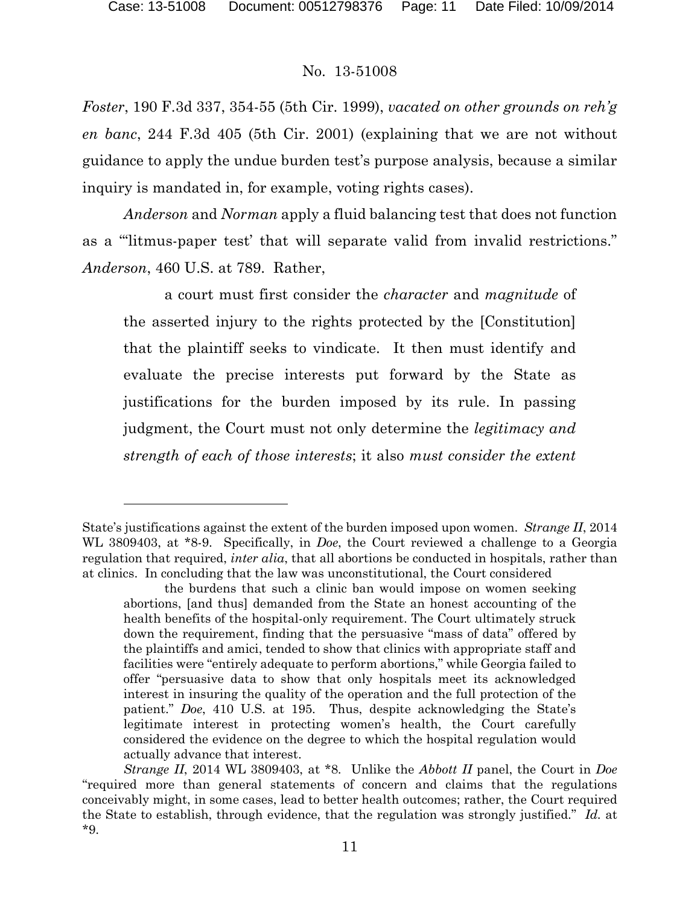*Foster*, 190 F.3d 337, 354-55 (5th Cir. 1999), *vacated on other grounds on reh'g en banc*, 244 F.3d 405 (5th Cir. 2001) (explaining that we are not without guidance to apply the undue burden test's purpose analysis, because a similar inquiry is mandated in, for example, voting rights cases).

*Anderson* and *Norman* apply a fluid balancing test that does not function as a "'litmus-paper test' that will separate valid from invalid restrictions." *Anderson*, 460 U.S. at 789. Rather,

> a court must first consider the *character* and *magnitude* of the asserted injury to the rights protected by the [Constitution] that the plaintiff seeks to vindicate. It then must identify and evaluate the precise interests put forward by the State as justifications for the burden imposed by its rule. In passing judgment, the Court must not only determine the *legitimacy and strength of each of those interests*; it also *must consider the extent*

---

State's justifications against the extent of the burden imposed upon women. *Strange II*, 2014 WL 3809403, at *8-9. Specifically, in *Doe*, the Court reviewed a challenge to a Georgia regulation that required, *inter alia*, that all abortions be conducted in hospitals, rather than at clinics. In concluding that the law was unconstitutional, the Court considered

> the burdens that such a clinic ban would impose on women seeking abortions, [and thus] demanded from the State an honest accounting of the health benefits of the hospital-only requirement. The Court ultimately struck down the requirement, finding that the persuasive "mass of data" offered by the plaintiffs and amici, tended to show that clinics with appropriate staff and facilities were "entirely adequate to perform abortions," while Georgia failed to offer "persuasive data to show that only hospitals meet its acknowledged interest in insuring the quality of the operation and the full protection of the patient." *Doe*, 410 U.S. at 195. Thus, despite acknowledging the State's legitimate interest in protecting women's health, the Court carefully considered the evidence on the degree to which the hospital regulation would actually advance that interest.

*Strange II*, 2014 WL 3809403, at *8. Unlike the *Abbott II* panel, the Court in *Doe* "required more than general statements of concern and claims that the regulations conceivably might, in some cases, lead to better health outcomes; rather, the Court required the State to establish, through evidence, that the regulation was strongly justified." *Id.* at *9.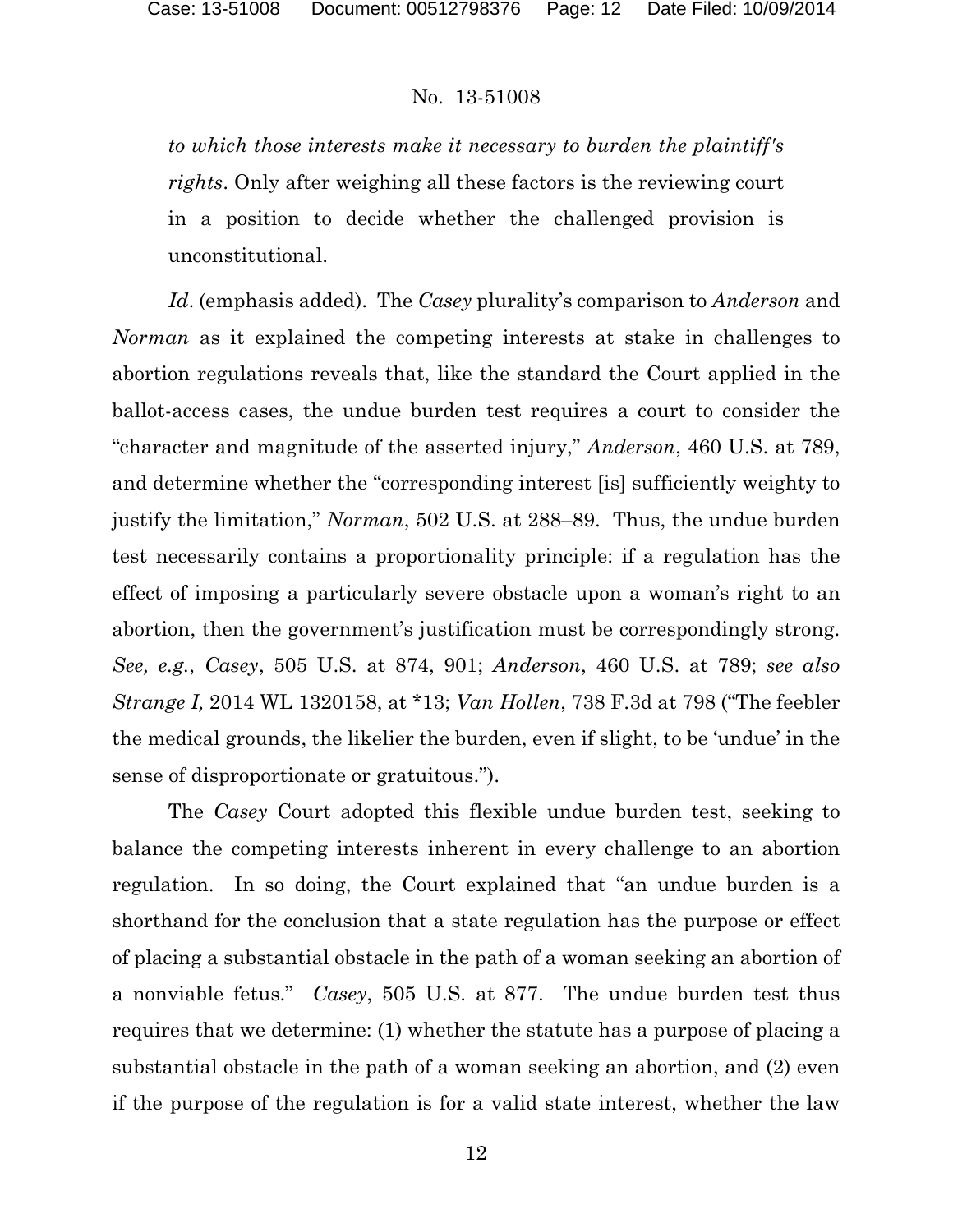*to which those interests make it necessary to burden the plaintiff's rights*. Only after weighing all these factors is the reviewing court in a position to decide whether the challenged provision is unconstitutional.

*Id*. (emphasis added). The *Casey* plurality's comparison to *Anderson* and *Norman* as it explained the competing interests at stake in challenges to abortion regulations reveals that, like the standard the Court applied in the ballot-access cases, the undue burden test requires a court to consider the "character and magnitude of the asserted injury," *Anderson*, 460 U.S. at 789, and determine whether the "corresponding interest [is] sufficiently weighty to justify the limitation," *Norman*, 502 U.S. at 288–89. Thus, the undue burden test necessarily contains a proportionality principle: if a regulation has the effect of imposing a particularly severe obstacle upon a woman's right to an abortion, then the government's justification must be correspondingly strong. *See, e.g.*, *Casey*, 505 U.S. at 874, 901; *Anderson*, 460 U.S. at 789; *see also Strange I,* 2014 WL 1320158, at *13; *Van Hollen*, 738 F.3d at 798 ("The feebler the medical grounds, the likelier the burden, even if slight, to be 'undue' in the sense of disproportionate or gratuitous.").

The *Casey* Court adopted this flexible undue burden test, seeking to balance the competing interests inherent in every challenge to an abortion regulation. In so doing, the Court explained that "an undue burden is a shorthand for the conclusion that a state regulation has the purpose or effect of placing a substantial obstacle in the path of a woman seeking an abortion of a nonviable fetus." *Casey*, 505 U.S. at 877. The undue burden test thus requires that we determine: (1) whether the statute has a purpose of placing a substantial obstacle in the path of a woman seeking an abortion, and (2) even if the purpose of the regulation is for a valid state interest, whether the law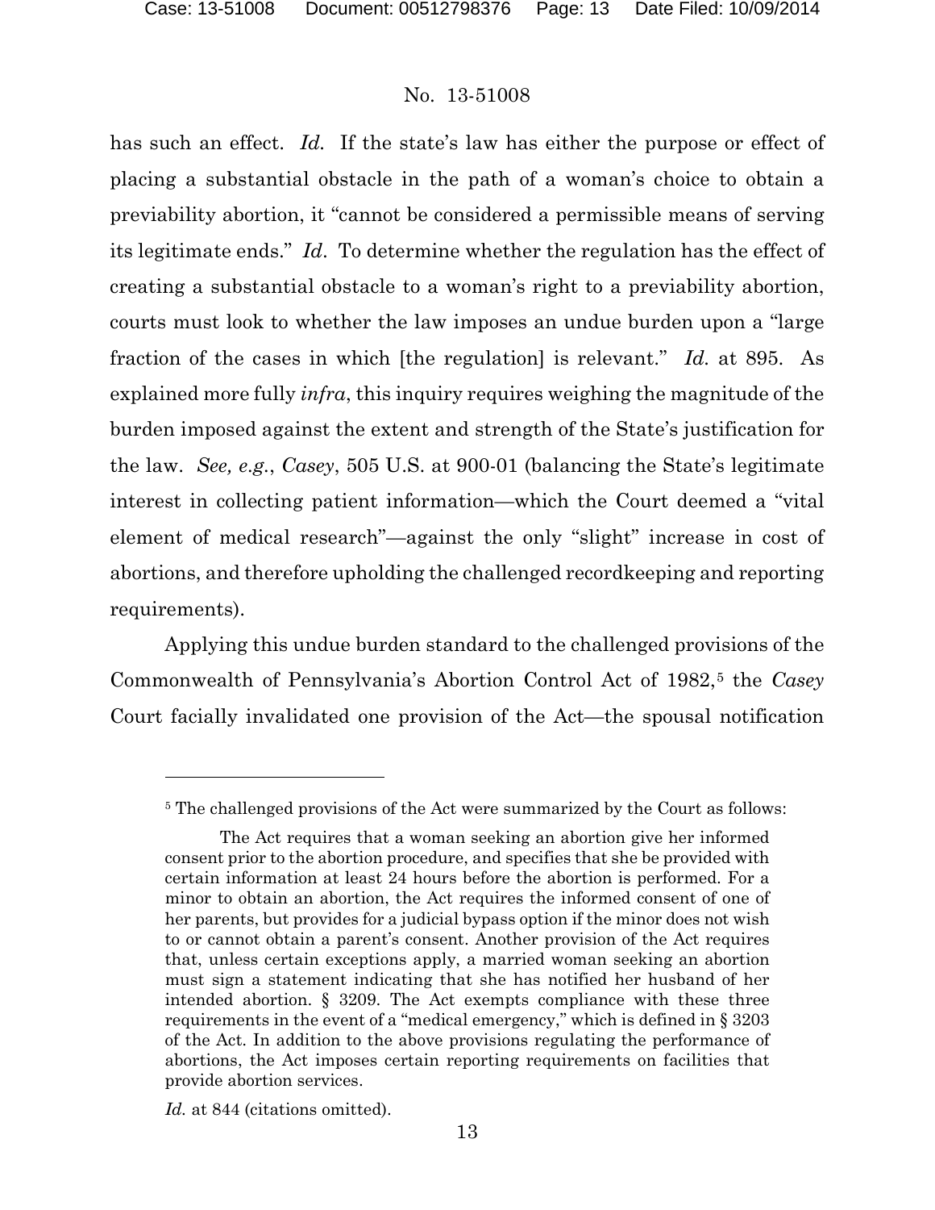has such an effect. *Id.* If the state's law has either the purpose or effect of placing a substantial obstacle in the path of a woman's choice to obtain a previability abortion, it "cannot be considered a permissible means of serving its legitimate ends." *Id*. To determine whether the regulation has the effect of creating a substantial obstacle to a woman's right to a previability abortion, courts must look to whether the law imposes an undue burden upon a "large fraction of the cases in which [the regulation] is relevant." *Id.* at 895. As explained more fully *infra*, this inquiry requires weighing the magnitude of the burden imposed against the extent and strength of the State's justification for the law. *See, e.g.*, *Casey*, 505 U.S. at 900-01 (balancing the State's legitimate interest in collecting patient information—which the Court deemed a "vital element of medical research"—against the only "slight" increase in cost of abortions, and therefore upholding the challenged recordkeeping and reporting requirements).

Applying this undue burden standard to the challenged provisions of the Commonwealth of Pennsylvania's Abortion Control Act of 1982,[5] the *Casey* Court facially invalidated one provision of the Act—the spousal notification

---

[5] The challenged provisions of the Act were summarized by the Court as follows:

> The Act requires that a woman seeking an abortion give her informed consent prior to the abortion procedure, and specifies that she be provided with certain information at least 24 hours before the abortion is performed. For a minor to obtain an abortion, the Act requires the informed consent of one of her parents, but provides for a judicial bypass option if the minor does not wish to or cannot obtain a parent's consent. Another provision of the Act requires that, unless certain exceptions apply, a married woman seeking an abortion must sign a statement indicating that she has notified her husband of her intended abortion. § 3209. The Act exempts compliance with these three requirements in the event of a "medical emergency," which is defined in § 3203 of the Act. In addition to the above provisions regulating the performance of abortions, the Act imposes certain reporting requirements on facilities that provide abortion services.

*Id.* at 844 (citations omitted).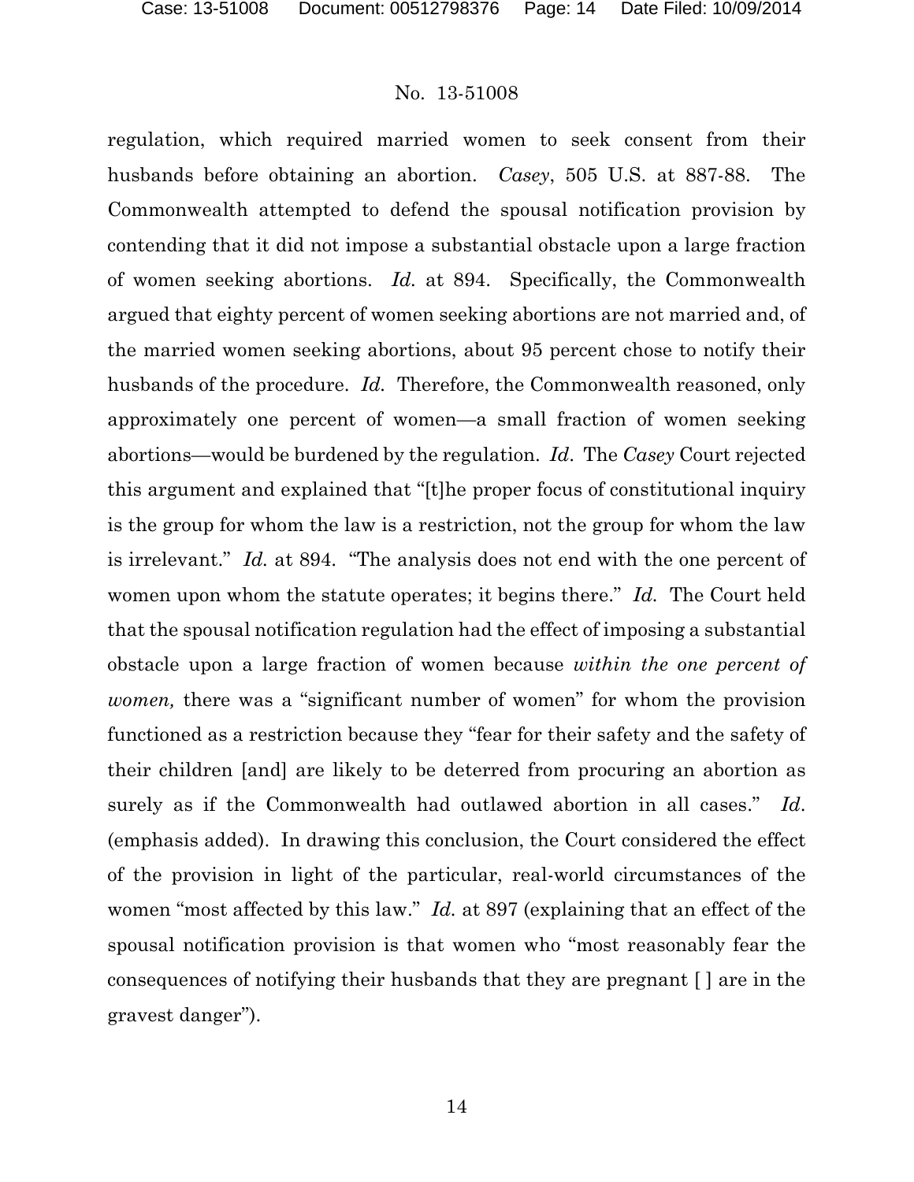regulation, which required married women to seek consent from their husbands before obtaining an abortion. *Casey*, 505 U.S. at 887-88. The Commonwealth attempted to defend the spousal notification provision by contending that it did not impose a substantial obstacle upon a large fraction of women seeking abortions. *Id.* at 894. Specifically, the Commonwealth argued that eighty percent of women seeking abortions are not married and, of the married women seeking abortions, about 95 percent chose to notify their husbands of the procedure. *Id.* Therefore, the Commonwealth reasoned, only approximately one percent of women—a small fraction of women seeking abortions—would be burdened by the regulation. *Id*. The *Casey* Court rejected this argument and explained that "[t]he proper focus of constitutional inquiry is the group for whom the law is a restriction, not the group for whom the law is irrelevant." *Id.* at 894. "The analysis does not end with the one percent of women upon whom the statute operates; it begins there." *Id.* The Court held that the spousal notification regulation had the effect of imposing a substantial obstacle upon a large fraction of women because *within the one percent of women,* there was a "significant number of women" for whom the provision functioned as a restriction because they "fear for their safety and the safety of their children [and] are likely to be deterred from procuring an abortion as surely as if the Commonwealth had outlawed abortion in all cases." *Id*. (emphasis added). In drawing this conclusion, the Court considered the effect of the provision in light of the particular, real-world circumstances of the women "most affected by this law." *Id.* at 897 (explaining that an effect of the spousal notification provision is that women who "most reasonably fear the consequences of notifying their husbands that they are pregnant [ ] are in the gravest danger").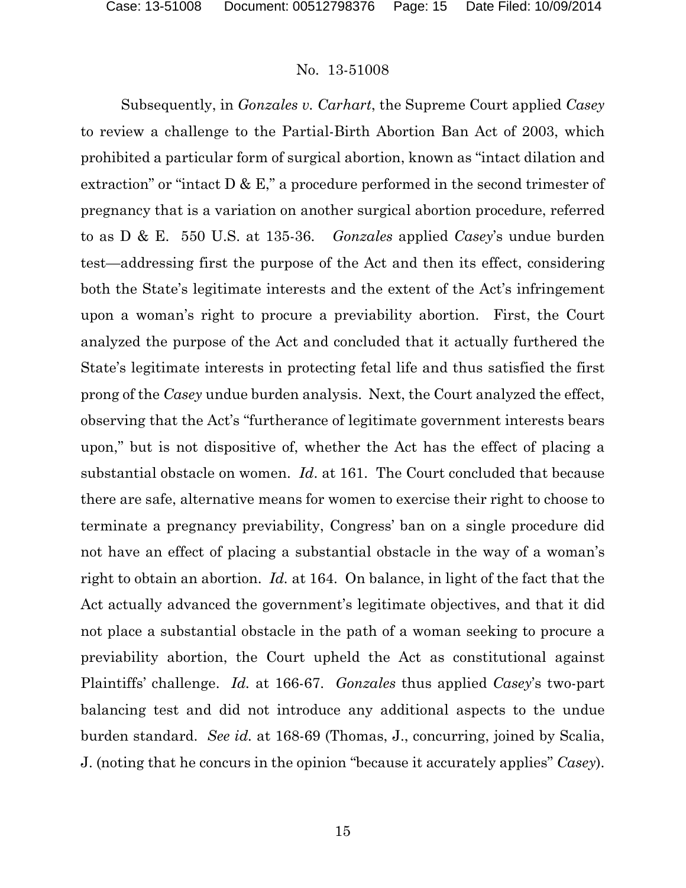Subsequently, in *Gonzales v. Carhart*, the Supreme Court applied *Casey* to review a challenge to the Partial-Birth Abortion Ban Act of 2003, which prohibited a particular form of surgical abortion, known as "intact dilation and extraction" or "intact D & E," a procedure performed in the second trimester of pregnancy that is a variation on another surgical abortion procedure, referred to as D & E. 550 U.S. at 135-36. *Gonzales* applied *Casey*'s undue burden test—addressing first the purpose of the Act and then its effect, considering both the State's legitimate interests and the extent of the Act's infringement upon a woman's right to procure a previability abortion. First, the Court analyzed the purpose of the Act and concluded that it actually furthered the State's legitimate interests in protecting fetal life and thus satisfied the first prong of the *Casey* undue burden analysis. Next, the Court analyzed the effect, observing that the Act's "furtherance of legitimate government interests bears upon," but is not dispositive of, whether the Act has the effect of placing a substantial obstacle on women. *Id*. at 161. The Court concluded that because there are safe, alternative means for women to exercise their right to choose to terminate a pregnancy previability, Congress' ban on a single procedure did not have an effect of placing a substantial obstacle in the way of a woman's right to obtain an abortion. *Id.* at 164. On balance, in light of the fact that the Act actually advanced the government's legitimate objectives, and that it did not place a substantial obstacle in the path of a woman seeking to procure a previability abortion, the Court upheld the Act as constitutional against Plaintiffs' challenge. *Id.* at 166-67. *Gonzales* thus applied *Casey*'s two-part balancing test and did not introduce any additional aspects to the undue burden standard. *See id.* at 168-69 (Thomas, J., concurring, joined by Scalia, J. (noting that he concurs in the opinion "because it accurately applies" *Casey*).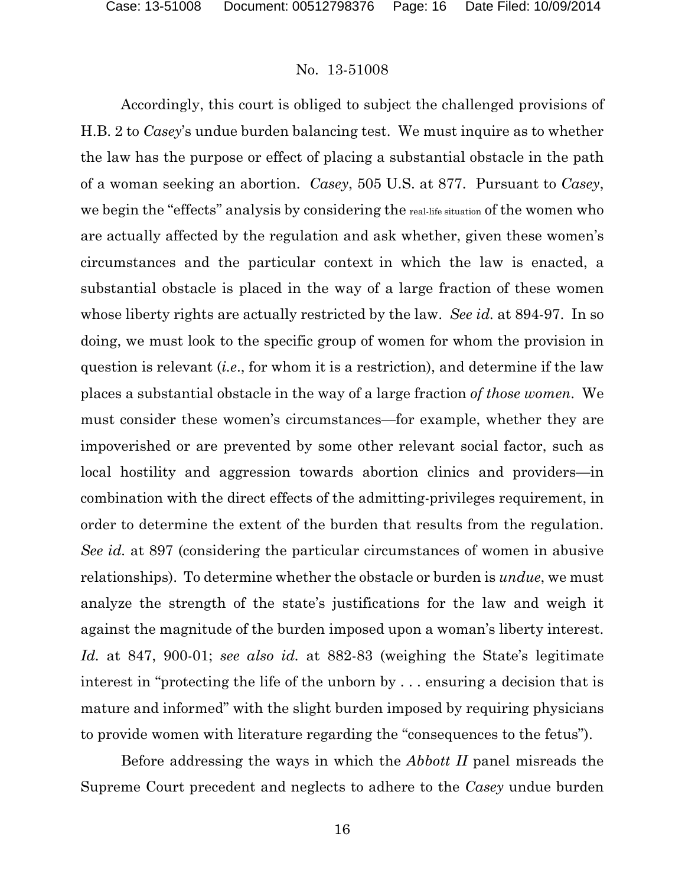Accordingly, this court is obliged to subject the challenged provisions of H.B. 2 to *Casey*'s undue burden balancing test. We must inquire as to whether the law has the purpose or effect of placing a substantial obstacle in the path of a woman seeking an abortion. *Casey*, 505 U.S. at 877. Pursuant to *Casey*, we begin the "effects" analysis by considering the real-life situation of the women who are actually affected by the regulation and ask whether, given these women's circumstances and the particular context in which the law is enacted, a substantial obstacle is placed in the way of a large fraction of these women whose liberty rights are actually restricted by the law. *See id.* at 894-97. In so doing, we must look to the specific group of women for whom the provision in question is relevant (*i.e.*, for whom it is a restriction), and determine if the law places a substantial obstacle in the way of a large fraction *of those women*. We must consider these women's circumstances—for example, whether they are impoverished or are prevented by some other relevant social factor, such as local hostility and aggression towards abortion clinics and providers—in combination with the direct effects of the admitting-privileges requirement, in order to determine the extent of the burden that results from the regulation. *See id.* at 897 (considering the particular circumstances of women in abusive relationships). To determine whether the obstacle or burden is *undue*, we must analyze the strength of the state's justifications for the law and weigh it against the magnitude of the burden imposed upon a woman's liberty interest. *Id.* at 847, 900-01; *see also id.* at 882-83 (weighing the State's legitimate interest in "protecting the life of the unborn by . . . ensuring a decision that is mature and informed" with the slight burden imposed by requiring physicians to provide women with literature regarding the "consequences to the fetus").

Before addressing the ways in which the *Abbott II* panel misreads the Supreme Court precedent and neglects to adhere to the *Casey* undue burden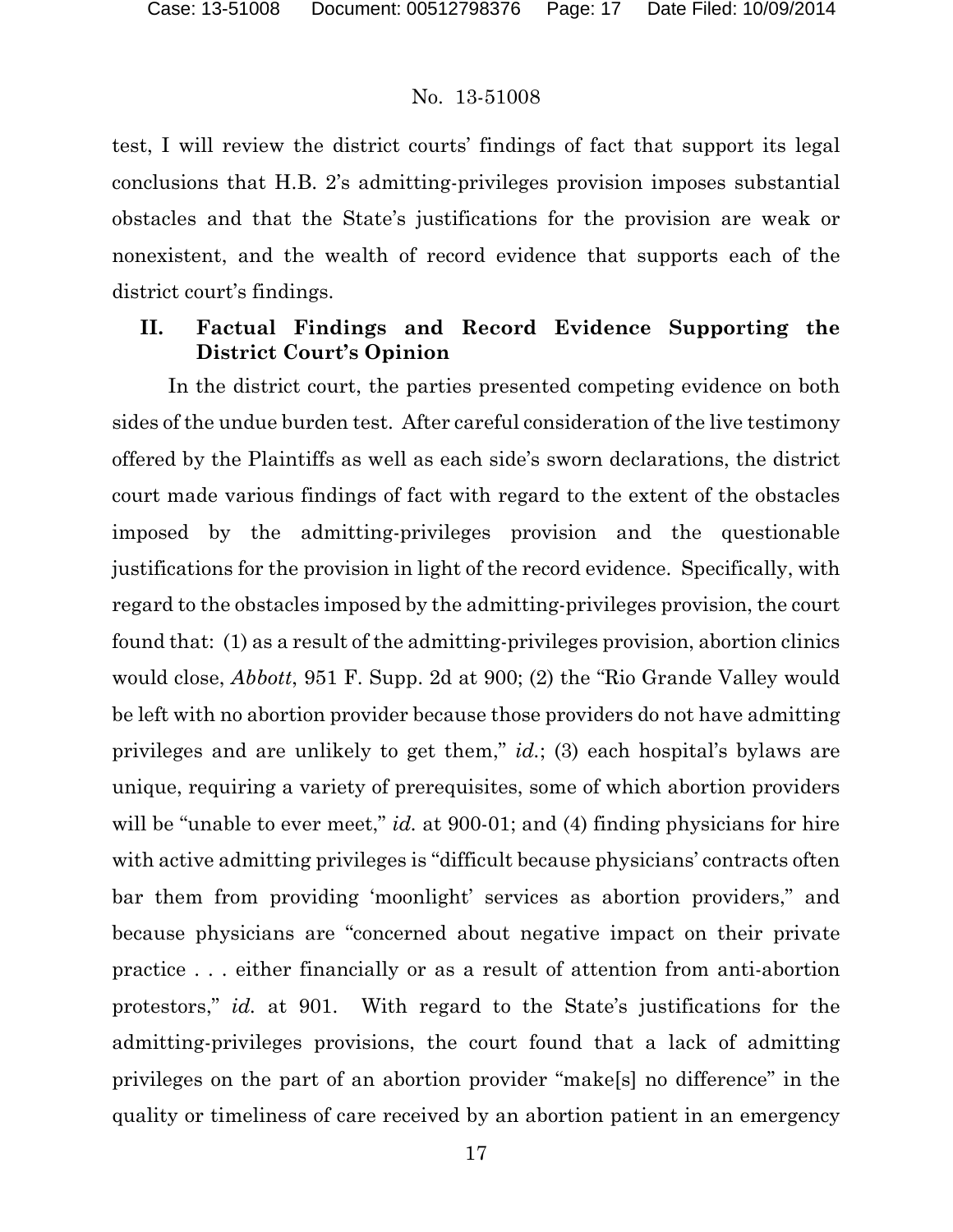test, I will review the district courts' findings of fact that support its legal conclusions that H.B. 2's admitting-privileges provision imposes substantial obstacles and that the State's justifications for the provision are weak or nonexistent, and the wealth of record evidence that supports each of the district court's findings.

## II. Factual Findings and Record Evidence Supporting the District Court's Opinion

In the district court, the parties presented competing evidence on both sides of the undue burden test. After careful consideration of the live testimony offered by the Plaintiffs as well as each side's sworn declarations, the district court made various findings of fact with regard to the extent of the obstacles imposed by the admitting-privileges provision and the questionable justifications for the provision in light of the record evidence. Specifically, with regard to the obstacles imposed by the admitting-privileges provision, the court found that: (1) as a result of the admitting-privileges provision, abortion clinics would close, *Abbott*, 951 F. Supp. 2d at 900; (2) the "Rio Grande Valley would be left with no abortion provider because those providers do not have admitting privileges and are unlikely to get them," *id.*; (3) each hospital's bylaws are unique, requiring a variety of prerequisites, some of which abortion providers will be "unable to ever meet," *id.* at 900-01; and (4) finding physicians for hire with active admitting privileges is "difficult because physicians' contracts often bar them from providing 'moonlight' services as abortion providers," and because physicians are "concerned about negative impact on their private practice . . . either financially or as a result of attention from anti-abortion protestors," *id.* at 901. With regard to the State's justifications for the admitting-privileges provisions, the court found that a lack of admitting privileges on the part of an abortion provider "make[s] no difference" in the quality or timeliness of care received by an abortion patient in an emergency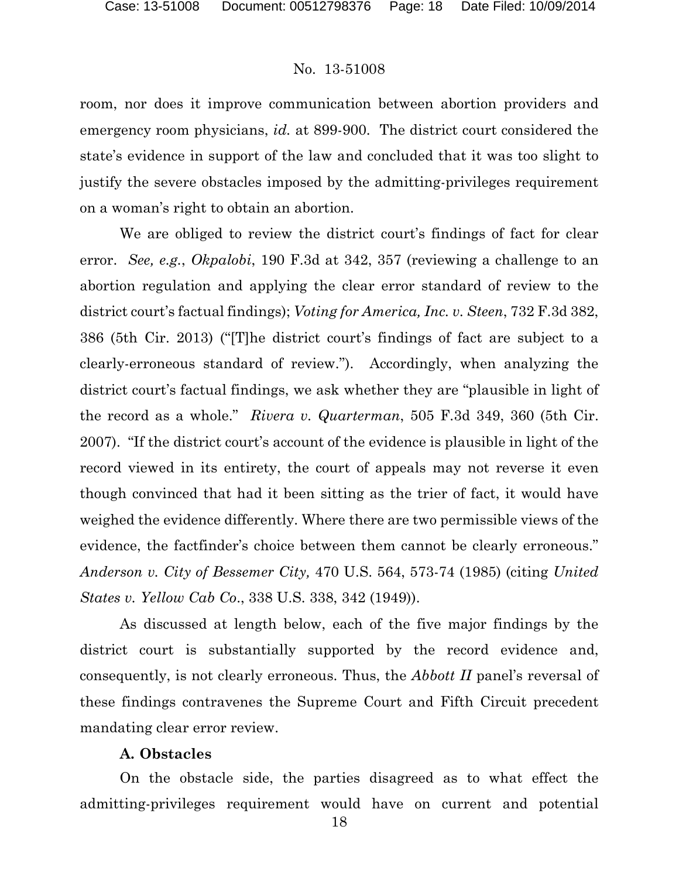room, nor does it improve communication between abortion providers and emergency room physicians, *id.* at 899-900. The district court considered the state's evidence in support of the law and concluded that it was too slight to justify the severe obstacles imposed by the admitting-privileges requirement on a woman's right to obtain an abortion.

We are obliged to review the district court's findings of fact for clear error. *See, e.g.*, *Okpalobi*, 190 F.3d at 342, 357 (reviewing a challenge to an abortion regulation and applying the clear error standard of review to the district court's factual findings); *Voting for America, Inc. v. Steen*, 732 F.3d 382, 386 (5th Cir. 2013) ("[T]he district court's findings of fact are subject to a clearly-erroneous standard of review."). Accordingly, when analyzing the district court's factual findings, we ask whether they are "plausible in light of the record as a whole." *Rivera v. Quarterman*, 505 F.3d 349, 360 (5th Cir. 2007). "If the district court's account of the evidence is plausible in light of the record viewed in its entirety, the court of appeals may not reverse it even though convinced that had it been sitting as the trier of fact, it would have weighed the evidence differently. Where there are two permissible views of the evidence, the factfinder's choice between them cannot be clearly erroneous." *Anderson v. City of Bessemer City,* 470 U.S. 564, 573-74 (1985) (citing *United States v. Yellow Cab Co.*, 338 U.S. 338, 342 (1949)).

As discussed at length below, each of the five major findings by the district court is substantially supported by the record evidence and, consequently, is not clearly erroneous. Thus, the *Abbott II* panel's reversal of these findings contravenes the Supreme Court and Fifth Circuit precedent mandating clear error review.

**A. Obstacles**

On the obstacle side, the parties disagreed as to what effect the admitting-privileges requirement would have on current and potential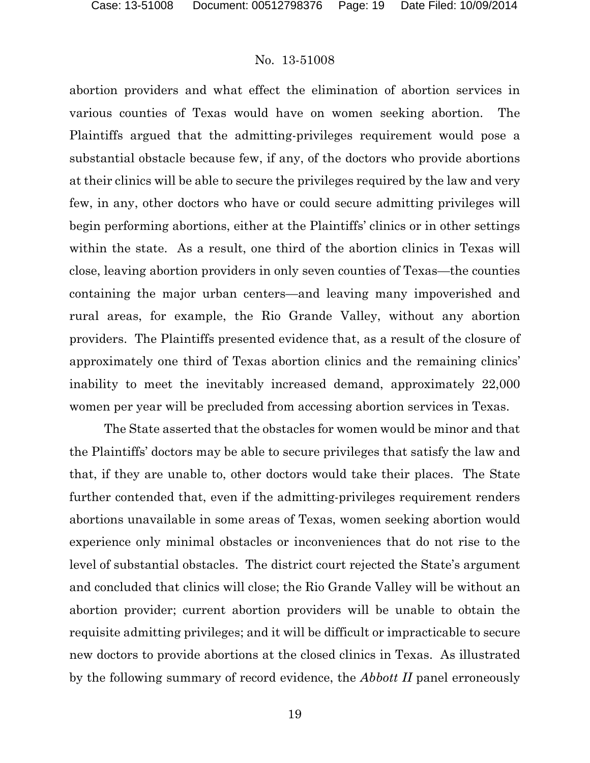abortion providers and what effect the elimination of abortion services in various counties of Texas would have on women seeking abortion. The Plaintiffs argued that the admitting-privileges requirement would pose a substantial obstacle because few, if any, of the doctors who provide abortions at their clinics will be able to secure the privileges required by the law and very few, in any, other doctors who have or could secure admitting privileges will begin performing abortions, either at the Plaintiffs' clinics or in other settings within the state. As a result, one third of the abortion clinics in Texas will close, leaving abortion providers in only seven counties of Texas—the counties containing the major urban centers—and leaving many impoverished and rural areas, for example, the Rio Grande Valley, without any abortion providers. The Plaintiffs presented evidence that, as a result of the closure of approximately one third of Texas abortion clinics and the remaining clinics' inability to meet the inevitably increased demand, approximately 22,000 women per year will be precluded from accessing abortion services in Texas.

The State asserted that the obstacles for women would be minor and that the Plaintiffs' doctors may be able to secure privileges that satisfy the law and that, if they are unable to, other doctors would take their places. The State further contended that, even if the admitting-privileges requirement renders abortions unavailable in some areas of Texas, women seeking abortion would experience only minimal obstacles or inconveniences that do not rise to the level of substantial obstacles. The district court rejected the State's argument and concluded that clinics will close; the Rio Grande Valley will be without an abortion provider; current abortion providers will be unable to obtain the requisite admitting privileges; and it will be difficult or impracticable to secure new doctors to provide abortions at the closed clinics in Texas. As illustrated by the following summary of record evidence, the *Abbott II* panel erroneously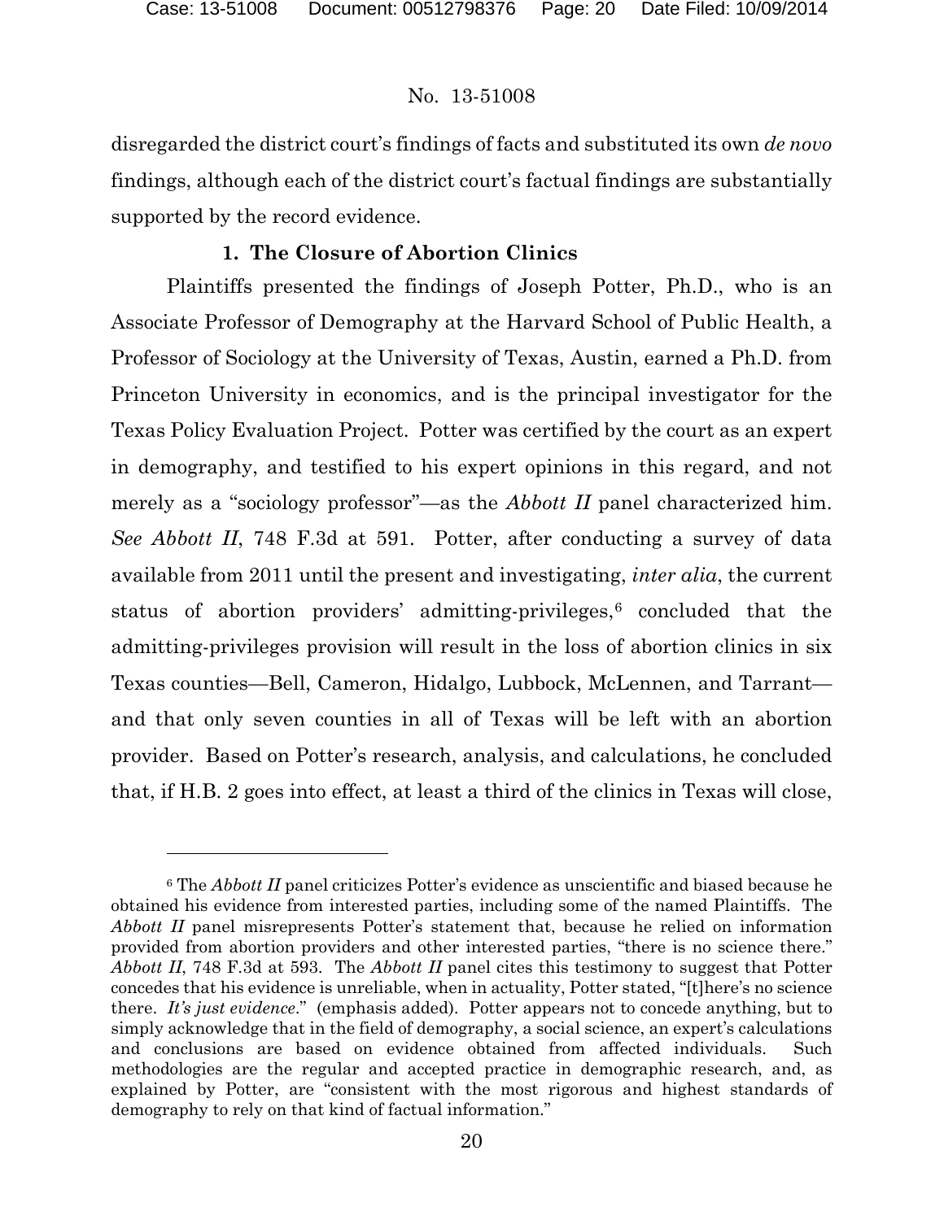disregarded the district court's findings of facts and substituted its own *de novo* findings, although each of the district court's factual findings are substantially supported by the record evidence.

### 1. The Closure of Abortion Clinics

Plaintiffs presented the findings of Joseph Potter, Ph.D., who is an Associate Professor of Demography at the Harvard School of Public Health, a Professor of Sociology at the University of Texas, Austin, earned a Ph.D. from Princeton University in economics, and is the principal investigator for the Texas Policy Evaluation Project. Potter was certified by the court as an expert in demography, and testified to his expert opinions in this regard, and not merely as a "sociology professor"—as the *Abbott II* panel characterized him. *See Abbott II*, 748 F.3d at 591. Potter, after conducting a survey of data available from 2011 until the present and investigating, *inter alia*, the current status of abortion providers' admitting-privileges,[6] concluded that the admitting-privileges provision will result in the loss of abortion clinics in six Texas counties—Bell, Cameron, Hidalgo, Lubbock, McLennen, and Tarrant—and that only seven counties in all of Texas will be left with an abortion provider. Based on Potter's research, analysis, and calculations, he concluded that, if H.B. 2 goes into effect, at least a third of the clinics in Texas will close,

---

[6] The *Abbott II* panel criticizes Potter's evidence as unscientific and biased because he obtained his evidence from interested parties, including some of the named Plaintiffs. The *Abbott II* panel misrepresents Potter's statement that, because he relied on information provided from abortion providers and other interested parties, "there is no science there." *Abbott II*, 748 F.3d at 593. The *Abbott II* panel cites this testimony to suggest that Potter concedes that his evidence is unreliable, when in actuality, Potter stated, "[t]here's no science there. *It's just evidence*." (emphasis added). Potter appears not to concede anything, but to simply acknowledge that in the field of demography, a social science, an expert's calculations and conclusions are based on evidence obtained from affected individuals. Such methodologies are the regular and accepted practice in demographic research, and, as explained by Potter, are "consistent with the most rigorous and highest standards of demography to rely on that kind of factual information."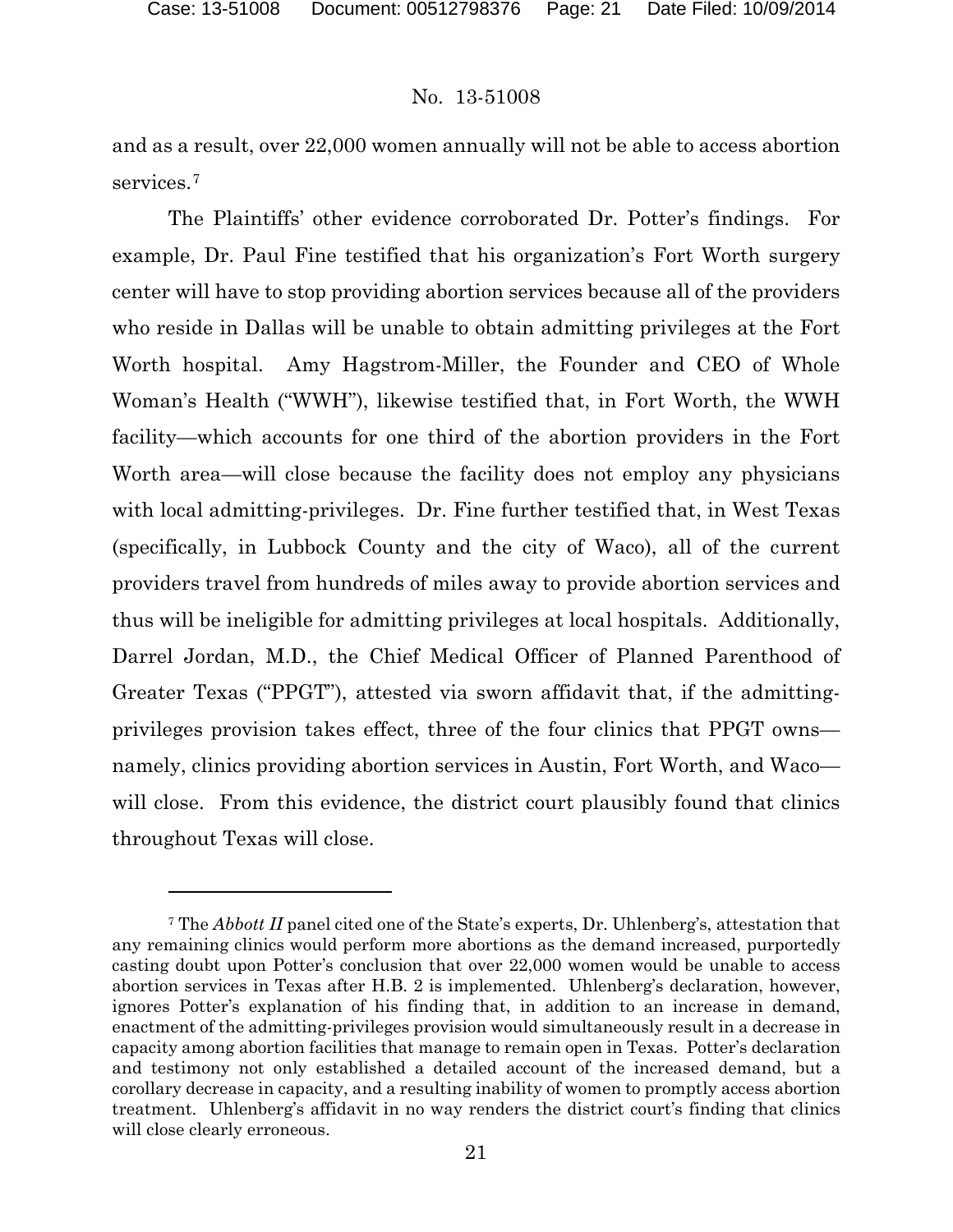and as a result, over 22,000 women annually will not be able to access abortion services.[7]

The Plaintiffs' other evidence corroborated Dr. Potter's findings. For example, Dr. Paul Fine testified that his organization's Fort Worth surgery center will have to stop providing abortion services because all of the providers who reside in Dallas will be unable to obtain admitting privileges at the Fort Worth hospital. Amy Hagstrom-Miller, the Founder and CEO of Whole Woman's Health ("WWH"), likewise testified that, in Fort Worth, the WWH facility—which accounts for one third of the abortion providers in the Fort Worth area—will close because the facility does not employ any physicians with local admitting-privileges. Dr. Fine further testified that, in West Texas (specifically, in Lubbock County and the city of Waco), all of the current providers travel from hundreds of miles away to provide abortion services and thus will be ineligible for admitting privileges at local hospitals. Additionally, Darrel Jordan, M.D., the Chief Medical Officer of Planned Parenthood of Greater Texas ("PPGT"), attested via sworn affidavit that, if the admitting-privileges provision takes effect, three of the four clinics that PPGT owns—namely, clinics providing abortion services in Austin, Fort Worth, and Waco—will close. From this evidence, the district court plausibly found that clinics throughout Texas will close.

---

[7] The *Abbott II* panel cited one of the State's experts, Dr. Uhlenberg's, attestation that any remaining clinics would perform more abortions as the demand increased, purportedly casting doubt upon Potter's conclusion that over 22,000 women would be unable to access abortion services in Texas after H.B. 2 is implemented. Uhlenberg's declaration, however, ignores Potter's explanation of his finding that, in addition to an increase in demand, enactment of the admitting-privileges provision would simultaneously result in a decrease in capacity among abortion facilities that manage to remain open in Texas. Potter's declaration and testimony not only established a detailed account of the increased demand, but a corollary decrease in capacity, and a resulting inability of women to promptly access abortion treatment. Uhlenberg's affidavit in no way renders the district court's finding that clinics will close clearly erroneous.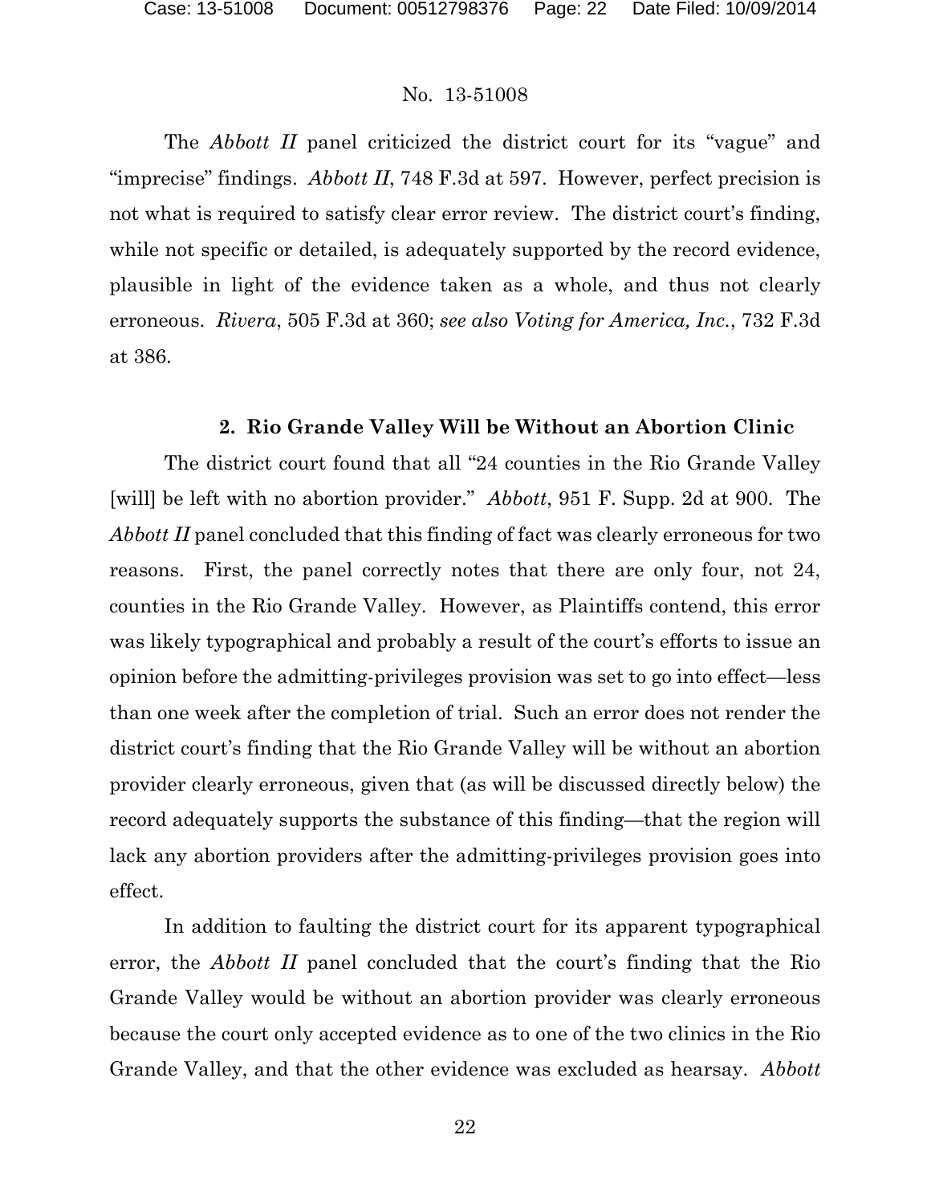The *Abbott II* panel criticized the district court for its "vague" and "imprecise" findings. *Abbott II*, 748 F.3d at 597. However, perfect precision is not what is required to satisfy clear error review. The district court's finding, while not specific or detailed, is adequately supported by the record evidence, plausible in light of the evidence taken as a whole, and thus not clearly erroneous. *Rivera*, 505 F.3d at 360; *see also Voting for America, Inc.*, 732 F.3d at 386.

### 2. Rio Grande Valley Will be Without an Abortion Clinic

The district court found that all "24 counties in the Rio Grande Valley [will] be left with no abortion provider." *Abbott*, 951 F. Supp. 2d at 900. The *Abbott II* panel concluded that this finding of fact was clearly erroneous for two reasons. First, the panel correctly notes that there are only four, not 24, counties in the Rio Grande Valley. However, as Plaintiffs contend, this error was likely typographical and probably a result of the court's efforts to issue an opinion before the admitting-privileges provision was set to go into effect—less than one week after the completion of trial. Such an error does not render the district court's finding that the Rio Grande Valley will be without an abortion provider clearly erroneous, given that (as will be discussed directly below) the record adequately supports the substance of this finding—that the region will lack any abortion providers after the admitting-privileges provision goes into effect.

In addition to faulting the district court for its apparent typographical error, the *Abbott II* panel concluded that the court's finding that the Rio Grande Valley would be without an abortion provider was clearly erroneous because the court only accepted evidence as to one of the two clinics in the Rio Grande Valley, and that the other evidence was excluded as hearsay. *Abbott*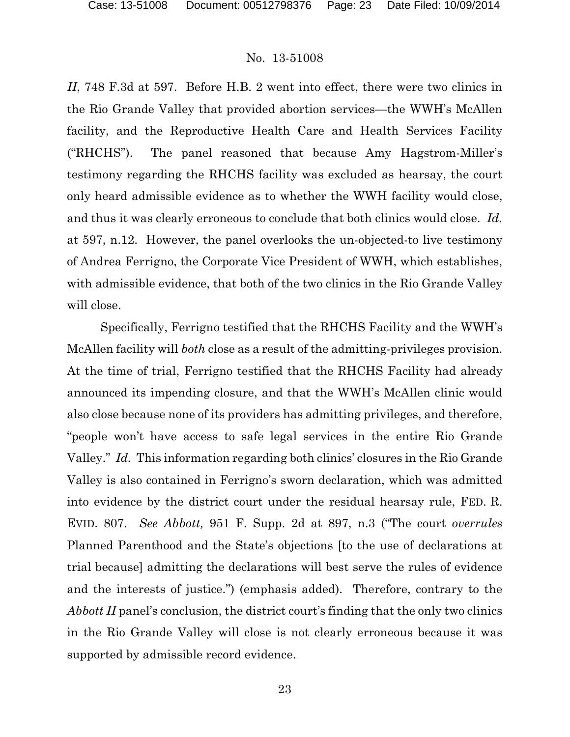*II*, 748 F.3d at 597. Before H.B. 2 went into effect, there were two clinics in the Rio Grande Valley that provided abortion services—the WWH's McAllen facility, and the Reproductive Health Care and Health Services Facility ("RHCHS"). The panel reasoned that because Amy Hagstrom-Miller's testimony regarding the RHCHS facility was excluded as hearsay, the court only heard admissible evidence as to whether the WWH facility would close, and thus it was clearly erroneous to conclude that both clinics would close. *Id.* at 597, n.12. However, the panel overlooks the un-objected-to live testimony of Andrea Ferrigno, the Corporate Vice President of WWH, which establishes, with admissible evidence, that both of the two clinics in the Rio Grande Valley will close.

Specifically, Ferrigno testified that the RHCHS Facility and the WWH's McAllen facility will *both* close as a result of the admitting-privileges provision. At the time of trial, Ferrigno testified that the RHCHS Facility had already announced its impending closure, and that the WWH's McAllen clinic would also close because none of its providers has admitting privileges, and therefore, "people won't have access to safe legal services in the entire Rio Grande Valley." *Id.* This information regarding both clinics' closures in the Rio Grande Valley is also contained in Ferrigno's sworn declaration, which was admitted into evidence by the district court under the residual hearsay rule, FED. R. EVID. 807. *See Abbott,* 951 F. Supp. 2d at 897, n.3 ("The court *overrules* Planned Parenthood and the State's objections [to the use of declarations at trial because] admitting the declarations will best serve the rules of evidence and the interests of justice.") (emphasis added). Therefore, contrary to the *Abbott II* panel's conclusion, the district court's finding that the only two clinics in the Rio Grande Valley will close is not clearly erroneous because it was supported by admissible record evidence.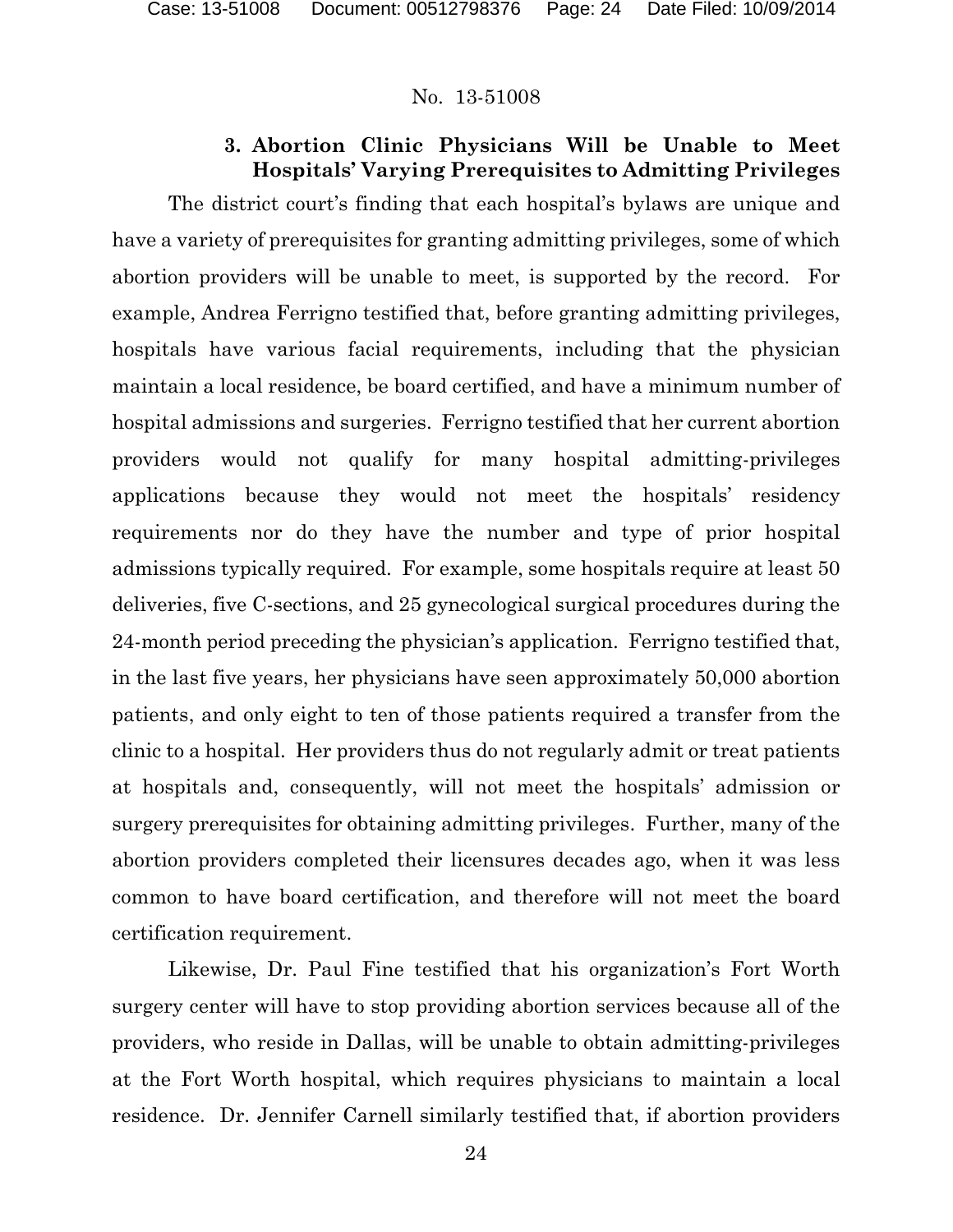No. 13-51008

### 3. Abortion Clinic Physicians Will be Unable to Meet Hospitals' Varying Prerequisites to Admitting Privileges

The district court's finding that each hospital's bylaws are unique and have a variety of prerequisites for granting admitting privileges, some of which abortion providers will be unable to meet, is supported by the record. For example, Andrea Ferrigno testified that, before granting admitting privileges, hospitals have various facial requirements, including that the physician maintain a local residence, be board certified, and have a minimum number of hospital admissions and surgeries. Ferrigno testified that her current abortion providers would not qualify for many hospital admitting-privileges applications because they would not meet the hospitals' residency requirements nor do they have the number and type of prior hospital admissions typically required. For example, some hospitals require at least 50 deliveries, five C-sections, and 25 gynecological surgical procedures during the 24-month period preceding the physician's application. Ferrigno testified that, in the last five years, her physicians have seen approximately 50,000 abortion patients, and only eight to ten of those patients required a transfer from the clinic to a hospital. Her providers thus do not regularly admit or treat patients at hospitals and, consequently, will not meet the hospitals' admission or surgery prerequisites for obtaining admitting privileges. Further, many of the abortion providers completed their licensures decades ago, when it was less common to have board certification, and therefore will not meet the board certification requirement.

Likewise, Dr. Paul Fine testified that his organization's Fort Worth surgery center will have to stop providing abortion services because all of the providers, who reside in Dallas, will be unable to obtain admitting-privileges at the Fort Worth hospital, which requires physicians to maintain a local residence. Dr. Jennifer Carnell similarly testified that, if abortion providers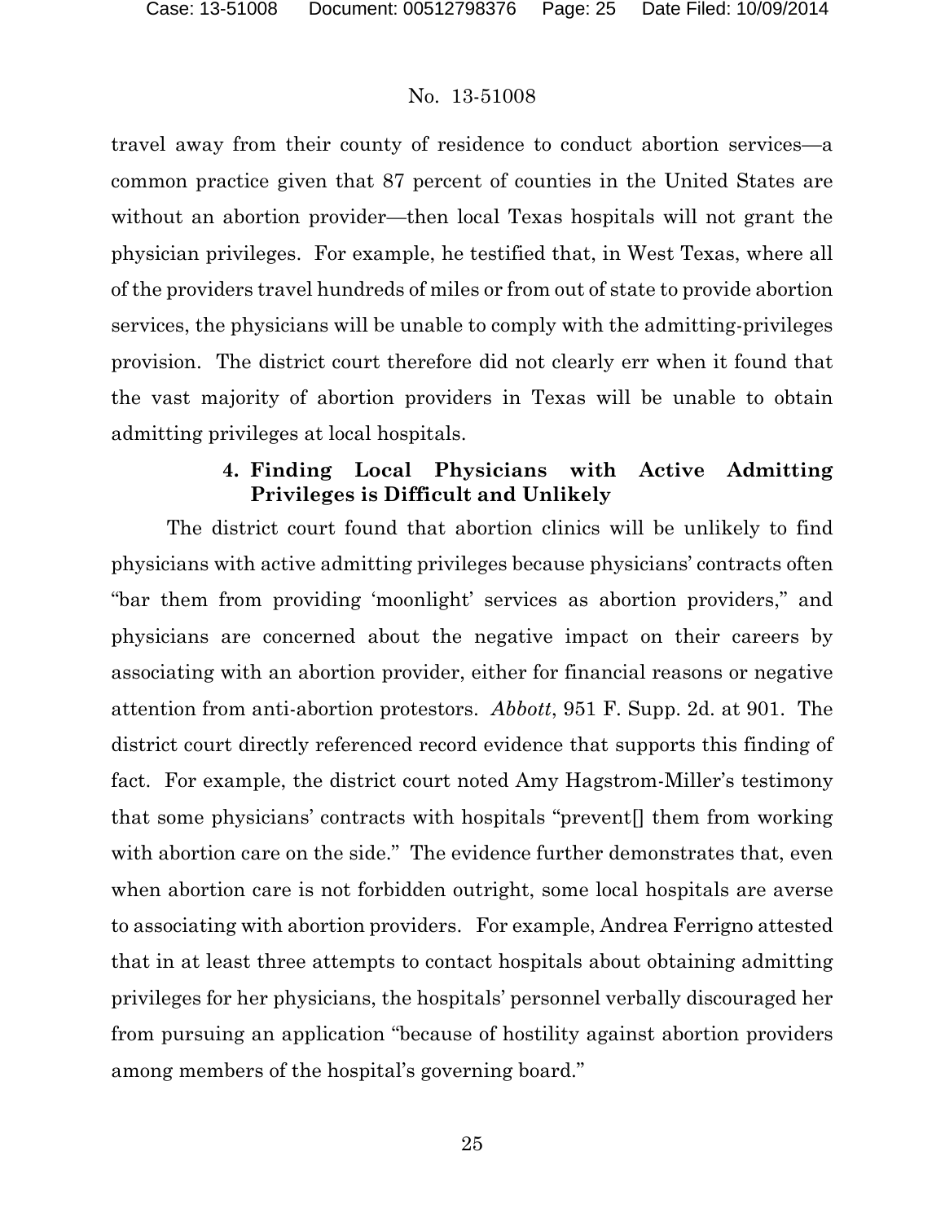travel away from their county of residence to conduct abortion services—a common practice given that 87 percent of counties in the United States are without an abortion provider—then local Texas hospitals will not grant the physician privileges. For example, he testified that, in West Texas, where all of the providers travel hundreds of miles or from out of state to provide abortion services, the physicians will be unable to comply with the admitting-privileges provision. The district court therefore did not clearly err when it found that the vast majority of abortion providers in Texas will be unable to obtain admitting privileges at local hospitals.

#### 4. Finding Local Physicians with Active Admitting Privileges is Difficult and Unlikely

The district court found that abortion clinics will be unlikely to find physicians with active admitting privileges because physicians' contracts often "bar them from providing 'moonlight' services as abortion providers," and physicians are concerned about the negative impact on their careers by associating with an abortion provider, either for financial reasons or negative attention from anti-abortion protestors. *Abbott*, 951 F. Supp. 2d. at 901. The district court directly referenced record evidence that supports this finding of fact. For example, the district court noted Amy Hagstrom-Miller's testimony that some physicians' contracts with hospitals "prevent[] them from working with abortion care on the side." The evidence further demonstrates that, even when abortion care is not forbidden outright, some local hospitals are averse to associating with abortion providers. For example, Andrea Ferrigno attested that in at least three attempts to contact hospitals about obtaining admitting privileges for her physicians, the hospitals' personnel verbally discouraged her from pursuing an application "because of hostility against abortion providers among members of the hospital's governing board."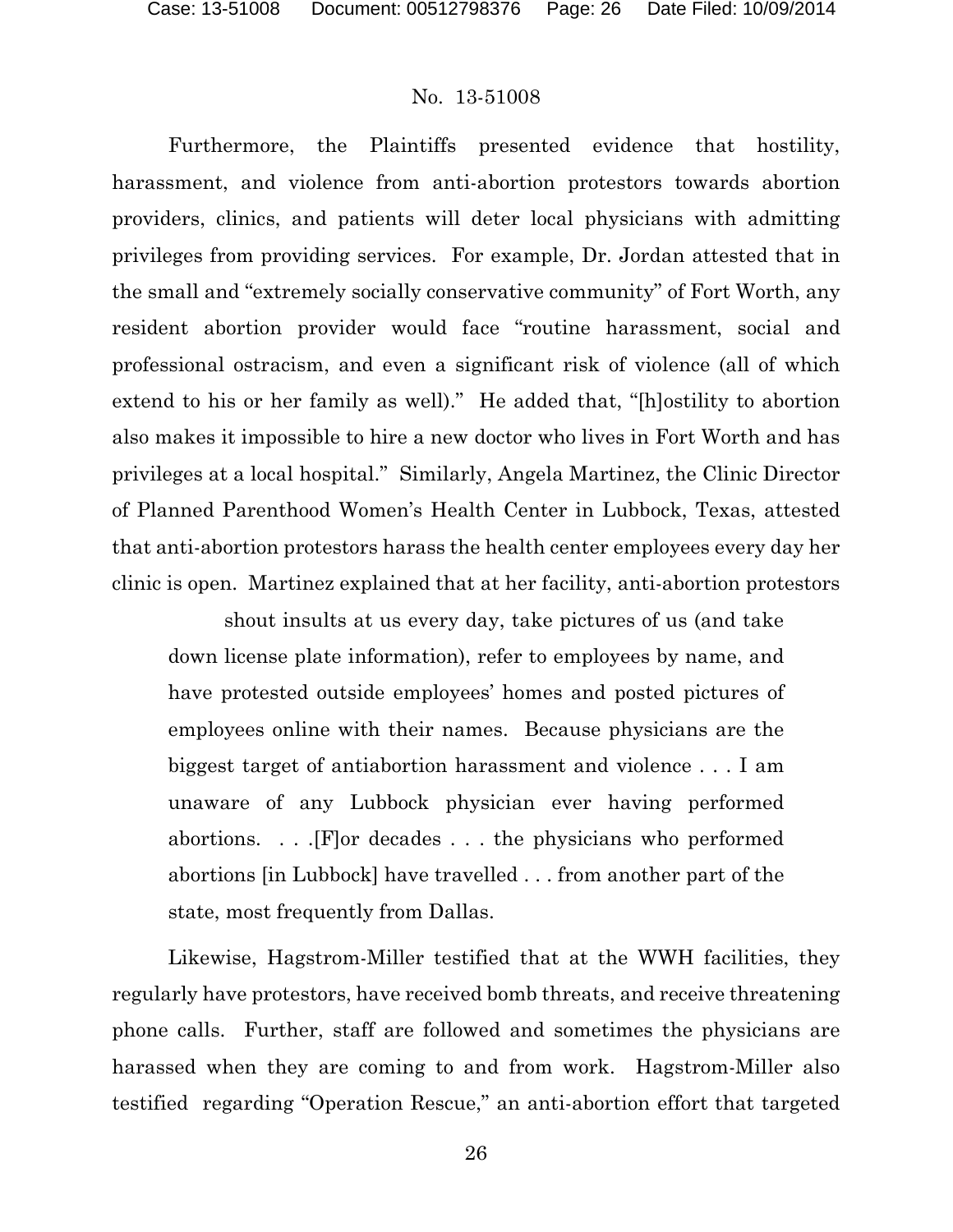Furthermore, the Plaintiffs presented evidence that hostility, harassment, and violence from anti-abortion protestors towards abortion providers, clinics, and patients will deter local physicians with admitting privileges from providing services. For example, Dr. Jordan attested that in the small and "extremely socially conservative community" of Fort Worth, any resident abortion provider would face "routine harassment, social and professional ostracism, and even a significant risk of violence (all of which extend to his or her family as well)." He added that, "[h]ostility to abortion also makes it impossible to hire a new doctor who lives in Fort Worth and has privileges at a local hospital." Similarly, Angela Martinez, the Clinic Director of Planned Parenthood Women's Health Center in Lubbock, Texas, attested that anti-abortion protestors harass the health center employees every day her clinic is open. Martinez explained that at her facility, anti-abortion protestors

> shout insults at us every day, take pictures of us (and take down license plate information), refer to employees by name, and have protested outside employees' homes and posted pictures of employees online with their names. Because physicians are the biggest target of antiabortion harassment and violence . . . I am unaware of any Lubbock physician ever having performed abortions. . . .[F]or decades . . . the physicians who performed abortions [in Lubbock] have travelled . . . from another part of the state, most frequently from Dallas.

Likewise, Hagstrom-Miller testified that at the WWH facilities, they regularly have protestors, have received bomb threats, and receive threatening phone calls. Further, staff are followed and sometimes the physicians are harassed when they are coming to and from work. Hagstrom-Miller also testified regarding "Operation Rescue," an anti-abortion effort that targeted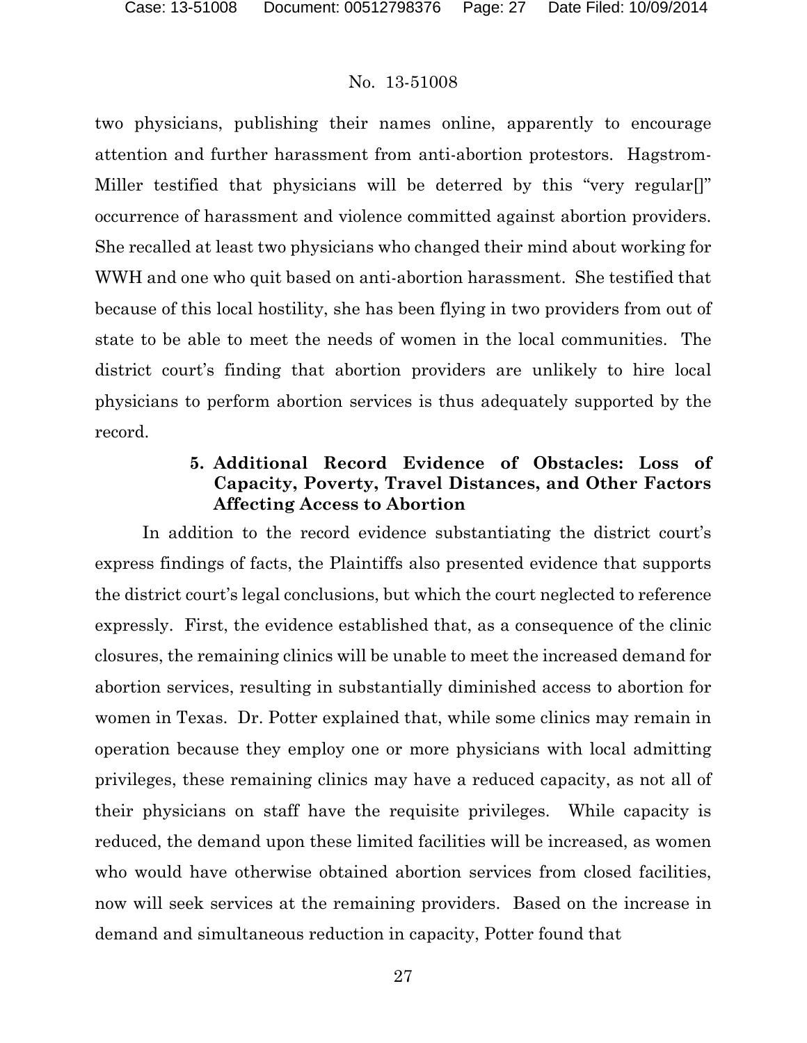two physicians, publishing their names online, apparently to encourage attention and further harassment from anti-abortion protestors. Hagstrom-Miller testified that physicians will be deterred by this "very regular[]" occurrence of harassment and violence committed against abortion providers. She recalled at least two physicians who changed their mind about working for WWH and one who quit based on anti-abortion harassment. She testified that because of this local hostility, she has been flying in two providers from out of state to be able to meet the needs of women in the local communities. The district court's finding that abortion providers are unlikely to hire local physicians to perform abortion services is thus adequately supported by the record.

#### 5. Additional Record Evidence of Obstacles: Loss of Capacity, Poverty, Travel Distances, and Other Factors Affecting Access to Abortion

In addition to the record evidence substantiating the district court's express findings of facts, the Plaintiffs also presented evidence that supports the district court's legal conclusions, but which the court neglected to reference expressly. First, the evidence established that, as a consequence of the clinic closures, the remaining clinics will be unable to meet the increased demand for abortion services, resulting in substantially diminished access to abortion for women in Texas. Dr. Potter explained that, while some clinics may remain in operation because they employ one or more physicians with local admitting privileges, these remaining clinics may have a reduced capacity, as not all of their physicians on staff have the requisite privileges. While capacity is reduced, the demand upon these limited facilities will be increased, as women who would have otherwise obtained abortion services from closed facilities, now will seek services at the remaining providers. Based on the increase in demand and simultaneous reduction in capacity, Potter found that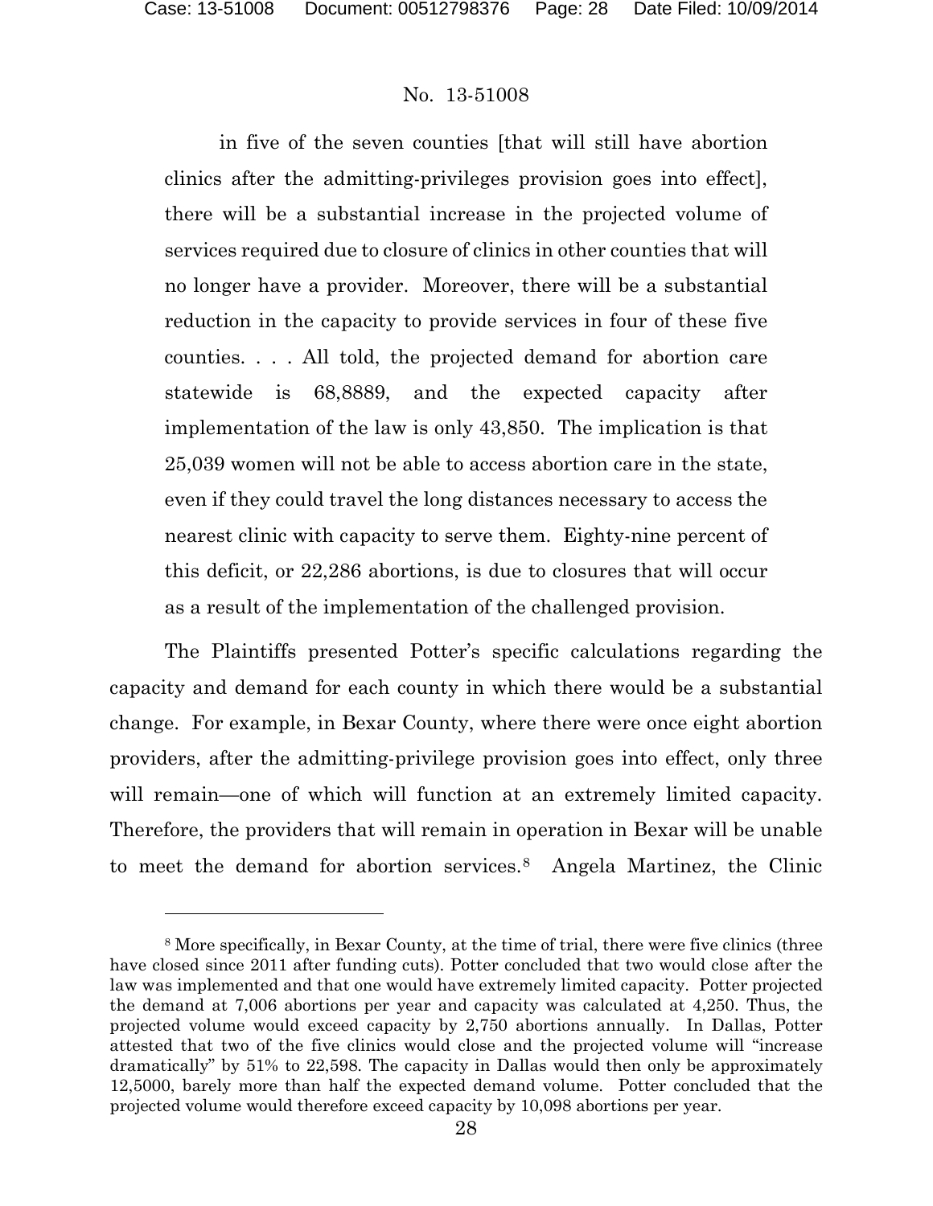No. 13-51008

> in five of the seven counties [that will still have abortion clinics after the admitting-privileges provision goes into effect], there will be a substantial increase in the projected volume of services required due to closure of clinics in other counties that will no longer have a provider. Moreover, there will be a substantial reduction in the capacity to provide services in four of these five counties. . . . All told, the projected demand for abortion care statewide is 68,8889, and the expected capacity after implementation of the law is only 43,850. The implication is that 25,039 women will not be able to access abortion care in the state, even if they could travel the long distances necessary to access the nearest clinic with capacity to serve them. Eighty-nine percent of this deficit, or 22,286 abortions, is due to closures that will occur as a result of the implementation of the challenged provision.

The Plaintiffs presented Potter's specific calculations regarding the capacity and demand for each county in which there would be a substantial change. For example, in Bexar County, where there were once eight abortion providers, after the admitting-privilege provision goes into effect, only three will remain—one of which will function at an extremely limited capacity. Therefore, the providers that will remain in operation in Bexar will be unable to meet the demand for abortion services.[8] Angela Martinez, the Clinic

[8] More specifically, in Bexar County, at the time of trial, there were five clinics (three have closed since 2011 after funding cuts). Potter concluded that two would close after the law was implemented and that one would have extremely limited capacity. Potter projected the demand at 7,006 abortions per year and capacity was calculated at 4,250. Thus, the projected volume would exceed capacity by 2,750 abortions annually. In Dallas, Potter attested that two of the five clinics would close and the projected volume will "increase dramatically" by 51% to 22,598. The capacity in Dallas would then only be approximately 12,5000, barely more than half the expected demand volume. Potter concluded that the projected volume would therefore exceed capacity by 10,098 abortions per year.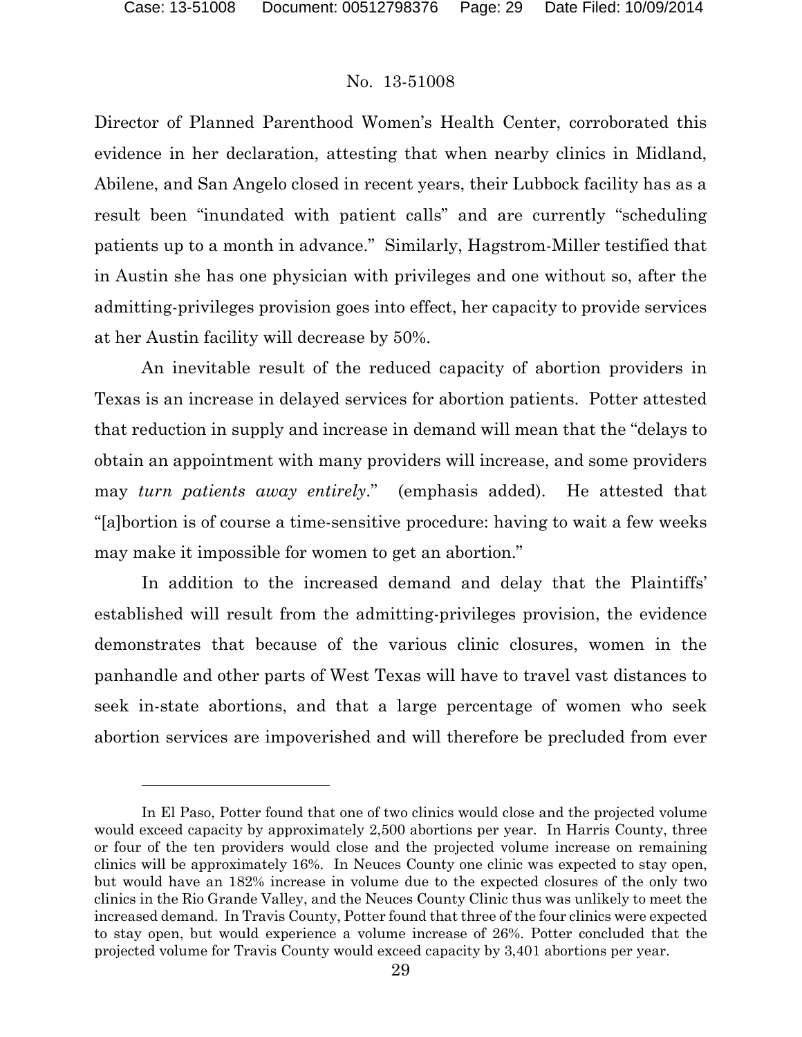Director of Planned Parenthood Women's Health Center, corroborated this evidence in her declaration, attesting that when nearby clinics in Midland, Abilene, and San Angelo closed in recent years, their Lubbock facility has as a result been "inundated with patient calls" and are currently "scheduling patients up to a month in advance." Similarly, Hagstrom-Miller testified that in Austin she has one physician with privileges and one without so, after the admitting-privileges provision goes into effect, her capacity to provide services at her Austin facility will decrease by 50%.

An inevitable result of the reduced capacity of abortion providers in Texas is an increase in delayed services for abortion patients. Potter attested that reduction in supply and increase in demand will mean that the "delays to obtain an appointment with many providers will increase, and some providers may *turn patients away entirely*." (emphasis added). He attested that "[a]bortion is of course a time-sensitive procedure: having to wait a few weeks may make it impossible for women to get an abortion."

In addition to the increased demand and delay that the Plaintiffs' established will result from the admitting-privileges provision, the evidence demonstrates that because of the various clinic closures, women in the panhandle and other parts of West Texas will have to travel vast distances to seek in-state abortions, and that a large percentage of women who seek abortion services are impoverished and will therefore be precluded from ever

---

In El Paso, Potter found that one of two clinics would close and the projected volume would exceed capacity by approximately 2,500 abortions per year. In Harris County, three or four of the ten providers would close and the projected volume increase on remaining clinics will be approximately 16%. In Neuces County one clinic was expected to stay open, but would have an 182% increase in volume due to the expected closures of the only two clinics in the Rio Grande Valley, and the Neuces County Clinic thus was unlikely to meet the increased demand. In Travis County, Potter found that three of the four clinics were expected to stay open, but would experience a volume increase of 26%. Potter concluded that the projected volume for Travis County would exceed capacity by 3,401 abortions per year.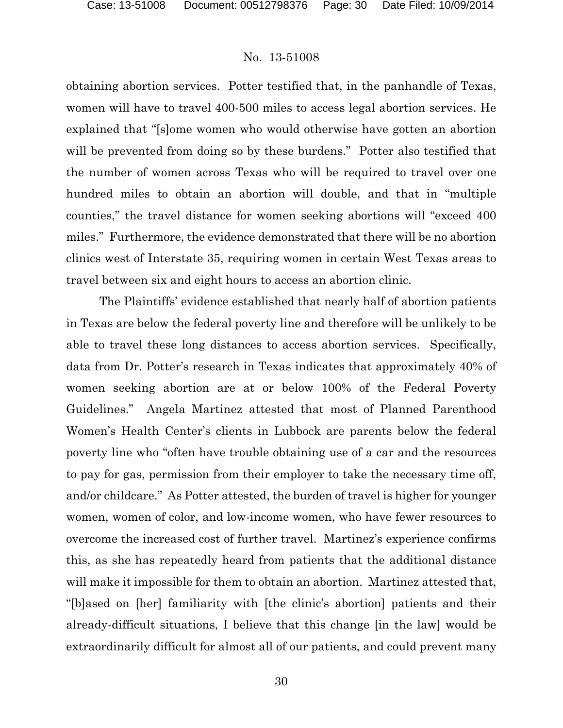obtaining abortion services. Potter testified that, in the panhandle of Texas, women will have to travel 400-500 miles to access legal abortion services. He explained that "[s]ome women who would otherwise have gotten an abortion will be prevented from doing so by these burdens." Potter also testified that the number of women across Texas who will be required to travel over one hundred miles to obtain an abortion will double, and that in "multiple counties," the travel distance for women seeking abortions will "exceed 400 miles." Furthermore, the evidence demonstrated that there will be no abortion clinics west of Interstate 35, requiring women in certain West Texas areas to travel between six and eight hours to access an abortion clinic.

The Plaintiffs' evidence established that nearly half of abortion patients in Texas are below the federal poverty line and therefore will be unlikely to be able to travel these long distances to access abortion services. Specifically, data from Dr. Potter's research in Texas indicates that approximately 40% of women seeking abortion are at or below 100% of the Federal Poverty Guidelines." Angela Martinez attested that most of Planned Parenthood Women's Health Center's clients in Lubbock are parents below the federal poverty line who "often have trouble obtaining use of a car and the resources to pay for gas, permission from their employer to take the necessary time off, and/or childcare." As Potter attested, the burden of travel is higher for younger women, women of color, and low-income women, who have fewer resources to overcome the increased cost of further travel. Martinez's experience confirms this, as she has repeatedly heard from patients that the additional distance will make it impossible for them to obtain an abortion. Martinez attested that, "[b]ased on [her] familiarity with [the clinic's abortion] patients and their already-difficult situations, I believe that this change [in the law] would be extraordinarily difficult for almost all of our patients, and could prevent many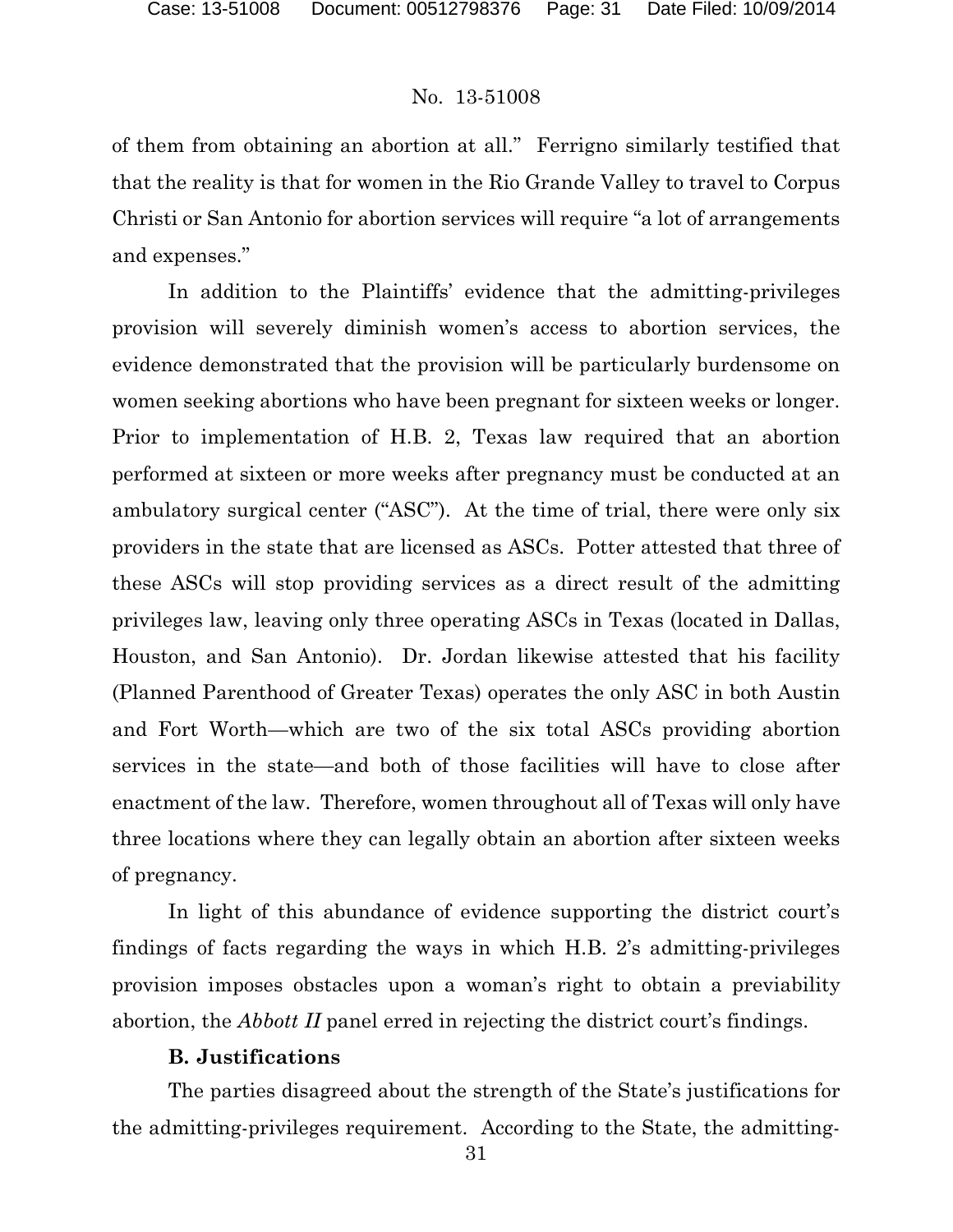of them from obtaining an abortion at all." Ferrigno similarly testified that that the reality is that for women in the Rio Grande Valley to travel to Corpus Christi or San Antonio for abortion services will require "a lot of arrangements and expenses."

In addition to the Plaintiffs' evidence that the admitting-privileges provision will severely diminish women's access to abortion services, the evidence demonstrated that the provision will be particularly burdensome on women seeking abortions who have been pregnant for sixteen weeks or longer. Prior to implementation of H.B. 2, Texas law required that an abortion performed at sixteen or more weeks after pregnancy must be conducted at an ambulatory surgical center ("ASC"). At the time of trial, there were only six providers in the state that are licensed as ASCs. Potter attested that three of these ASCs will stop providing services as a direct result of the admitting privileges law, leaving only three operating ASCs in Texas (located in Dallas, Houston, and San Antonio). Dr. Jordan likewise attested that his facility (Planned Parenthood of Greater Texas) operates the only ASC in both Austin and Fort Worth—which are two of the six total ASCs providing abortion services in the state—and both of those facilities will have to close after enactment of the law. Therefore, women throughout all of Texas will only have three locations where they can legally obtain an abortion after sixteen weeks of pregnancy.

In light of this abundance of evidence supporting the district court's findings of facts regarding the ways in which H.B. 2's admitting-privileges provision imposes obstacles upon a woman's right to obtain a previability abortion, the *Abbott II* panel erred in rejecting the district court's findings.

**B. Justifications**

The parties disagreed about the strength of the State's justifications for the admitting-privileges requirement. According to the State, the admitting-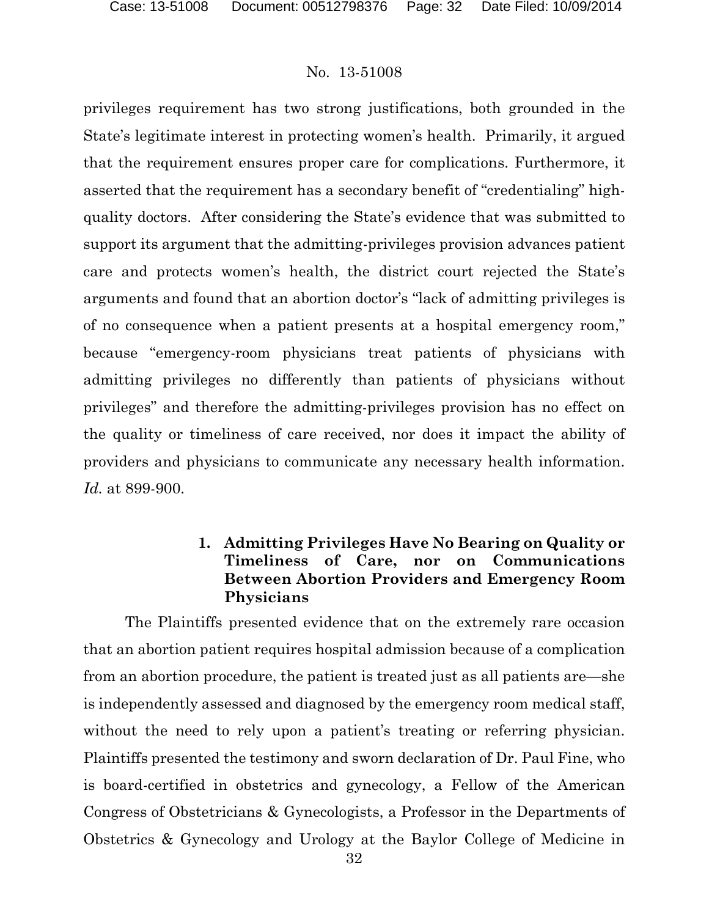privileges requirement has two strong justifications, both grounded in the State's legitimate interest in protecting women's health. Primarily, it argued that the requirement ensures proper care for complications. Furthermore, it asserted that the requirement has a secondary benefit of "credentialing" high-quality doctors. After considering the State's evidence that was submitted to support its argument that the admitting-privileges provision advances patient care and protects women's health, the district court rejected the State's arguments and found that an abortion doctor's "lack of admitting privileges is of no consequence when a patient presents at a hospital emergency room," because "emergency-room physicians treat patients of physicians with admitting privileges no differently than patients of physicians without privileges" and therefore the admitting-privileges provision has no effect on the quality or timeliness of care received, nor does it impact the ability of providers and physicians to communicate any necessary health information. *Id.* at 899-900.

### 1. Admitting Privileges Have No Bearing on Quality or Timeliness of Care, nor on Communications Between Abortion Providers and Emergency Room Physicians

The Plaintiffs presented evidence that on the extremely rare occasion that an abortion patient requires hospital admission because of a complication from an abortion procedure, the patient is treated just as all patients are—she is independently assessed and diagnosed by the emergency room medical staff, without the need to rely upon a patient's treating or referring physician. Plaintiffs presented the testimony and sworn declaration of Dr. Paul Fine, who is board-certified in obstetrics and gynecology, a Fellow of the American Congress of Obstetricians & Gynecologists, a Professor in the Departments of Obstetrics & Gynecology and Urology at the Baylor College of Medicine in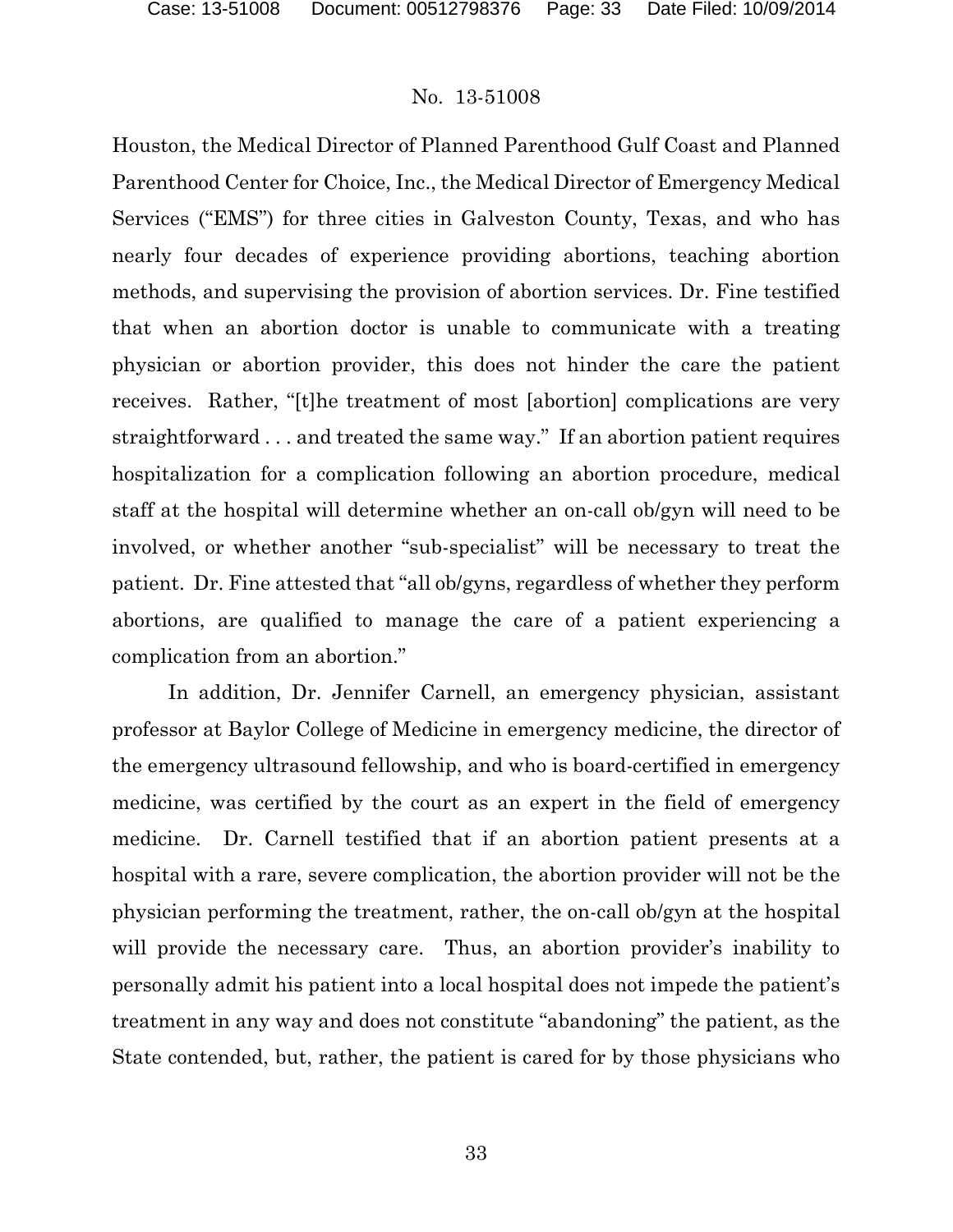Houston, the Medical Director of Planned Parenthood Gulf Coast and Planned Parenthood Center for Choice, Inc., the Medical Director of Emergency Medical Services ("EMS") for three cities in Galveston County, Texas, and who has nearly four decades of experience providing abortions, teaching abortion methods, and supervising the provision of abortion services. Dr. Fine testified that when an abortion doctor is unable to communicate with a treating physician or abortion provider, this does not hinder the care the patient receives. Rather, "[t]he treatment of most [abortion] complications are very straightforward . . . and treated the same way." If an abortion patient requires hospitalization for a complication following an abortion procedure, medical staff at the hospital will determine whether an on-call ob/gyn will need to be involved, or whether another "sub-specialist" will be necessary to treat the patient. Dr. Fine attested that "all ob/gyns, regardless of whether they perform abortions, are qualified to manage the care of a patient experiencing a complication from an abortion."

In addition, Dr. Jennifer Carnell, an emergency physician, assistant professor at Baylor College of Medicine in emergency medicine, the director of the emergency ultrasound fellowship, and who is board-certified in emergency medicine, was certified by the court as an expert in the field of emergency medicine. Dr. Carnell testified that if an abortion patient presents at a hospital with a rare, severe complication, the abortion provider will not be the physician performing the treatment, rather, the on-call ob/gyn at the hospital will provide the necessary care. Thus, an abortion provider's inability to personally admit his patient into a local hospital does not impede the patient's treatment in any way and does not constitute "abandoning" the patient, as the State contended, but, rather, the patient is cared for by those physicians who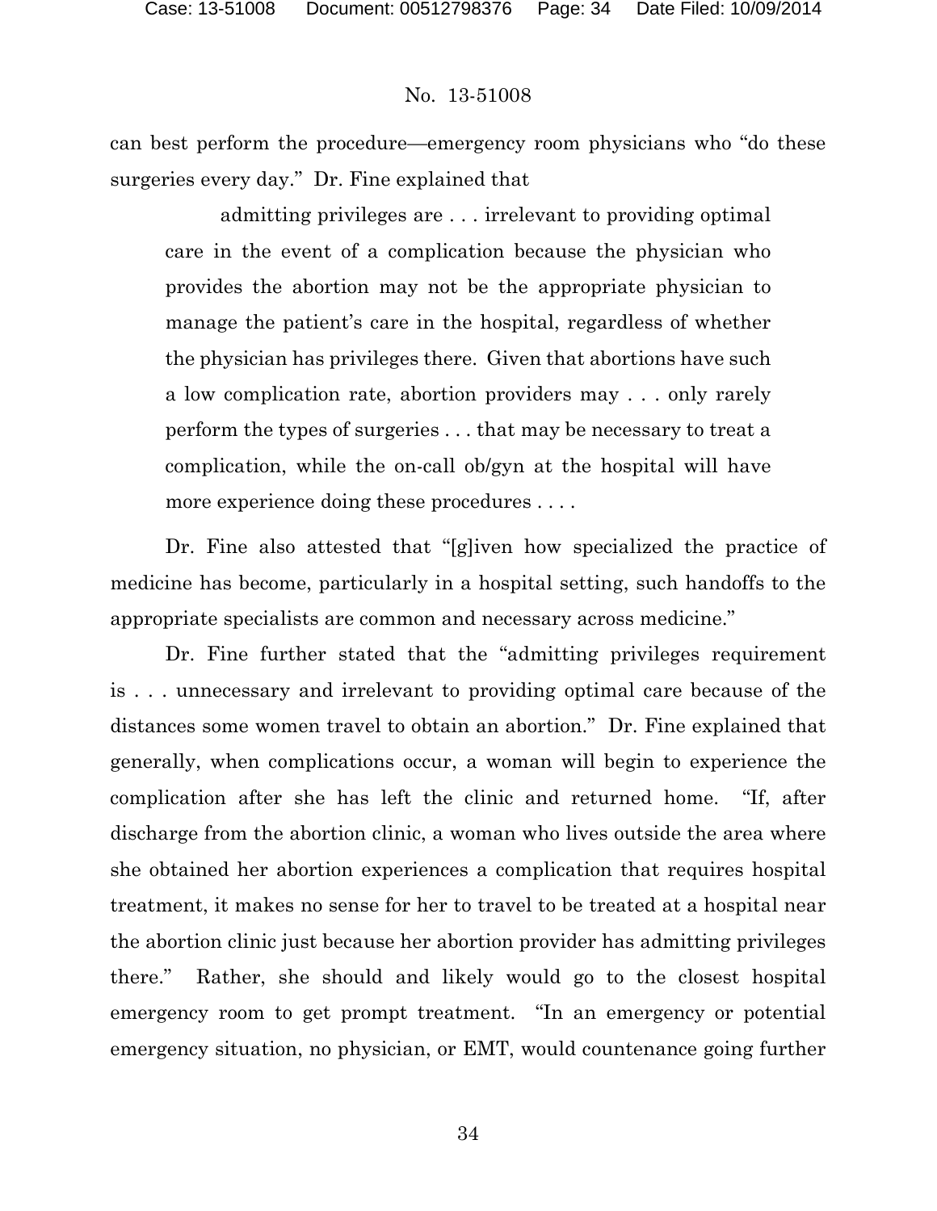can best perform the procedure—emergency room physicians who "do these surgeries every day." Dr. Fine explained that

> admitting privileges are . . . irrelevant to providing optimal care in the event of a complication because the physician who provides the abortion may not be the appropriate physician to manage the patient's care in the hospital, regardless of whether the physician has privileges there. Given that abortions have such a low complication rate, abortion providers may . . . only rarely perform the types of surgeries . . . that may be necessary to treat a complication, while the on-call ob/gyn at the hospital will have more experience doing these procedures . . . .

Dr. Fine also attested that "[g]iven how specialized the practice of medicine has become, particularly in a hospital setting, such handoffs to the appropriate specialists are common and necessary across medicine."

Dr. Fine further stated that the "admitting privileges requirement is . . . unnecessary and irrelevant to providing optimal care because of the distances some women travel to obtain an abortion." Dr. Fine explained that generally, when complications occur, a woman will begin to experience the complication after she has left the clinic and returned home. "If, after discharge from the abortion clinic, a woman who lives outside the area where she obtained her abortion experiences a complication that requires hospital treatment, it makes no sense for her to travel to be treated at a hospital near the abortion clinic just because her abortion provider has admitting privileges there." Rather, she should and likely would go to the closest hospital emergency room to get prompt treatment. "In an emergency or potential emergency situation, no physician, or EMT, would countenance going further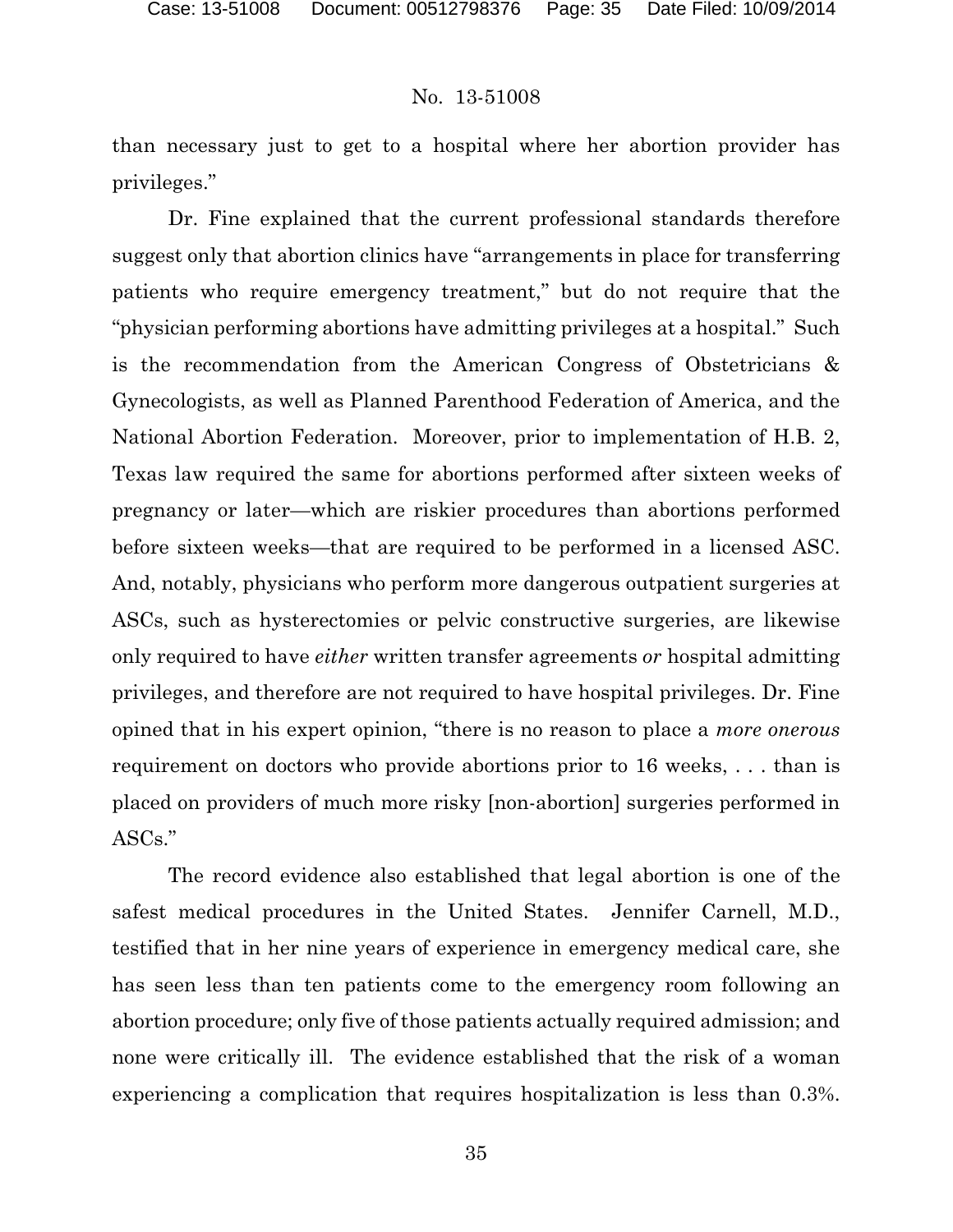than necessary just to get to a hospital where her abortion provider has privileges."

Dr. Fine explained that the current professional standards therefore suggest only that abortion clinics have "arrangements in place for transferring patients who require emergency treatment," but do not require that the "physician performing abortions have admitting privileges at a hospital." Such is the recommendation from the American Congress of Obstetricians & Gynecologists, as well as Planned Parenthood Federation of America, and the National Abortion Federation. Moreover, prior to implementation of H.B. 2, Texas law required the same for abortions performed after sixteen weeks of pregnancy or later—which are riskier procedures than abortions performed before sixteen weeks—that are required to be performed in a licensed ASC. And, notably, physicians who perform more dangerous outpatient surgeries at ASCs, such as hysterectomies or pelvic constructive surgeries, are likewise only required to have *either* written transfer agreements *or* hospital admitting privileges, and therefore are not required to have hospital privileges. Dr. Fine opined that in his expert opinion, "there is no reason to place a *more onerous* requirement on doctors who provide abortions prior to 16 weeks, . . . than is placed on providers of much more risky [non-abortion] surgeries performed in ASCs."

The record evidence also established that legal abortion is one of the safest medical procedures in the United States. Jennifer Carnell, M.D., testified that in her nine years of experience in emergency medical care, she has seen less than ten patients come to the emergency room following an abortion procedure; only five of those patients actually required admission; and none were critically ill. The evidence established that the risk of a woman experiencing a complication that requires hospitalization is less than 0.3%.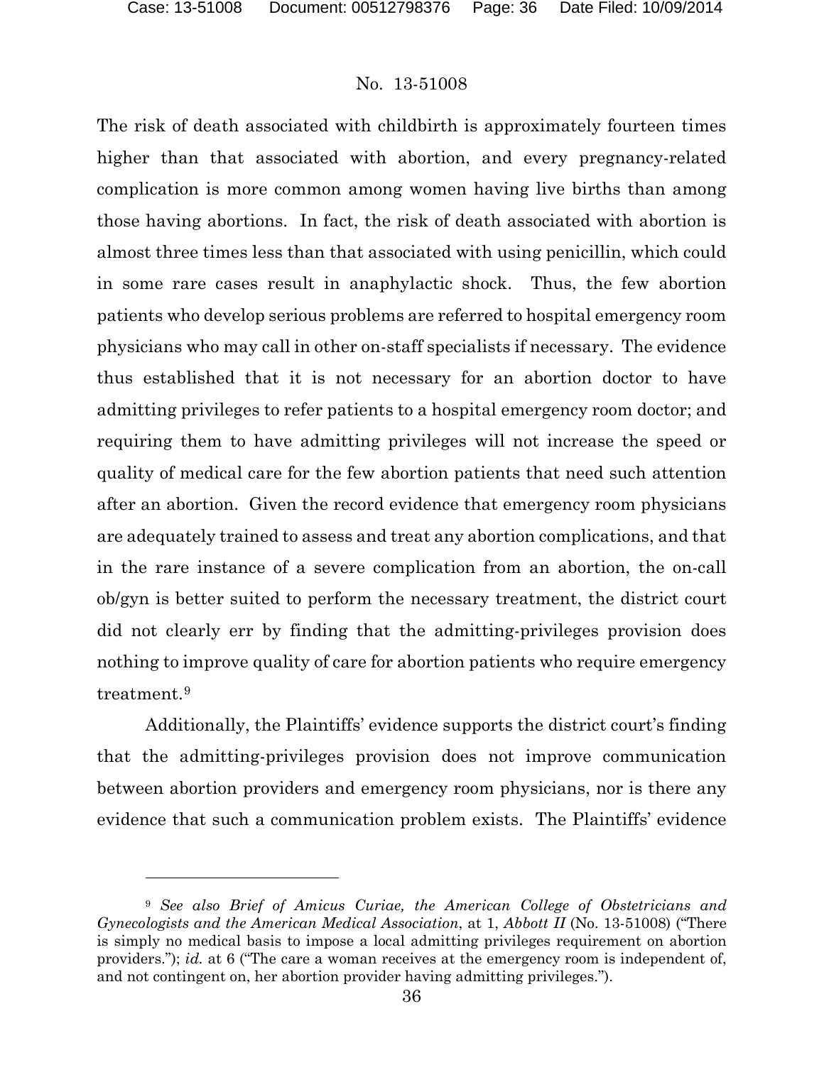The risk of death associated with childbirth is approximately fourteen times higher than that associated with abortion, and every pregnancy-related complication is more common among women having live births than among those having abortions. In fact, the risk of death associated with abortion is almost three times less than that associated with using penicillin, which could in some rare cases result in anaphylactic shock. Thus, the few abortion patients who develop serious problems are referred to hospital emergency room physicians who may call in other on-staff specialists if necessary. The evidence thus established that it is not necessary for an abortion doctor to have admitting privileges to refer patients to a hospital emergency room doctor; and requiring them to have admitting privileges will not increase the speed or quality of medical care for the few abortion patients that need such attention after an abortion. Given the record evidence that emergency room physicians are adequately trained to assess and treat any abortion complications, and that in the rare instance of a severe complication from an abortion, the on-call ob/gyn is better suited to perform the necessary treatment, the district court did not clearly err by finding that the admitting-privileges provision does nothing to improve quality of care for abortion patients who require emergency treatment.[9]

Additionally, the Plaintiffs' evidence supports the district court's finding that the admitting-privileges provision does not improve communication between abortion providers and emergency room physicians, nor is there any evidence that such a communication problem exists. The Plaintiffs' evidence

---

[9] *See also Brief of Amicus Curiae, the American College of Obstetricians and Gynecologists and the American Medical Association*, at 1, *Abbott II* (No. 13-51008) ("There is simply no medical basis to impose a local admitting privileges requirement on abortion providers."); *id.* at 6 ("The care a woman receives at the emergency room is independent of, and not contingent on, her abortion provider having admitting privileges.").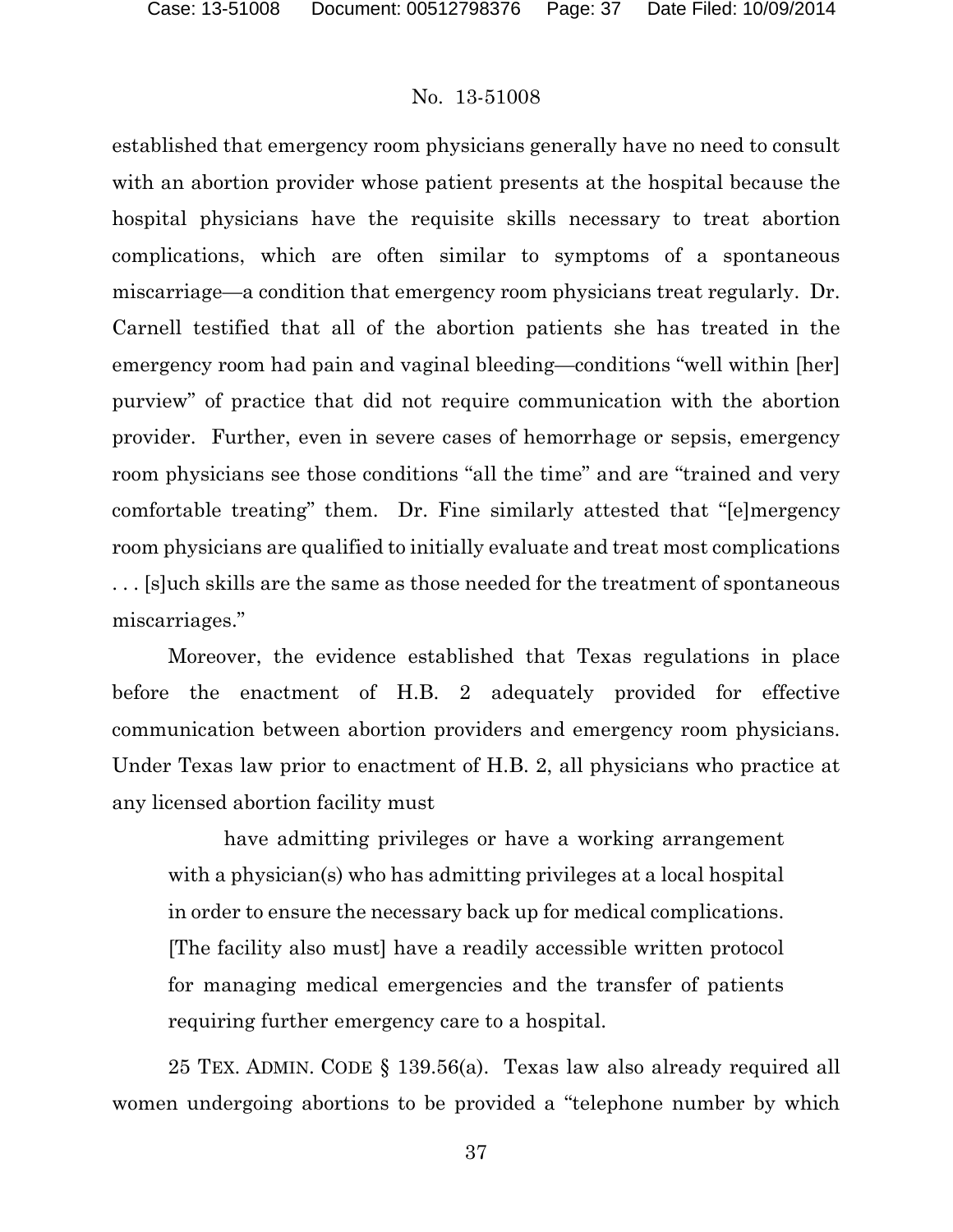established that emergency room physicians generally have no need to consult with an abortion provider whose patient presents at the hospital because the hospital physicians have the requisite skills necessary to treat abortion complications, which are often similar to symptoms of a spontaneous miscarriage—a condition that emergency room physicians treat regularly. Dr. Carnell testified that all of the abortion patients she has treated in the emergency room had pain and vaginal bleeding—conditions "well within [her] purview" of practice that did not require communication with the abortion provider. Further, even in severe cases of hemorrhage or sepsis, emergency room physicians see those conditions "all the time" and are "trained and very comfortable treating" them. Dr. Fine similarly attested that "[e]mergency room physicians are qualified to initially evaluate and treat most complications . . . [s]uch skills are the same as those needed for the treatment of spontaneous miscarriages."

Moreover, the evidence established that Texas regulations in place before the enactment of H.B. 2 adequately provided for effective communication between abortion providers and emergency room physicians. Under Texas law prior to enactment of H.B. 2, all physicians who practice at any licensed abortion facility must

> have admitting privileges or have a working arrangement with a physician(s) who has admitting privileges at a local hospital in order to ensure the necessary back up for medical complications. [The facility also must] have a readily accessible written protocol for managing medical emergencies and the transfer of patients requiring further emergency care to a hospital.

25 TEX. ADMIN. CODE § 139.56(a). Texas law also already required all women undergoing abortions to be provided a "telephone number by which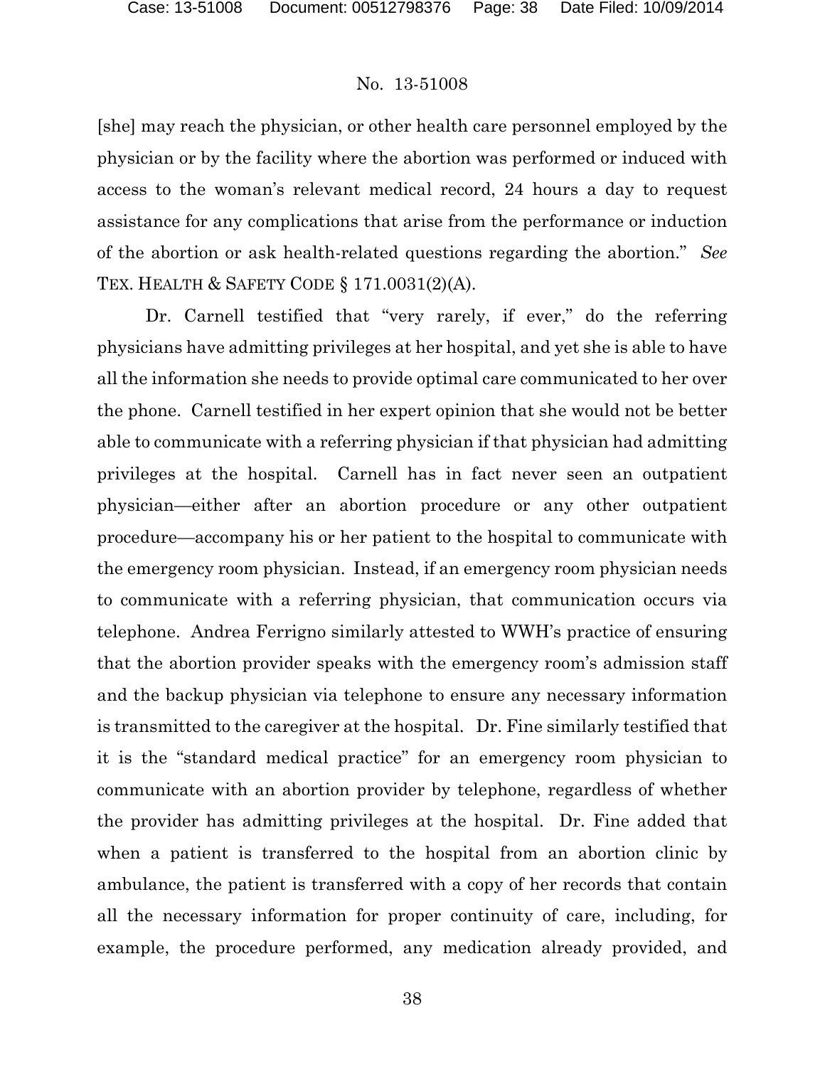[she] may reach the physician, or other health care personnel employed by the physician or by the facility where the abortion was performed or induced with access to the woman's relevant medical record, 24 hours a day to request assistance for any complications that arise from the performance or induction of the abortion or ask health-related questions regarding the abortion." *See* TEX. HEALTH & SAFETY CODE § 171.0031(2)(A).

Dr. Carnell testified that "very rarely, if ever," do the referring physicians have admitting privileges at her hospital, and yet she is able to have all the information she needs to provide optimal care communicated to her over the phone. Carnell testified in her expert opinion that she would not be better able to communicate with a referring physician if that physician had admitting privileges at the hospital. Carnell has in fact never seen an outpatient physician—either after an abortion procedure or any other outpatient procedure—accompany his or her patient to the hospital to communicate with the emergency room physician. Instead, if an emergency room physician needs to communicate with a referring physician, that communication occurs via telephone. Andrea Ferrigno similarly attested to WWH's practice of ensuring that the abortion provider speaks with the emergency room's admission staff and the backup physician via telephone to ensure any necessary information is transmitted to the caregiver at the hospital. Dr. Fine similarly testified that it is the "standard medical practice" for an emergency room physician to communicate with an abortion provider by telephone, regardless of whether the provider has admitting privileges at the hospital. Dr. Fine added that when a patient is transferred to the hospital from an abortion clinic by ambulance, the patient is transferred with a copy of her records that contain all the necessary information for proper continuity of care, including, for example, the procedure performed, any medication already provided, and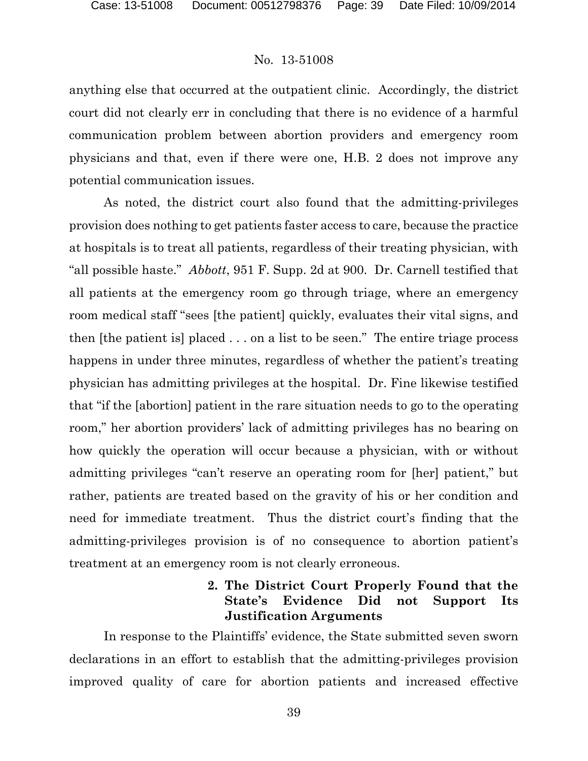anything else that occurred at the outpatient clinic. Accordingly, the district court did not clearly err in concluding that there is no evidence of a harmful communication problem between abortion providers and emergency room physicians and that, even if there were one, H.B. 2 does not improve any potential communication issues.

As noted, the district court also found that the admitting-privileges provision does nothing to get patients faster access to care, because the practice at hospitals is to treat all patients, regardless of their treating physician, with "all possible haste." *Abbott*, 951 F. Supp. 2d at 900. Dr. Carnell testified that all patients at the emergency room go through triage, where an emergency room medical staff "sees [the patient] quickly, evaluates their vital signs, and then [the patient is] placed . . . on a list to be seen." The entire triage process happens in under three minutes, regardless of whether the patient's treating physician has admitting privileges at the hospital. Dr. Fine likewise testified that "if the [abortion] patient in the rare situation needs to go to the operating room," her abortion providers' lack of admitting privileges has no bearing on how quickly the operation will occur because a physician, with or without admitting privileges "can't reserve an operating room for [her] patient," but rather, patients are treated based on the gravity of his or her condition and need for immediate treatment. Thus the district court's finding that the admitting-privileges provision is of no consequence to abortion patient's treatment at an emergency room is not clearly erroneous.

**2. The District Court Properly Found that the State's Evidence Did not Support Its Justification Arguments**

In response to the Plaintiffs' evidence, the State submitted seven sworn declarations in an effort to establish that the admitting-privileges provision improved quality of care for abortion patients and increased effective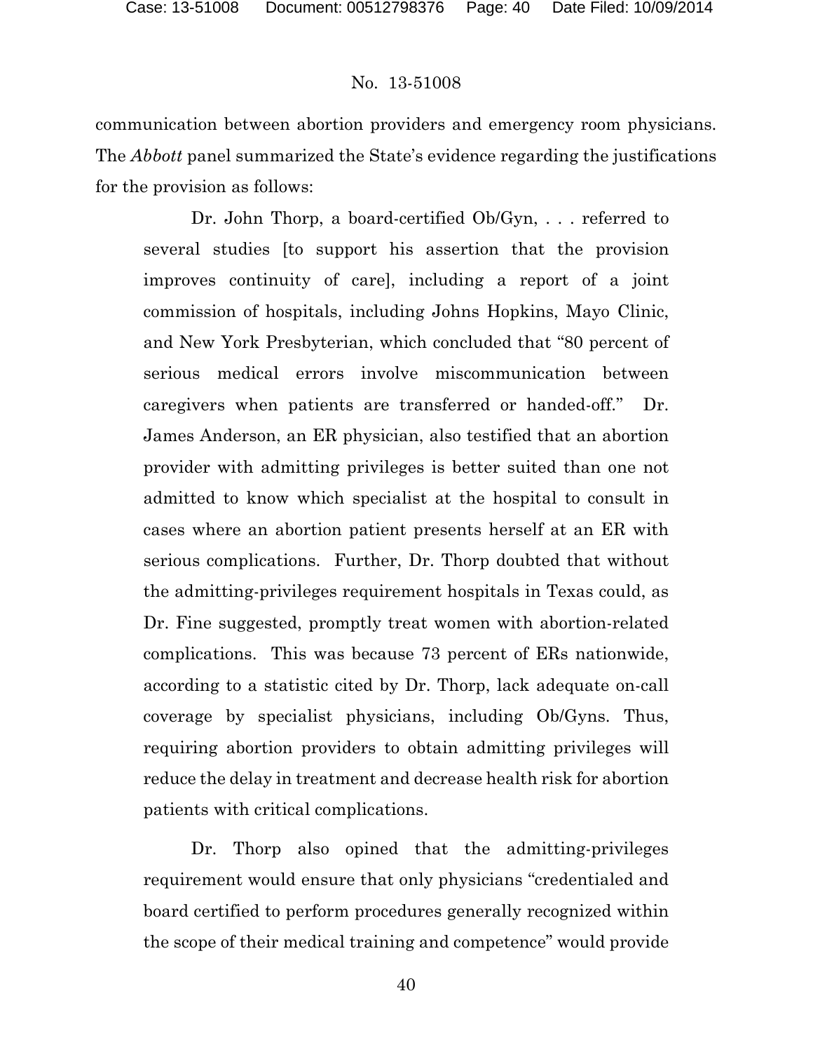communication between abortion providers and emergency room physicians. The *Abbott* panel summarized the State's evidence regarding the justifications for the provision as follows:

> Dr. John Thorp, a board-certified Ob/Gyn, . . . referred to several studies [to support his assertion that the provision improves continuity of care], including a report of a joint commission of hospitals, including Johns Hopkins, Mayo Clinic, and New York Presbyterian, which concluded that "80 percent of serious medical errors involve miscommunication between caregivers when patients are transferred or handed-off." Dr. James Anderson, an ER physician, also testified that an abortion provider with admitting privileges is better suited than one not admitted to know which specialist at the hospital to consult in cases where an abortion patient presents herself at an ER with serious complications. Further, Dr. Thorp doubted that without the admitting-privileges requirement hospitals in Texas could, as Dr. Fine suggested, promptly treat women with abortion-related complications. This was because 73 percent of ERs nationwide, according to a statistic cited by Dr. Thorp, lack adequate on-call coverage by specialist physicians, including Ob/Gyns. Thus, requiring abortion providers to obtain admitting privileges will reduce the delay in treatment and decrease health risk for abortion patients with critical complications.
>
> Dr. Thorp also opined that the admitting-privileges requirement would ensure that only physicians "credentialed and board certified to perform procedures generally recognized within the scope of their medical training and competence" would provide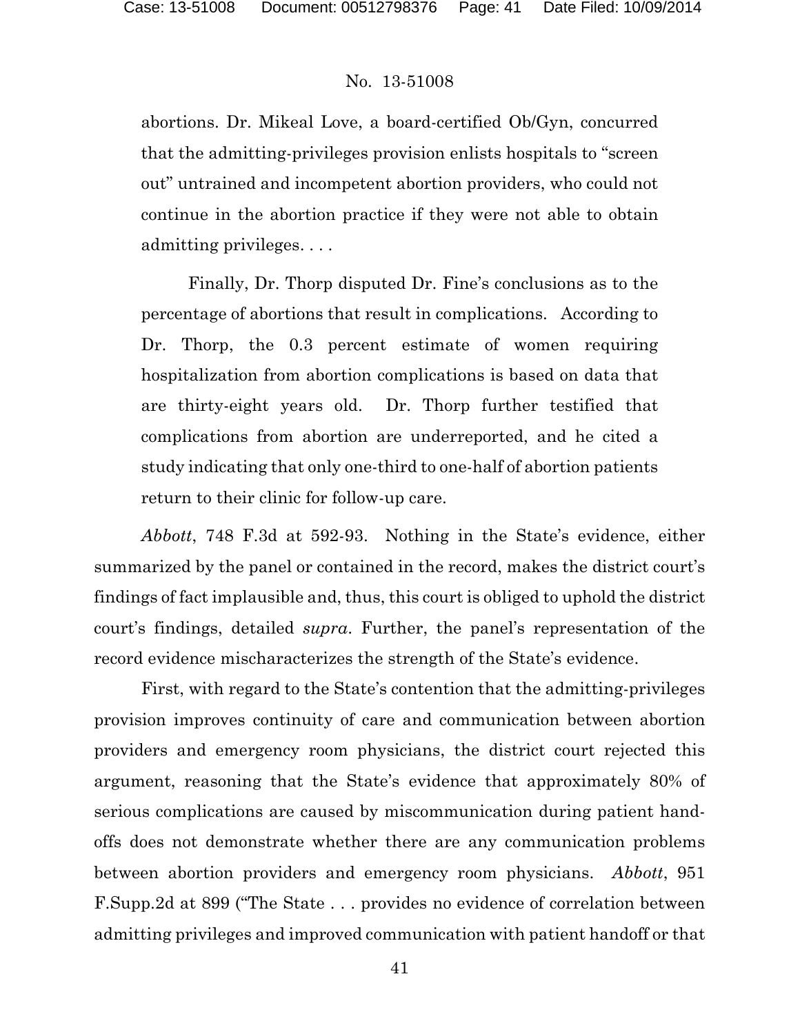abortions. Dr. Mikeal Love, a board-certified Ob/Gyn, concurred that the admitting-privileges provision enlists hospitals to "screen out" untrained and incompetent abortion providers, who could not continue in the abortion practice if they were not able to obtain admitting privileges. . . .

> Finally, Dr. Thorp disputed Dr. Fine's conclusions as to the percentage of abortions that result in complications. According to Dr. Thorp, the 0.3 percent estimate of women requiring hospitalization from abortion complications is based on data that are thirty-eight years old. Dr. Thorp further testified that complications from abortion are underreported, and he cited a study indicating that only one-third to one-half of abortion patients return to their clinic for follow-up care.

*Abbott*, 748 F.3d at 592-93. Nothing in the State's evidence, either summarized by the panel or contained in the record, makes the district court's findings of fact implausible and, thus, this court is obliged to uphold the district court's findings, detailed *supra*. Further, the panel's representation of the record evidence mischaracterizes the strength of the State's evidence.

First, with regard to the State's contention that the admitting-privileges provision improves continuity of care and communication between abortion providers and emergency room physicians, the district court rejected this argument, reasoning that the State's evidence that approximately 80% of serious complications are caused by miscommunication during patient hand-offs does not demonstrate whether there are any communication problems between abortion providers and emergency room physicians. *Abbott*, 951 F.Supp.2d at 899 ("The State . . . provides no evidence of correlation between admitting privileges and improved communication with patient handoff or that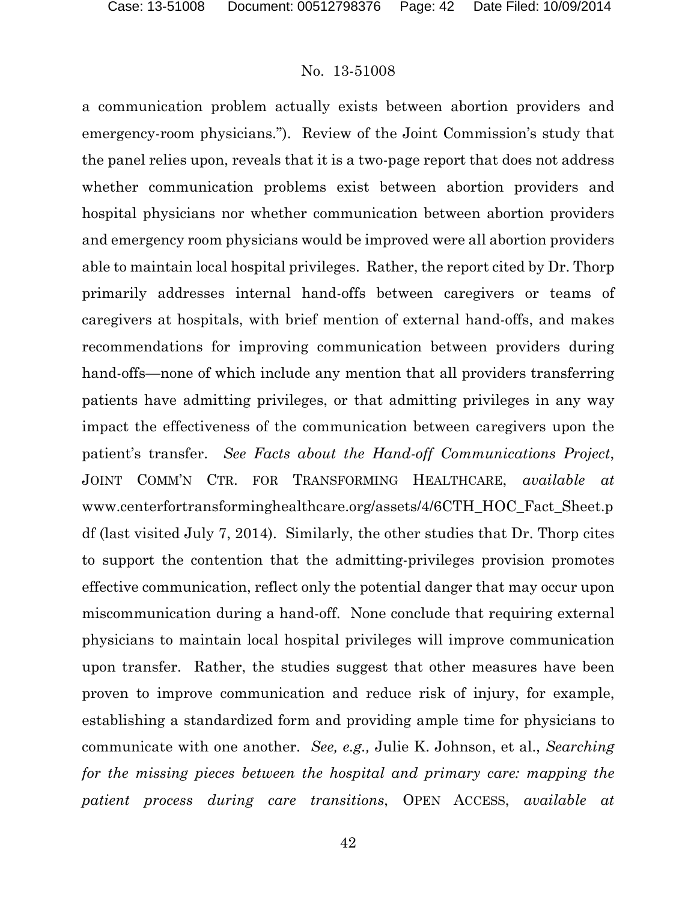a communication problem actually exists between abortion providers and emergency-room physicians."). Review of the Joint Commission's study that the panel relies upon, reveals that it is a two-page report that does not address whether communication problems exist between abortion providers and hospital physicians nor whether communication between abortion providers and emergency room physicians would be improved were all abortion providers able to maintain local hospital privileges. Rather, the report cited by Dr. Thorp primarily addresses internal hand-offs between caregivers or teams of caregivers at hospitals, with brief mention of external hand-offs, and makes recommendations for improving communication between providers during hand-offs—none of which include any mention that all providers transferring patients have admitting privileges, or that admitting privileges in any way impact the effectiveness of the communication between caregivers upon the patient's transfer. *See Facts about the Hand-off Communications Project*, JOINT COMM'N CTR. FOR TRANSFORMING HEALTHCARE, *available at* www.centerfortransforminghealthcare.org/assets/4/6CTH_HOC_Fact_Sheet.pdf (last visited July 7, 2014). Similarly, the other studies that Dr. Thorp cites to support the contention that the admitting-privileges provision promotes effective communication, reflect only the potential danger that may occur upon miscommunication during a hand-off. None conclude that requiring external physicians to maintain local hospital privileges will improve communication upon transfer. Rather, the studies suggest that other measures have been proven to improve communication and reduce risk of injury, for example, establishing a standardized form and providing ample time for physicians to communicate with one another. *See, e.g.,* Julie K. Johnson, et al., *Searching for the missing pieces between the hospital and primary care: mapping the patient process during care transitions*, OPEN ACCESS, *available at*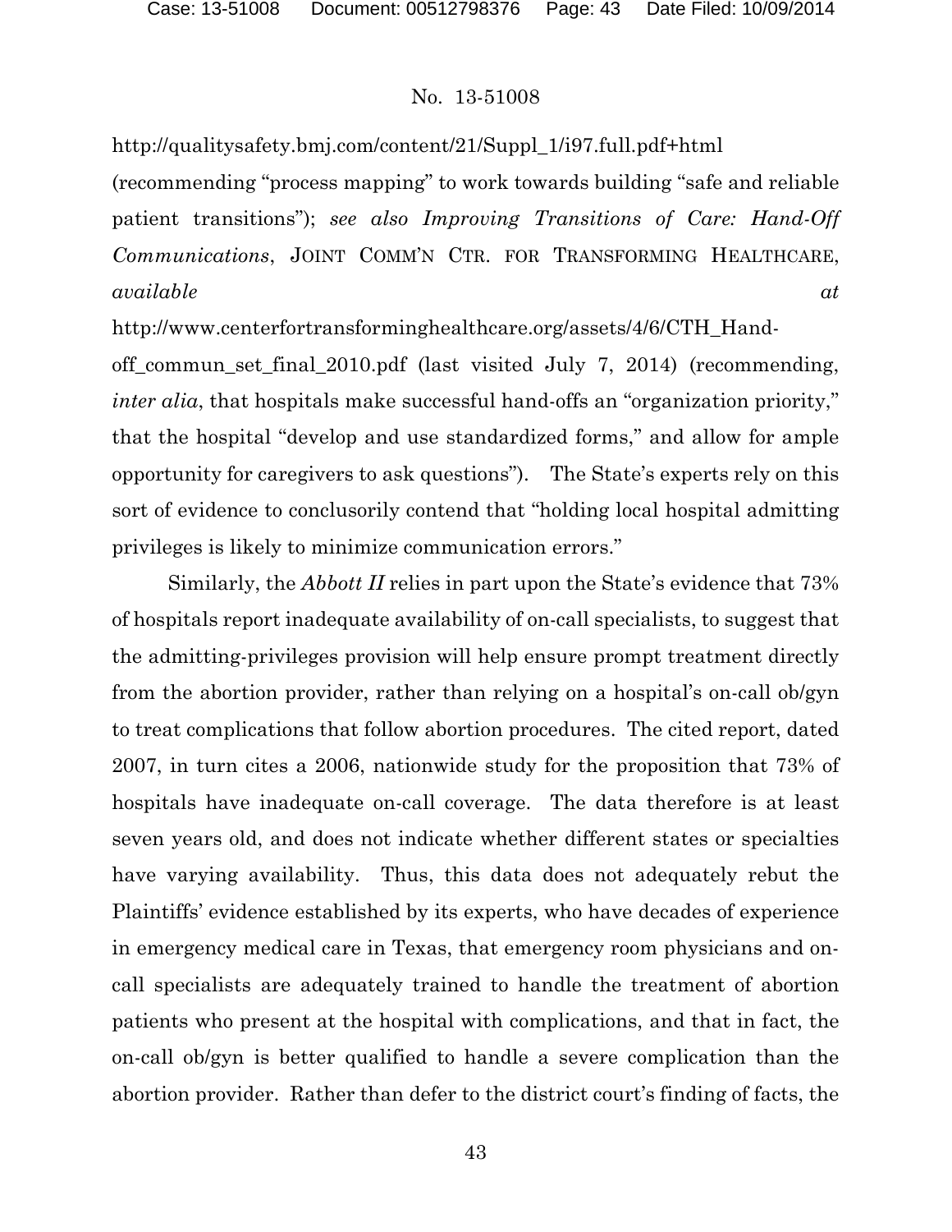http://qualitysafety.bmj.com/content/21/Suppl_1/i97.full.pdf+html (recommending "process mapping" to work towards building "safe and reliable patient transitions"); *see also Improving Transitions of Care: Hand-Off Communications*, JOINT COMM'N CTR. FOR TRANSFORMING HEALTHCARE, *available at* http://www.centerfortransforminghealthcare.org/assets/4/6/CTH_Hand-off_commun_set_final_2010.pdf (last visited July 7, 2014) (recommending, *inter alia*, that hospitals make successful hand-offs an "organization priority," that the hospital "develop and use standardized forms," and allow for ample opportunity for caregivers to ask questions"). The State's experts rely on this sort of evidence to conclusorily contend that "holding local hospital admitting privileges is likely to minimize communication errors."

Similarly, the *Abbott II* relies in part upon the State's evidence that 73% of hospitals report inadequate availability of on-call specialists, to suggest that the admitting-privileges provision will help ensure prompt treatment directly from the abortion provider, rather than relying on a hospital's on-call ob/gyn to treat complications that follow abortion procedures. The cited report, dated 2007, in turn cites a 2006, nationwide study for the proposition that 73% of hospitals have inadequate on-call coverage. The data therefore is at least seven years old, and does not indicate whether different states or specialties have varying availability. Thus, this data does not adequately rebut the Plaintiffs' evidence established by its experts, who have decades of experience in emergency medical care in Texas, that emergency room physicians and on-call specialists are adequately trained to handle the treatment of abortion patients who present at the hospital with complications, and that in fact, the on-call ob/gyn is better qualified to handle a severe complication than the abortion provider. Rather than defer to the district court's finding of facts, the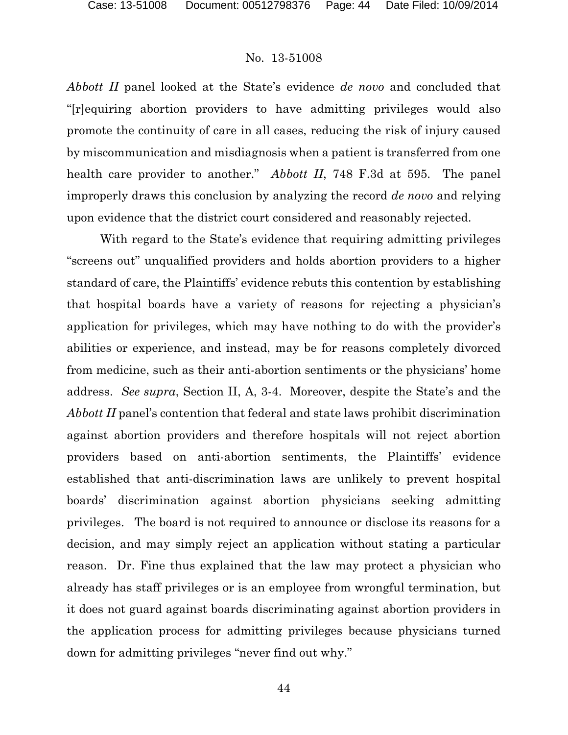*Abbott II* panel looked at the State's evidence *de novo* and concluded that "[r]equiring abortion providers to have admitting privileges would also promote the continuity of care in all cases, reducing the risk of injury caused by miscommunication and misdiagnosis when a patient is transferred from one health care provider to another." *Abbott II*, 748 F.3d at 595. The panel improperly draws this conclusion by analyzing the record *de novo* and relying upon evidence that the district court considered and reasonably rejected.

With regard to the State's evidence that requiring admitting privileges "screens out" unqualified providers and holds abortion providers to a higher standard of care, the Plaintiffs' evidence rebuts this contention by establishing that hospital boards have a variety of reasons for rejecting a physician's application for privileges, which may have nothing to do with the provider's abilities or experience, and instead, may be for reasons completely divorced from medicine, such as their anti-abortion sentiments or the physicians' home address. *See supra*, Section II, A, 3-4. Moreover, despite the State's and the *Abbott II* panel's contention that federal and state laws prohibit discrimination against abortion providers and therefore hospitals will not reject abortion providers based on anti-abortion sentiments, the Plaintiffs' evidence established that anti-discrimination laws are unlikely to prevent hospital boards' discrimination against abortion physicians seeking admitting privileges. The board is not required to announce or disclose its reasons for a decision, and may simply reject an application without stating a particular reason. Dr. Fine thus explained that the law may protect a physician who already has staff privileges or is an employee from wrongful termination, but it does not guard against boards discriminating against abortion providers in the application process for admitting privileges because physicians turned down for admitting privileges "never find out why."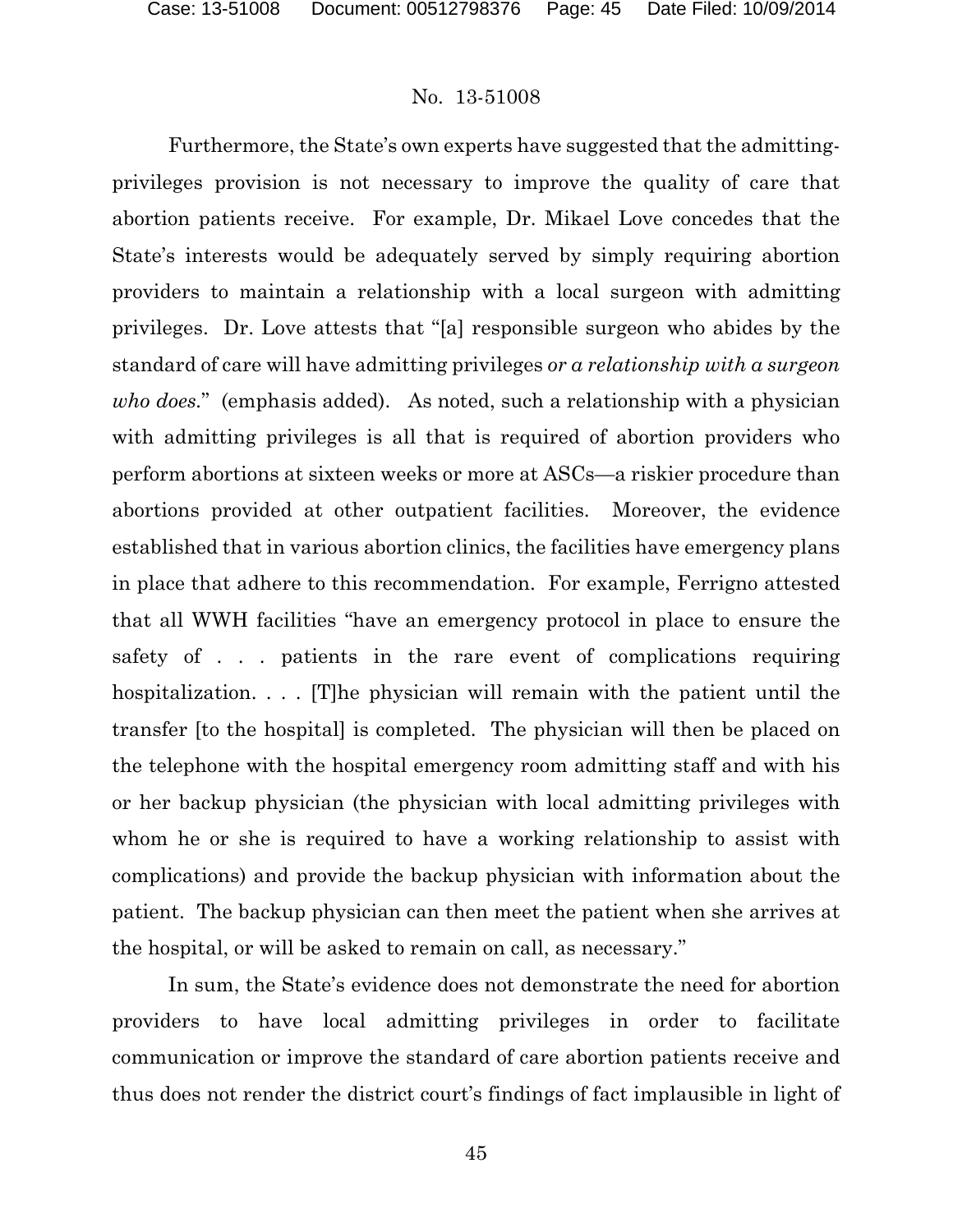No. 13-51008

Furthermore, the State's own experts have suggested that the admitting-privileges provision is not necessary to improve the quality of care that abortion patients receive. For example, Dr. Mikael Love concedes that the State's interests would be adequately served by simply requiring abortion providers to maintain a relationship with a local surgeon with admitting privileges. Dr. Love attests that "[a] responsible surgeon who abides by the standard of care will have admitting privileges *or a relationship with a surgeon who does*." (emphasis added). As noted, such a relationship with a physician with admitting privileges is all that is required of abortion providers who perform abortions at sixteen weeks or more at ASCs—a riskier procedure than abortions provided at other outpatient facilities. Moreover, the evidence established that in various abortion clinics, the facilities have emergency plans in place that adhere to this recommendation. For example, Ferrigno attested that all WWH facilities "have an emergency protocol in place to ensure the safety of . . . patients in the rare event of complications requiring hospitalization. . . . [T]he physician will remain with the patient until the transfer [to the hospital] is completed. The physician will then be placed on the telephone with the hospital emergency room admitting staff and with his or her backup physician (the physician with local admitting privileges with whom he or she is required to have a working relationship to assist with complications) and provide the backup physician with information about the patient. The backup physician can then meet the patient when she arrives at the hospital, or will be asked to remain on call, as necessary."

In sum, the State's evidence does not demonstrate the need for abortion providers to have local admitting privileges in order to facilitate communication or improve the standard of care abortion patients receive and thus does not render the district court's findings of fact implausible in light of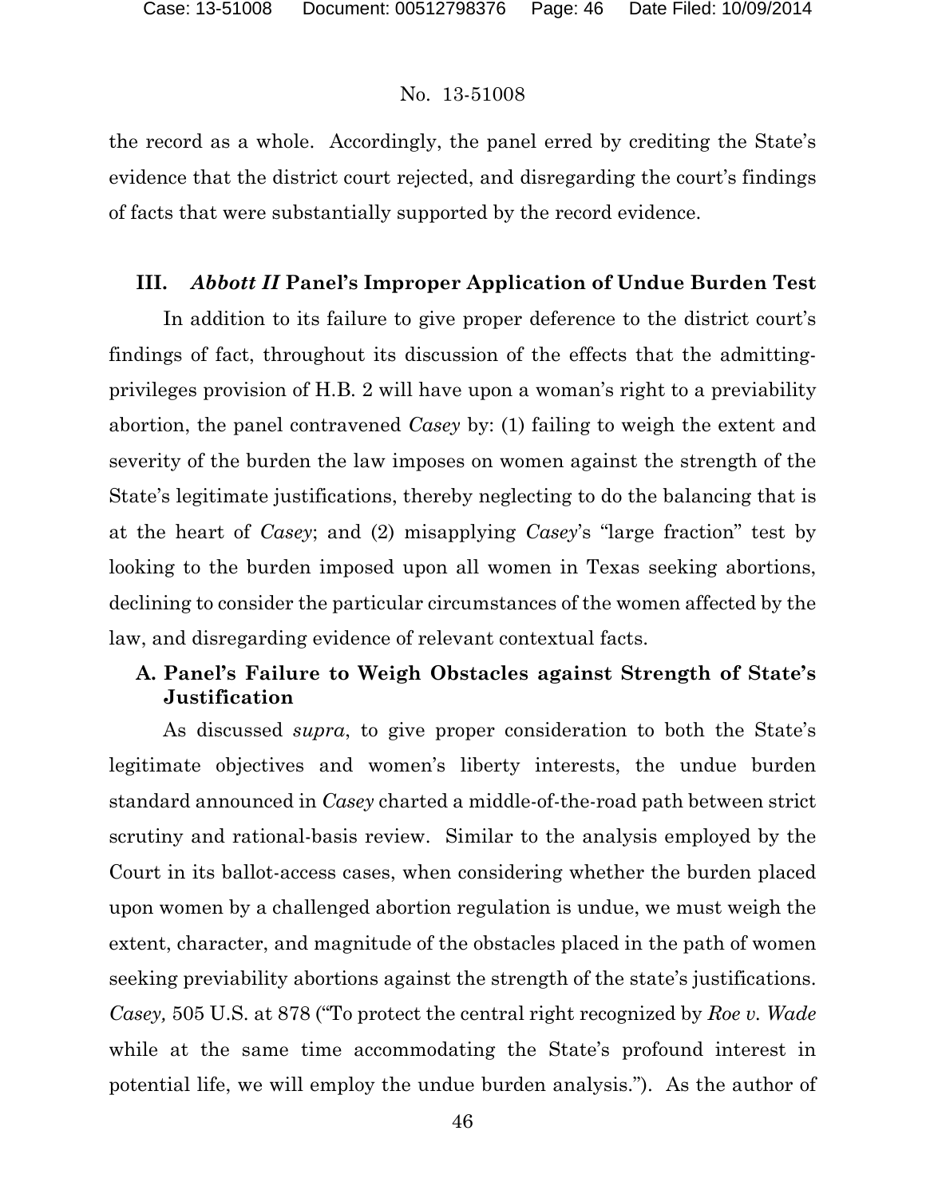the record as a whole. Accordingly, the panel erred by crediting the State's evidence that the district court rejected, and disregarding the court's findings of facts that were substantially supported by the record evidence.

## III. *Abbott II* Panel's Improper Application of Undue Burden Test

In addition to its failure to give proper deference to the district court's findings of fact, throughout its discussion of the effects that the admitting-privileges provision of H.B. 2 will have upon a woman's right to a previability abortion, the panel contravened *Casey* by: (1) failing to weigh the extent and severity of the burden the law imposes on women against the strength of the State's legitimate justifications, thereby neglecting to do the balancing that is at the heart of *Casey*; and (2) misapplying *Casey*'s "large fraction" test by looking to the burden imposed upon all women in Texas seeking abortions, declining to consider the particular circumstances of the women affected by the law, and disregarding evidence of relevant contextual facts.

### A. Panel's Failure to Weigh Obstacles against Strength of State's Justification

As discussed *supra*, to give proper consideration to both the State's legitimate objectives and women's liberty interests, the undue burden standard announced in *Casey* charted a middle-of-the-road path between strict scrutiny and rational-basis review. Similar to the analysis employed by the Court in its ballot-access cases, when considering whether the burden placed upon women by a challenged abortion regulation is undue, we must weigh the extent, character, and magnitude of the obstacles placed in the path of women seeking previability abortions against the strength of the state's justifications. *Casey,* 505 U.S. at 878 ("To protect the central right recognized by *Roe v. Wade* while at the same time accommodating the State's profound interest in potential life, we will employ the undue burden analysis."). As the author of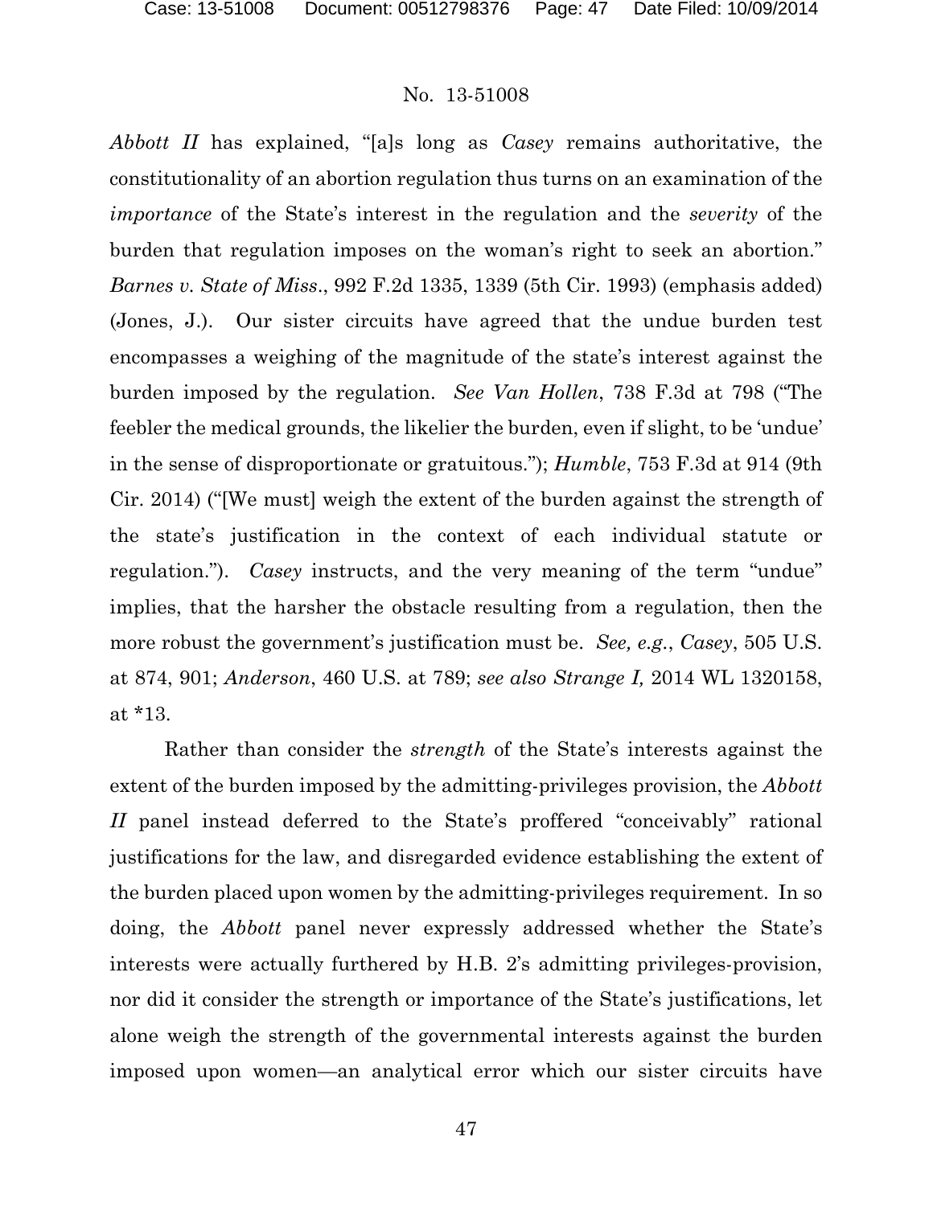*Abbott II* has explained, "[a]s long as *Casey* remains authoritative, the constitutionality of an abortion regulation thus turns on an examination of the *importance* of the State's interest in the regulation and the *severity* of the burden that regulation imposes on the woman's right to seek an abortion." *Barnes v. State of Miss*., 992 F.2d 1335, 1339 (5th Cir. 1993) (emphasis added) (Jones, J.). Our sister circuits have agreed that the undue burden test encompasses a weighing of the magnitude of the state's interest against the burden imposed by the regulation. *See Van Hollen*, 738 F.3d at 798 ("The feebler the medical grounds, the likelier the burden, even if slight, to be 'undue' in the sense of disproportionate or gratuitous."); *Humble*, 753 F.3d at 914 (9th Cir. 2014) ("[We must] weigh the extent of the burden against the strength of the state's justification in the context of each individual statute or regulation."). *Casey* instructs, and the very meaning of the term "undue" implies, that the harsher the obstacle resulting from a regulation, then the more robust the government's justification must be. *See, e.g.*, *Casey*, 505 U.S. at 874, 901; *Anderson*, 460 U.S. at 789; *see also Strange I,* 2014 WL 1320158, at *13.

Rather than consider the *strength* of the State's interests against the extent of the burden imposed by the admitting-privileges provision, the *Abbott II* panel instead deferred to the State's proffered "conceivably" rational justifications for the law, and disregarded evidence establishing the extent of the burden placed upon women by the admitting-privileges requirement. In so doing, the *Abbott* panel never expressly addressed whether the State's interests were actually furthered by H.B. 2's admitting privileges-provision, nor did it consider the strength or importance of the State's justifications, let alone weigh the strength of the governmental interests against the burden imposed upon women—an analytical error which our sister circuits have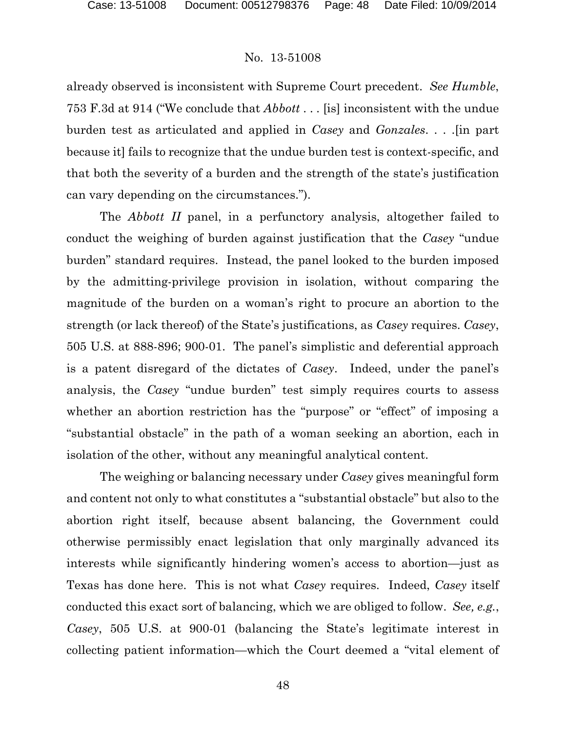already observed is inconsistent with Supreme Court precedent. *See Humble*, 753 F.3d at 914 ("We conclude that *Abbott* . . . [is] inconsistent with the undue burden test as articulated and applied in *Casey* and *Gonzales*. . . .[in part because it] fails to recognize that the undue burden test is context-specific, and that both the severity of a burden and the strength of the state's justification can vary depending on the circumstances.").

The *Abbott II* panel, in a perfunctory analysis, altogether failed to conduct the weighing of burden against justification that the *Casey* "undue burden" standard requires. Instead, the panel looked to the burden imposed by the admitting-privilege provision in isolation, without comparing the magnitude of the burden on a woman's right to procure an abortion to the strength (or lack thereof) of the State's justifications, as *Casey* requires. *Casey*, 505 U.S. at 888-896; 900-01. The panel's simplistic and deferential approach is a patent disregard of the dictates of *Casey*. Indeed, under the panel's analysis, the *Casey* "undue burden" test simply requires courts to assess whether an abortion restriction has the "purpose" or "effect" of imposing a "substantial obstacle" in the path of a woman seeking an abortion, each in isolation of the other, without any meaningful analytical content.

The weighing or balancing necessary under *Casey* gives meaningful form and content not only to what constitutes a "substantial obstacle" but also to the abortion right itself, because absent balancing, the Government could otherwise permissibly enact legislation that only marginally advanced its interests while significantly hindering women's access to abortion—just as Texas has done here. This is not what *Casey* requires. Indeed, *Casey* itself conducted this exact sort of balancing, which we are obliged to follow. *See, e.g.*, *Casey*, 505 U.S. at 900-01 (balancing the State's legitimate interest in collecting patient information—which the Court deemed a "vital element of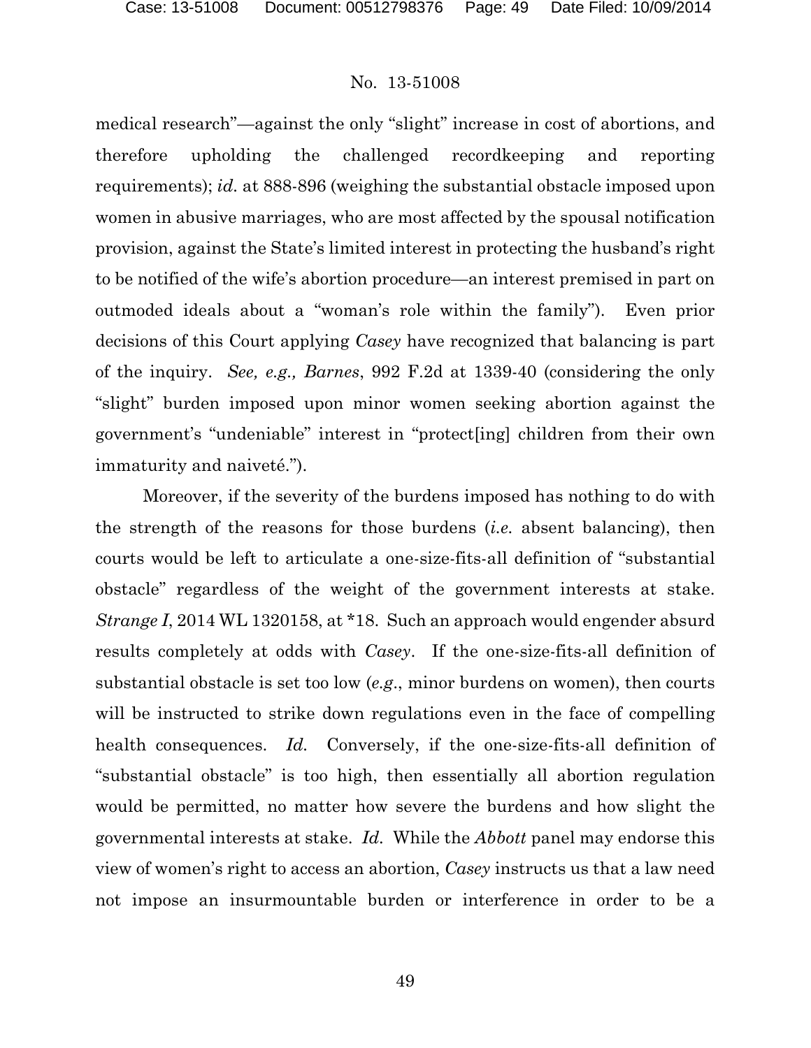medical research"—against the only "slight" increase in cost of abortions, and therefore upholding the challenged recordkeeping and reporting requirements); *id.* at 888-896 (weighing the substantial obstacle imposed upon women in abusive marriages, who are most affected by the spousal notification provision, against the State's limited interest in protecting the husband's right to be notified of the wife's abortion procedure—an interest premised in part on outmoded ideals about a "woman's role within the family"). Even prior decisions of this Court applying *Casey* have recognized that balancing is part of the inquiry. *See, e.g., Barnes*, 992 F.2d at 1339-40 (considering the only "slight" burden imposed upon minor women seeking abortion against the government's "undeniable" interest in "protect[ing] children from their own immaturity and naiveté.").

Moreover, if the severity of the burdens imposed has nothing to do with the strength of the reasons for those burdens (*i.e.* absent balancing), then courts would be left to articulate a one-size-fits-all definition of "substantial obstacle" regardless of the weight of the government interests at stake. *Strange I*, 2014 WL 1320158, at *18. Such an approach would engender absurd results completely at odds with *Casey*. If the one-size-fits-all definition of substantial obstacle is set too low (*e.g.*, minor burdens on women), then courts will be instructed to strike down regulations even in the face of compelling health consequences. *Id.* Conversely, if the one-size-fits-all definition of "substantial obstacle" is too high, then essentially all abortion regulation would be permitted, no matter how severe the burdens and how slight the governmental interests at stake. *Id.* While the *Abbott* panel may endorse this view of women's right to access an abortion, *Casey* instructs us that a law need not impose an insurmountable burden or interference in order to be a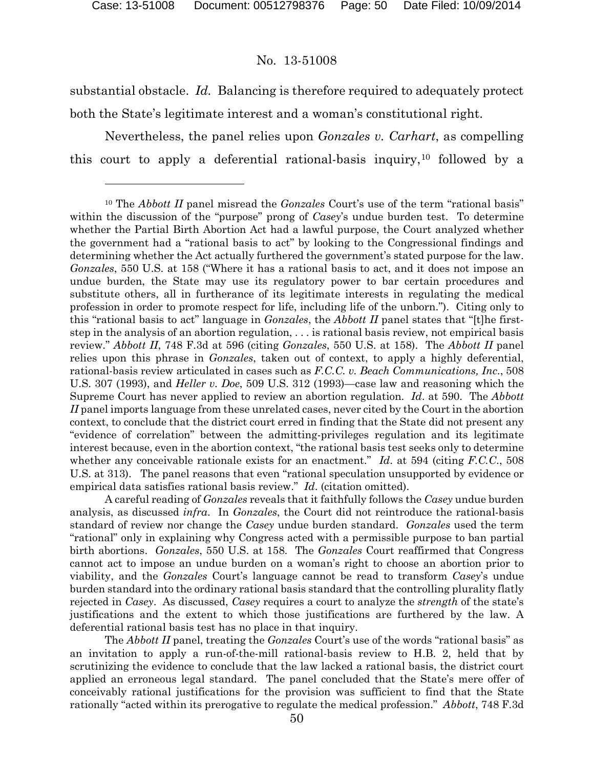substantial obstacle. *Id.* Balancing is therefore required to adequately protect both the State's legitimate interest and a woman's constitutional right.

Nevertheless, the panel relies upon *Gonzales v. Carhart*, as compelling this court to apply a deferential rational-basis inquiry,[10] followed by a

---

[10] The *Abbott II* panel misread the *Gonzales* Court's use of the term "rational basis" within the discussion of the "purpose" prong of *Casey*'s undue burden test. To determine whether the Partial Birth Abortion Act had a lawful purpose, the Court analyzed whether the government had a "rational basis to act" by looking to the Congressional findings and determining whether the Act actually furthered the government's stated purpose for the law. *Gonzales*, 550 U.S. at 158 ("Where it has a rational basis to act, and it does not impose an undue burden, the State may use its regulatory power to bar certain procedures and substitute others, all in furtherance of its legitimate interests in regulating the medical profession in order to promote respect for life, including life of the unborn."). Citing only to this "rational basis to act" language in *Gonzales*, the *Abbott II* panel states that "[t]he first-step in the analysis of an abortion regulation, . . . is rational basis review, not empirical basis review." *Abbott II*, 748 F.3d at 596 (citing *Gonzales*, 550 U.S. at 158). The *Abbott II* panel relies upon this phrase in *Gonzales*, taken out of context, to apply a highly deferential, rational-basis review articulated in cases such as *F.C.C. v. Beach Communications, Inc.*, 508 U.S. 307 (1993), and *Heller v. Doe*, 509 U.S. 312 (1993)—case law and reasoning which the Supreme Court has never applied to review an abortion regulation. *Id*. at 590. The *Abbott II* panel imports language from these unrelated cases, never cited by the Court in the abortion context, to conclude that the district court erred in finding that the State did not present any "evidence of correlation" between the admitting-privileges regulation and its legitimate interest because, even in the abortion context, "the rational basis test seeks only to determine whether any conceivable rationale exists for an enactment." *Id*. at 594 (citing *F.C.C.*, 508 U.S. at 313). The panel reasons that even "rational speculation unsupported by evidence or empirical data satisfies rational basis review." *Id*. (citation omitted).

A careful reading of *Gonzales* reveals that it faithfully follows the *Casey* undue burden analysis, as discussed *infra*. In *Gonzales*, the Court did not reintroduce the rational-basis standard of review nor change the *Casey* undue burden standard. *Gonzales* used the term "rational" only in explaining why Congress acted with a permissible purpose to ban partial birth abortions. *Gonzales*, 550 U.S. at 158. The *Gonzales* Court reaffirmed that Congress cannot act to impose an undue burden on a woman's right to choose an abortion prior to viability, and the *Gonzales* Court's language cannot be read to transform *Casey*'s undue burden standard into the ordinary rational basis standard that the controlling plurality flatly rejected in *Casey*. As discussed, *Casey* requires a court to analyze the *strength* of the state's justifications and the extent to which those justifications are furthered by the law. A deferential rational basis test has no place in that inquiry.

The *Abbott II* panel, treating the *Gonzales* Court's use of the words "rational basis" as an invitation to apply a run-of-the-mill rational-basis review to H.B. 2, held that by scrutinizing the evidence to conclude that the law lacked a rational basis, the district court applied an erroneous legal standard. The panel concluded that the State's mere offer of conceivably rational justifications for the provision was sufficient to find that the State rationally "acted within its prerogative to regulate the medical profession." *Abbott*, 748 F.3d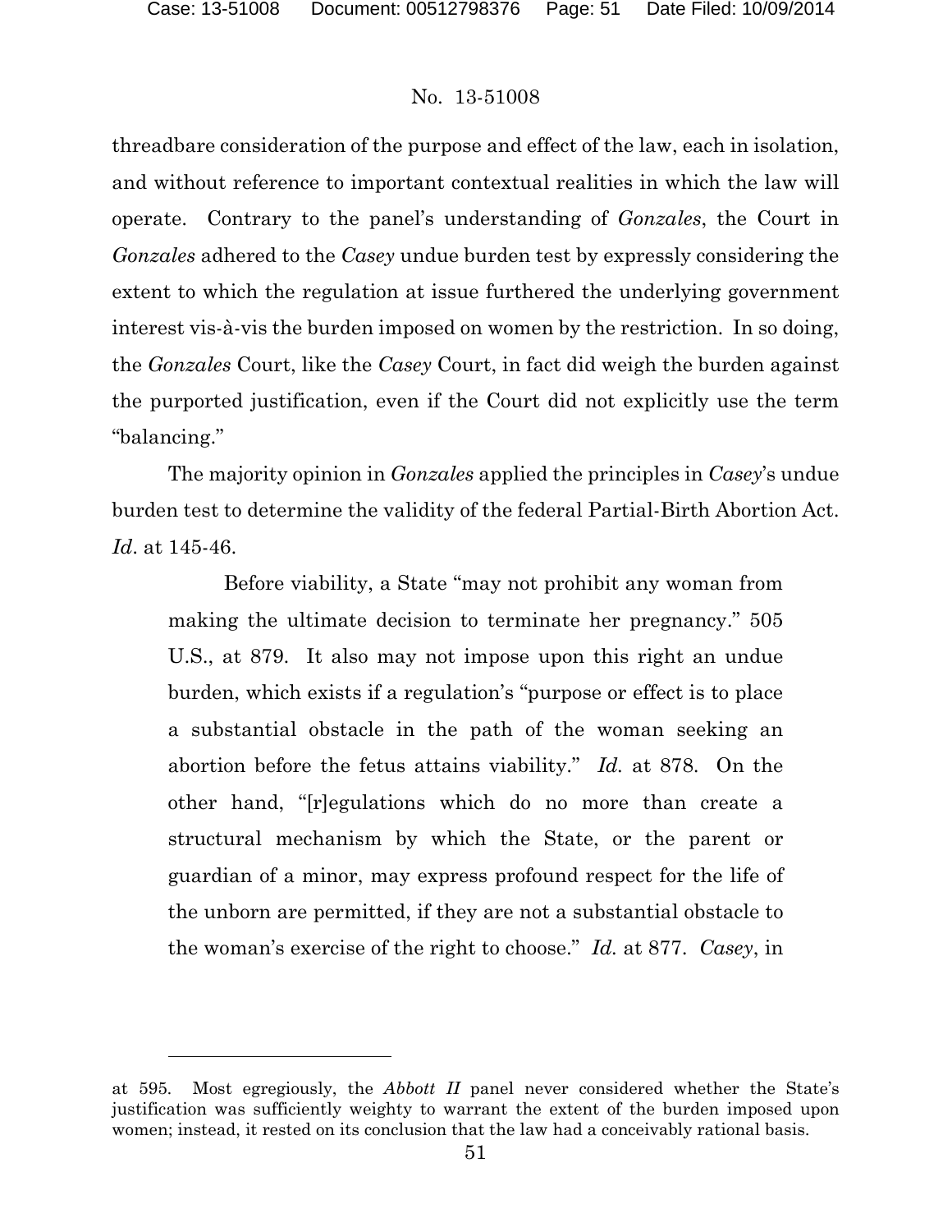threadbare consideration of the purpose and effect of the law, each in isolation, and without reference to important contextual realities in which the law will operate. Contrary to the panel's understanding of *Gonzales*, the Court in *Gonzales* adhered to the *Casey* undue burden test by expressly considering the extent to which the regulation at issue furthered the underlying government interest vis-à-vis the burden imposed on women by the restriction. In so doing, the *Gonzales* Court, like the *Casey* Court, in fact did weigh the burden against the purported justification, even if the Court did not explicitly use the term "balancing."

The majority opinion in *Gonzales* applied the principles in *Casey*'s undue burden test to determine the validity of the federal Partial-Birth Abortion Act. *Id*. at 145-46.

> Before viability, a State "may not prohibit any woman from making the ultimate decision to terminate her pregnancy." 505 U.S., at 879. It also may not impose upon this right an undue burden, which exists if a regulation's "purpose or effect is to place a substantial obstacle in the path of the woman seeking an abortion before the fetus attains viability." *Id.* at 878. On the other hand, "[r]egulations which do no more than create a structural mechanism by which the State, or the parent or guardian of a minor, may express profound respect for the life of the unborn are permitted, if they are not a substantial obstacle to the woman's exercise of the right to choose." *Id.* at 877. *Casey*, in

---

at 595. Most egregiously, the *Abbott II* panel never considered whether the State's justification was sufficiently weighty to warrant the extent of the burden imposed upon women; instead, it rested on its conclusion that the law had a conceivably rational basis.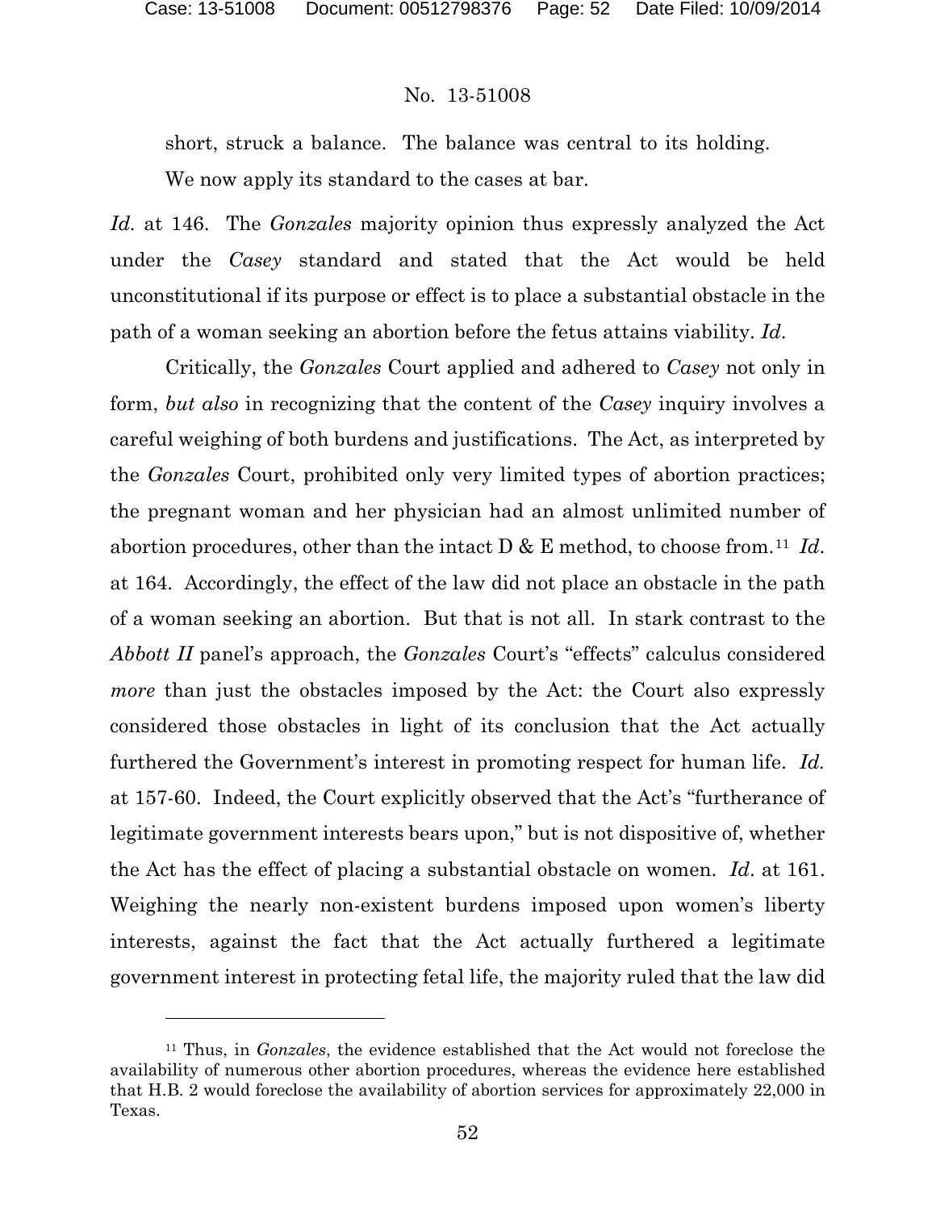short, struck a balance. The balance was central to its holding. We now apply its standard to the cases at bar.

*Id.* at 146. The *Gonzales* majority opinion thus expressly analyzed the Act under the *Casey* standard and stated that the Act would be held unconstitutional if its purpose or effect is to place a substantial obstacle in the path of a woman seeking an abortion before the fetus attains viability. *Id.*

Critically, the *Gonzales* Court applied and adhered to *Casey* not only in form, *but also* in recognizing that the content of the *Casey* inquiry involves a careful weighing of both burdens and justifications. The Act, as interpreted by the *Gonzales* Court, prohibited only very limited types of abortion practices; the pregnant woman and her physician had an almost unlimited number of abortion procedures, other than the intact D & E method, to choose from.[11] *Id.* at 164. Accordingly, the effect of the law did not place an obstacle in the path of a woman seeking an abortion. But that is not all. In stark contrast to the *Abbott II* panel's approach, the *Gonzales* Court's "effects" calculus considered *more* than just the obstacles imposed by the Act: the Court also expressly considered those obstacles in light of its conclusion that the Act actually furthered the Government's interest in promoting respect for human life. *Id.* at 157-60. Indeed, the Court explicitly observed that the Act's "furtherance of legitimate government interests bears upon," but is not dispositive of, whether the Act has the effect of placing a substantial obstacle on women. *Id.* at 161. Weighing the nearly non-existent burdens imposed upon women's liberty interests, against the fact that the Act actually furthered a legitimate government interest in protecting fetal life, the majority ruled that the law did

---

[11] Thus, in *Gonzales*, the evidence established that the Act would not foreclose the availability of numerous other abortion procedures, whereas the evidence here established that H.B. 2 would foreclose the availability of abortion services for approximately 22,000 in Texas.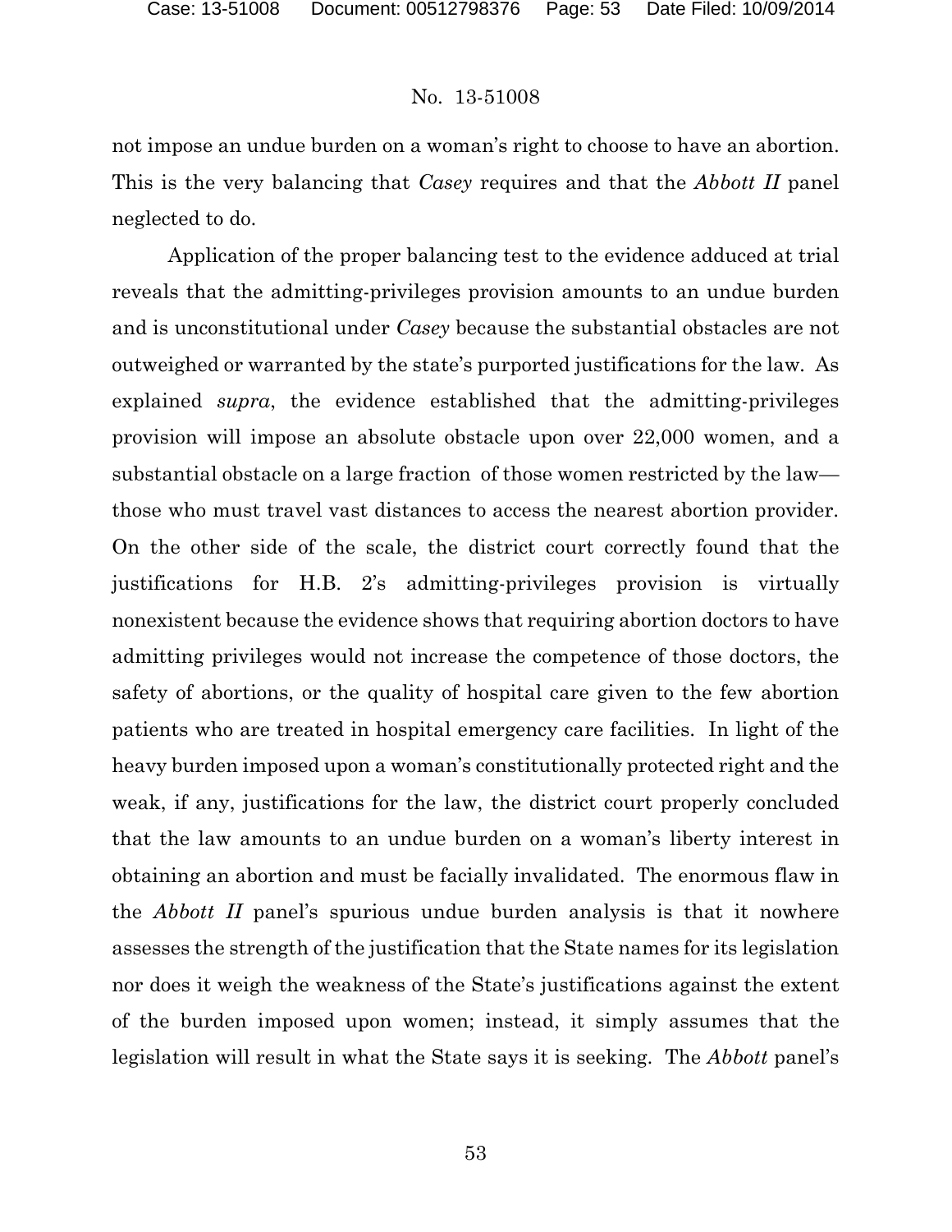not impose an undue burden on a woman's right to choose to have an abortion. This is the very balancing that *Casey* requires and that the *Abbott II* panel neglected to do.

Application of the proper balancing test to the evidence adduced at trial reveals that the admitting-privileges provision amounts to an undue burden and is unconstitutional under *Casey* because the substantial obstacles are not outweighed or warranted by the state's purported justifications for the law. As explained *supra*, the evidence established that the admitting-privileges provision will impose an absolute obstacle upon over 22,000 women, and a substantial obstacle on a large fraction of those women restricted by the law—those who must travel vast distances to access the nearest abortion provider. On the other side of the scale, the district court correctly found that the justifications for H.B. 2's admitting-privileges provision is virtually nonexistent because the evidence shows that requiring abortion doctors to have admitting privileges would not increase the competence of those doctors, the safety of abortions, or the quality of hospital care given to the few abortion patients who are treated in hospital emergency care facilities. In light of the heavy burden imposed upon a woman's constitutionally protected right and the weak, if any, justifications for the law, the district court properly concluded that the law amounts to an undue burden on a woman's liberty interest in obtaining an abortion and must be facially invalidated. The enormous flaw in the *Abbott II* panel's spurious undue burden analysis is that it nowhere assesses the strength of the justification that the State names for its legislation nor does it weigh the weakness of the State's justifications against the extent of the burden imposed upon women; instead, it simply assumes that the legislation will result in what the State says it is seeking. The *Abbott* panel's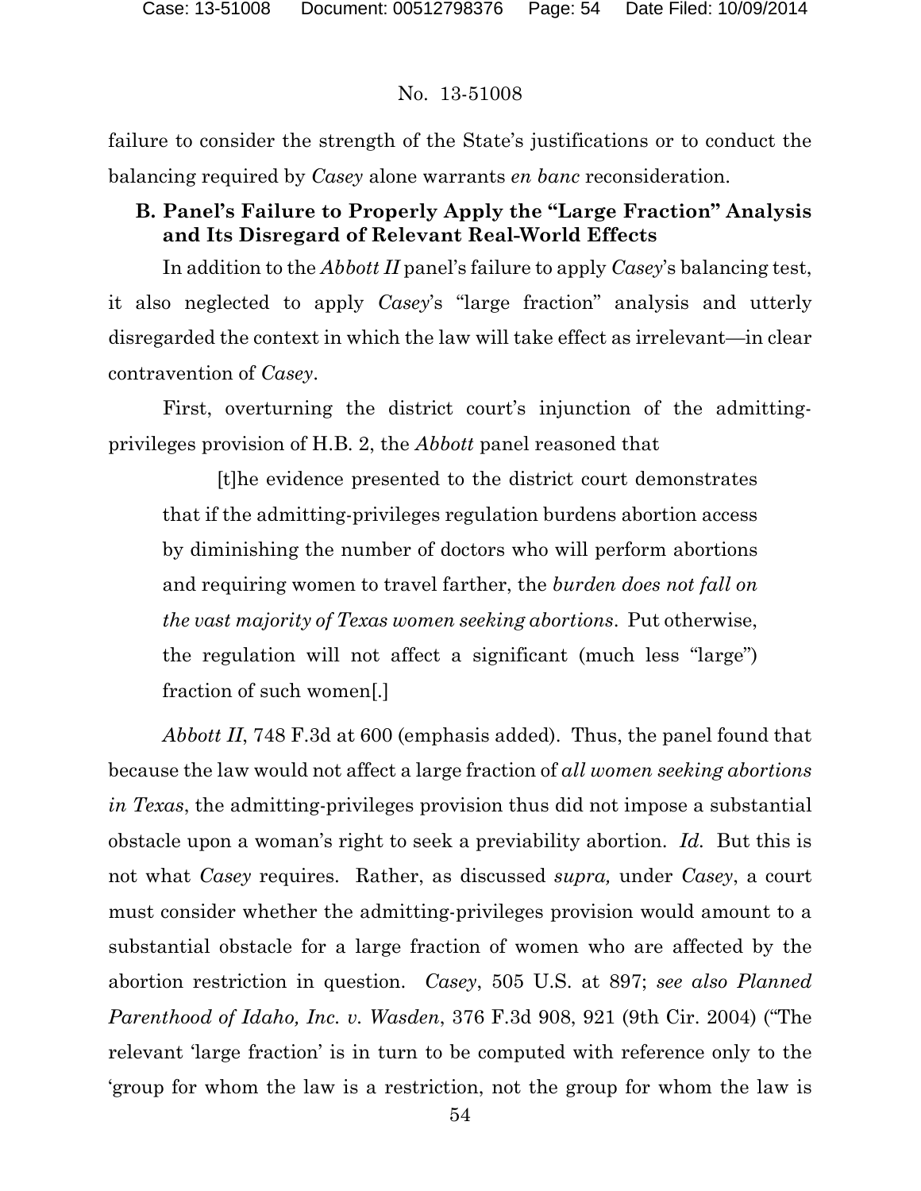failure to consider the strength of the State's justifications or to conduct the balancing required by *Casey* alone warrants *en banc* reconsideration.

### B. Panel's Failure to Properly Apply the "Large Fraction" Analysis and Its Disregard of Relevant Real-World Effects

In addition to the *Abbott II* panel's failure to apply *Casey*'s balancing test, it also neglected to apply *Casey*'s "large fraction" analysis and utterly disregarded the context in which the law will take effect as irrelevant—in clear contravention of *Casey*.

First, overturning the district court's injunction of the admitting-privileges provision of H.B. 2, the *Abbott* panel reasoned that

> [t]he evidence presented to the district court demonstrates that if the admitting-privileges regulation burdens abortion access by diminishing the number of doctors who will perform abortions and requiring women to travel farther, the *burden does not fall on the vast majority of Texas women seeking abortions*. Put otherwise, the regulation will not affect a significant (much less "large") fraction of such women[.]

*Abbott II*, 748 F.3d at 600 (emphasis added). Thus, the panel found that because the law would not affect a large fraction of *all women seeking abortions in Texas*, the admitting-privileges provision thus did not impose a substantial obstacle upon a woman's right to seek a previability abortion. *Id.* But this is not what *Casey* requires. Rather, as discussed *supra,* under *Casey*, a court must consider whether the admitting-privileges provision would amount to a substantial obstacle for a large fraction of women who are affected by the abortion restriction in question. *Casey*, 505 U.S. at 897; *see also Planned Parenthood of Idaho, Inc. v. Wasden*, 376 F.3d 908, 921 (9th Cir. 2004) ("The relevant 'large fraction' is in turn to be computed with reference only to the 'group for whom the law is a restriction, not the group for whom the law is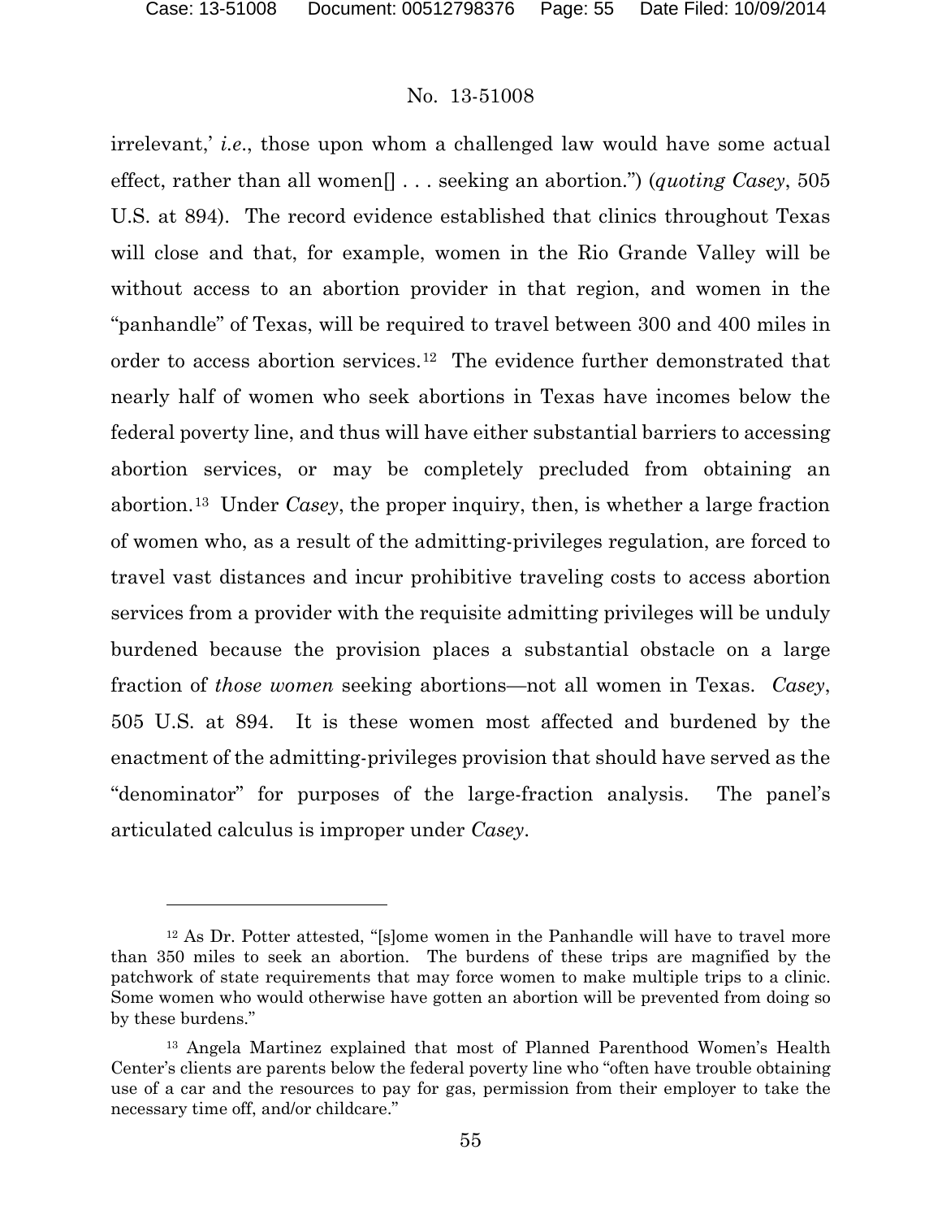irrelevant,' *i.e*., those upon whom a challenged law would have some actual effect, rather than all women[] . . . seeking an abortion.") (*quoting Casey*, 505 U.S. at 894). The record evidence established that clinics throughout Texas will close and that, for example, women in the Rio Grande Valley will be without access to an abortion provider in that region, and women in the "panhandle" of Texas, will be required to travel between 300 and 400 miles in order to access abortion services.[12] The evidence further demonstrated that nearly half of women who seek abortions in Texas have incomes below the federal poverty line, and thus will have either substantial barriers to accessing abortion services, or may be completely precluded from obtaining an abortion.[13] Under *Casey*, the proper inquiry, then, is whether a large fraction of women who, as a result of the admitting-privileges regulation, are forced to travel vast distances and incur prohibitive traveling costs to access abortion services from a provider with the requisite admitting privileges will be unduly burdened because the provision places a substantial obstacle on a large fraction of *those women* seeking abortions—not all women in Texas. *Casey*, 505 U.S. at 894. It is these women most affected and burdened by the enactment of the admitting-privileges provision that should have served as the "denominator" for purposes of the large-fraction analysis. The panel's articulated calculus is improper under *Casey*.

---

[12] As Dr. Potter attested, "[s]ome women in the Panhandle will have to travel more than 350 miles to seek an abortion. The burdens of these trips are magnified by the patchwork of state requirements that may force women to make multiple trips to a clinic. Some women who would otherwise have gotten an abortion will be prevented from doing so by these burdens."

[13] Angela Martinez explained that most of Planned Parenthood Women's Health Center's clients are parents below the federal poverty line who "often have trouble obtaining use of a car and the resources to pay for gas, permission from their employer to take the necessary time off, and/or childcare."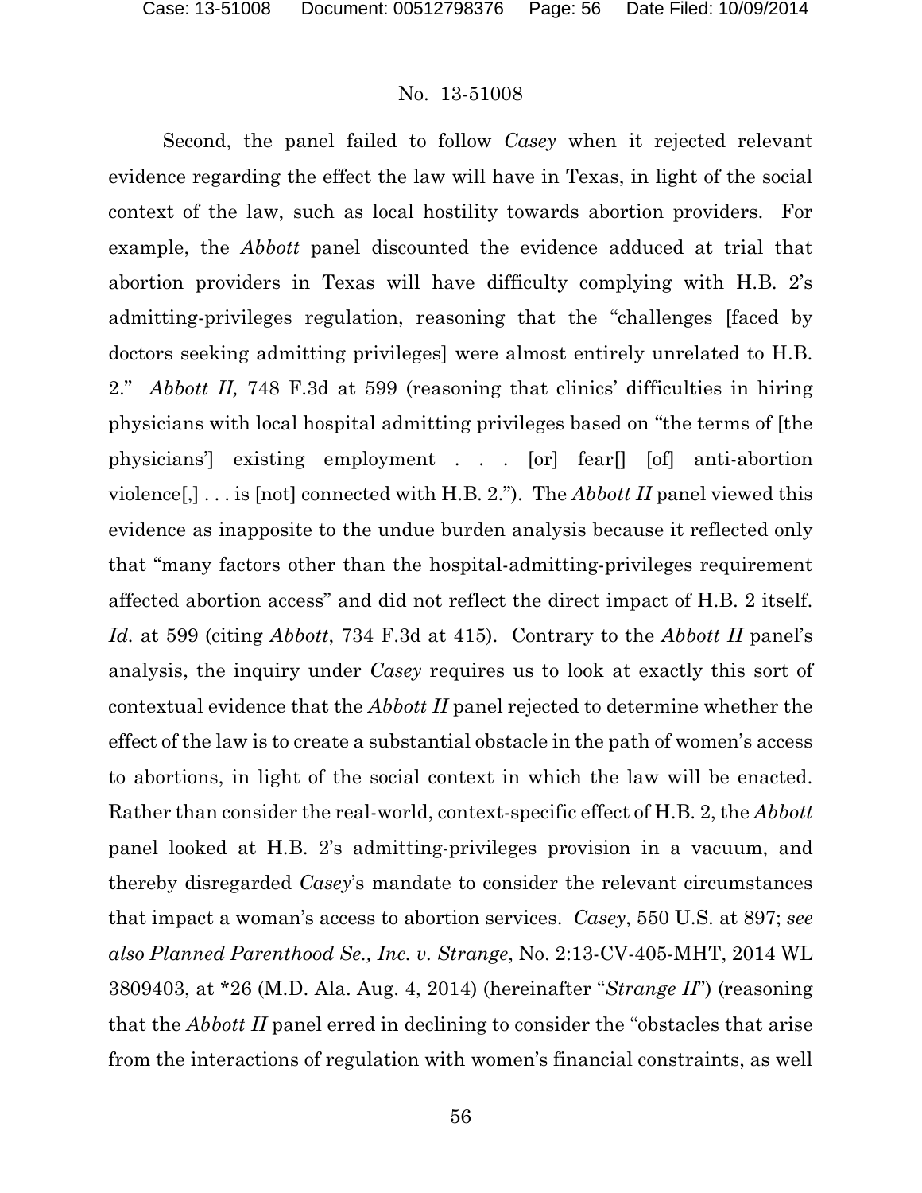No. 13-51008

Second, the panel failed to follow *Casey* when it rejected relevant evidence regarding the effect the law will have in Texas, in light of the social context of the law, such as local hostility towards abortion providers. For example, the *Abbott* panel discounted the evidence adduced at trial that abortion providers in Texas will have difficulty complying with H.B. 2's admitting-privileges regulation, reasoning that the "challenges [faced by doctors seeking admitting privileges] were almost entirely unrelated to H.B. 2." *Abbott II,* 748 F.3d at 599 (reasoning that clinics' difficulties in hiring physicians with local hospital admitting privileges based on "the terms of [the physicians'] existing employment . . . [or] fear[] [of] anti-abortion violence[,] . . . is [not] connected with H.B. 2."). The *Abbott II* panel viewed this evidence as inapposite to the undue burden analysis because it reflected only that "many factors other than the hospital-admitting-privileges requirement affected abortion access" and did not reflect the direct impact of H.B. 2 itself. *Id.* at 599 (citing *Abbott*, 734 F.3d at 415). Contrary to the *Abbott II* panel's analysis, the inquiry under *Casey* requires us to look at exactly this sort of contextual evidence that the *Abbott II* panel rejected to determine whether the effect of the law is to create a substantial obstacle in the path of women's access to abortions, in light of the social context in which the law will be enacted. Rather than consider the real-world, context-specific effect of H.B. 2, the *Abbott* panel looked at H.B. 2's admitting-privileges provision in a vacuum, and thereby disregarded *Casey*'s mandate to consider the relevant circumstances that impact a woman's access to abortion services. *Casey*, 550 U.S. at 897; *see also Planned Parenthood Se., Inc. v. Strange*, No. 2:13-CV-405-MHT, 2014 WL 3809403, at *26 (M.D. Ala. Aug. 4, 2014) (hereinafter "*Strange II*") (reasoning that the *Abbott II* panel erred in declining to consider the "obstacles that arise from the interactions of regulation with women's financial constraints, as well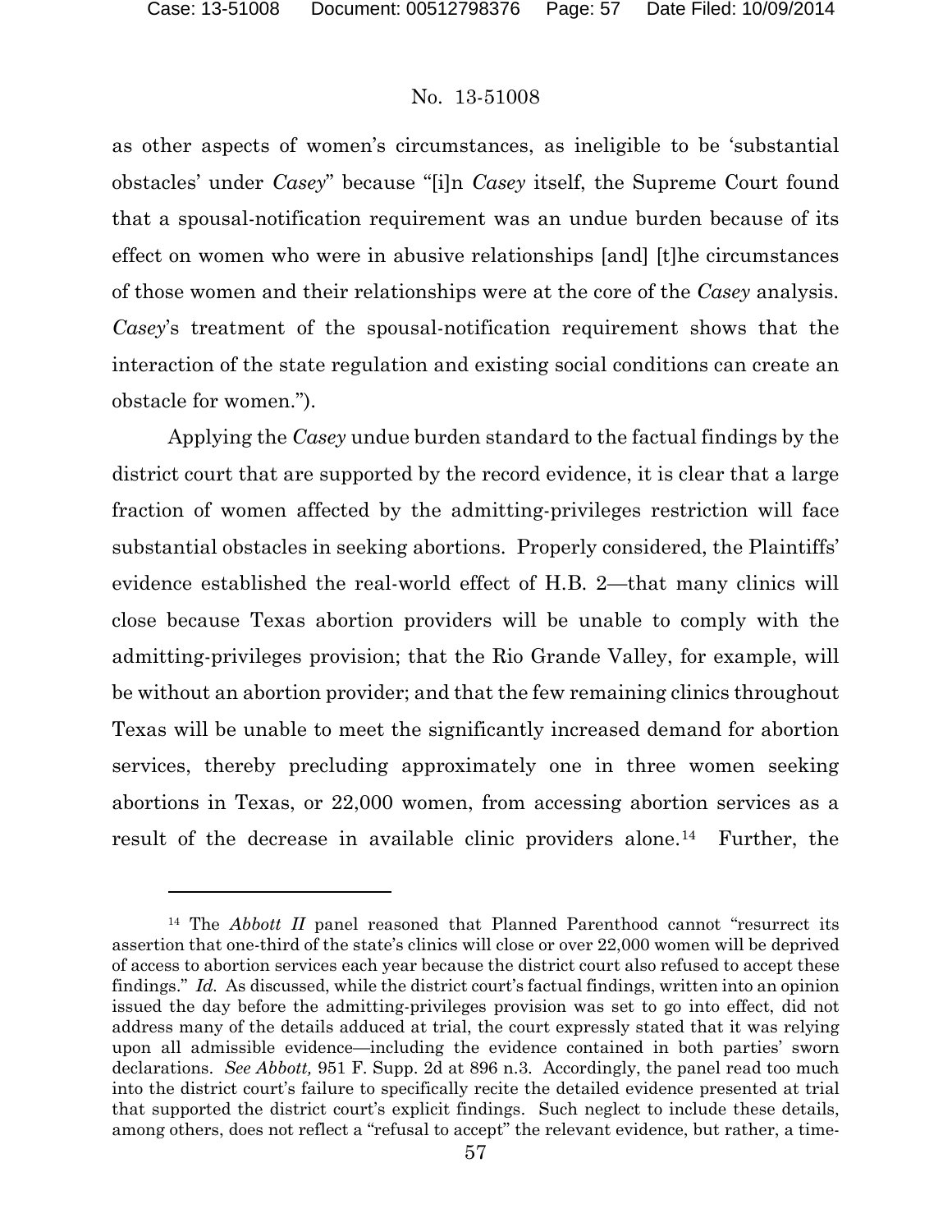as other aspects of women's circumstances, as ineligible to be 'substantial obstacles' under *Casey*" because "[i]n *Casey* itself, the Supreme Court found that a spousal-notification requirement was an undue burden because of its effect on women who were in abusive relationships [and] [t]he circumstances of those women and their relationships were at the core of the *Casey* analysis. *Casey*'s treatment of the spousal-notification requirement shows that the interaction of the state regulation and existing social conditions can create an obstacle for women.").

Applying the *Casey* undue burden standard to the factual findings by the district court that are supported by the record evidence, it is clear that a large fraction of women affected by the admitting-privileges restriction will face substantial obstacles in seeking abortions. Properly considered, the Plaintiffs' evidence established the real-world effect of H.B. 2—that many clinics will close because Texas abortion providers will be unable to comply with the admitting-privileges provision; that the Rio Grande Valley, for example, will be without an abortion provider; and that the few remaining clinics throughout Texas will be unable to meet the significantly increased demand for abortion services, thereby precluding approximately one in three women seeking abortions in Texas, or 22,000 women, from accessing abortion services as a result of the decrease in available clinic providers alone.[14] Further, the

[14] The *Abbott II* panel reasoned that Planned Parenthood cannot "resurrect its assertion that one-third of the state's clinics will close or over 22,000 women will be deprived of access to abortion services each year because the district court also refused to accept these findings." *Id.* As discussed, while the district court's factual findings, written into an opinion issued the day before the admitting-privileges provision was set to go into effect, did not address many of the details adduced at trial, the court expressly stated that it was relying upon all admissible evidence—including the evidence contained in both parties' sworn declarations. *See Abbott,* 951 F. Supp. 2d at 896 n.3. Accordingly, the panel read too much into the district court's failure to specifically recite the detailed evidence presented at trial that supported the district court's explicit findings. Such neglect to include these details, among others, does not reflect a "refusal to accept" the relevant evidence, but rather, a time-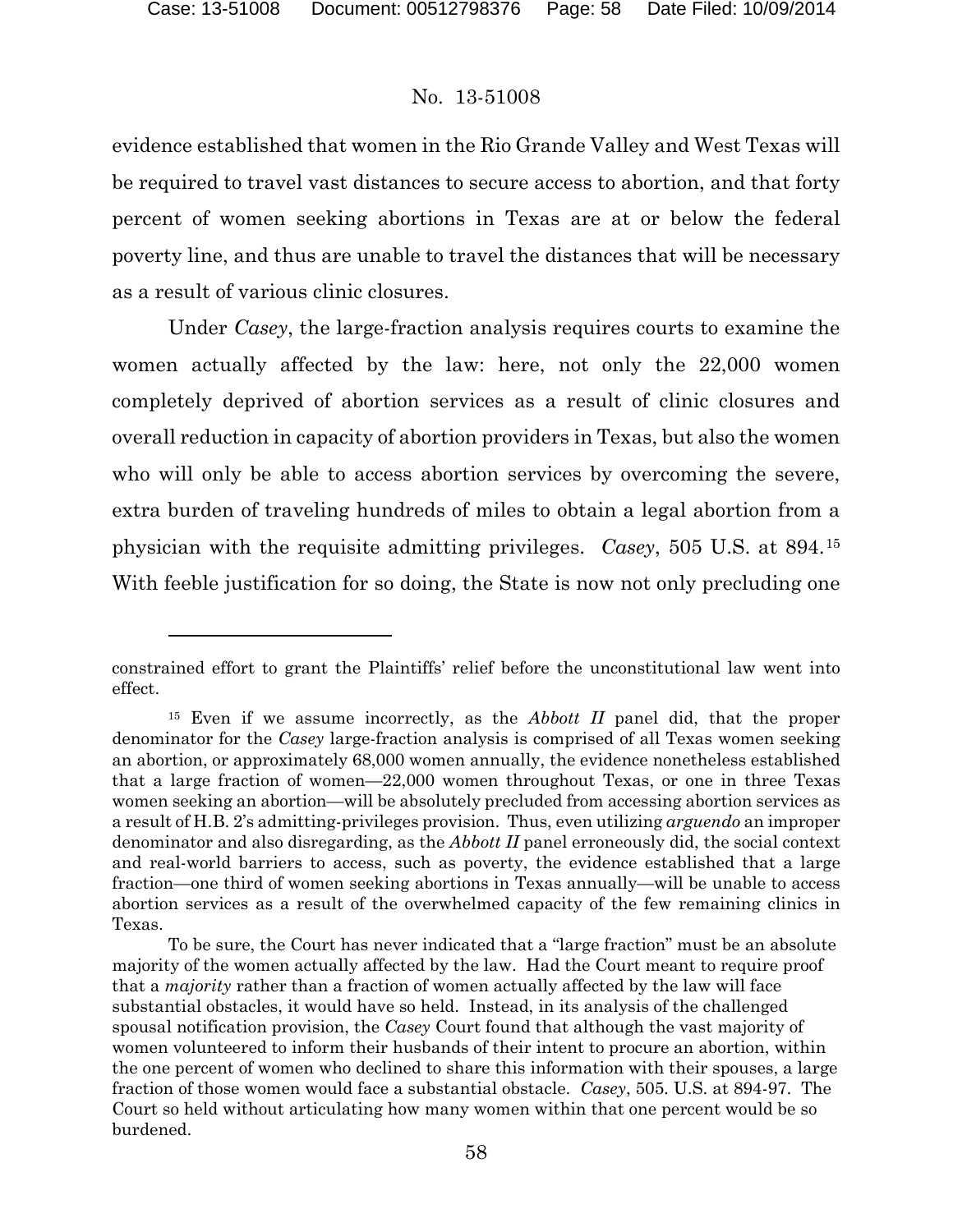evidence established that women in the Rio Grande Valley and West Texas will be required to travel vast distances to secure access to abortion, and that forty percent of women seeking abortions in Texas are at or below the federal poverty line, and thus are unable to travel the distances that will be necessary as a result of various clinic closures.

Under *Casey*, the large-fraction analysis requires courts to examine the women actually affected by the law: here, not only the 22,000 women completely deprived of abortion services as a result of clinic closures and overall reduction in capacity of abortion providers in Texas, but also the women who will only be able to access abortion services by overcoming the severe, extra burden of traveling hundreds of miles to obtain a legal abortion from a physician with the requisite admitting privileges. *Casey*, 505 U.S. at 894.[15] With feeble justification for so doing, the State is now not only precluding one

---

constrained effort to grant the Plaintiffs' relief before the unconstitutional law went into effect.

[15] Even if we assume incorrectly, as the *Abbott II* panel did, that the proper denominator for the *Casey* large-fraction analysis is comprised of all Texas women seeking an abortion, or approximately 68,000 women annually, the evidence nonetheless established that a large fraction of women—22,000 women throughout Texas, or one in three Texas women seeking an abortion—will be absolutely precluded from accessing abortion services as a result of H.B. 2's admitting-privileges provision. Thus, even utilizing *arguendo* an improper denominator and also disregarding, as the *Abbott II* panel erroneously did, the social context and real-world barriers to access, such as poverty, the evidence established that a large fraction—one third of women seeking abortions in Texas annually—will be unable to access abortion services as a result of the overwhelmed capacity of the few remaining clinics in Texas.

To be sure, the Court has never indicated that a "large fraction" must be an absolute majority of the women actually affected by the law. Had the Court meant to require proof that a *majority* rather than a fraction of women actually affected by the law will face substantial obstacles, it would have so held. Instead, in its analysis of the challenged spousal notification provision, the *Casey* Court found that although the vast majority of women volunteered to inform their husbands of their intent to procure an abortion, within the one percent of women who declined to share this information with their spouses, a large fraction of those women would face a substantial obstacle. *Casey*, 505. U.S. at 894-97. The Court so held without articulating how many women within that one percent would be so burdened.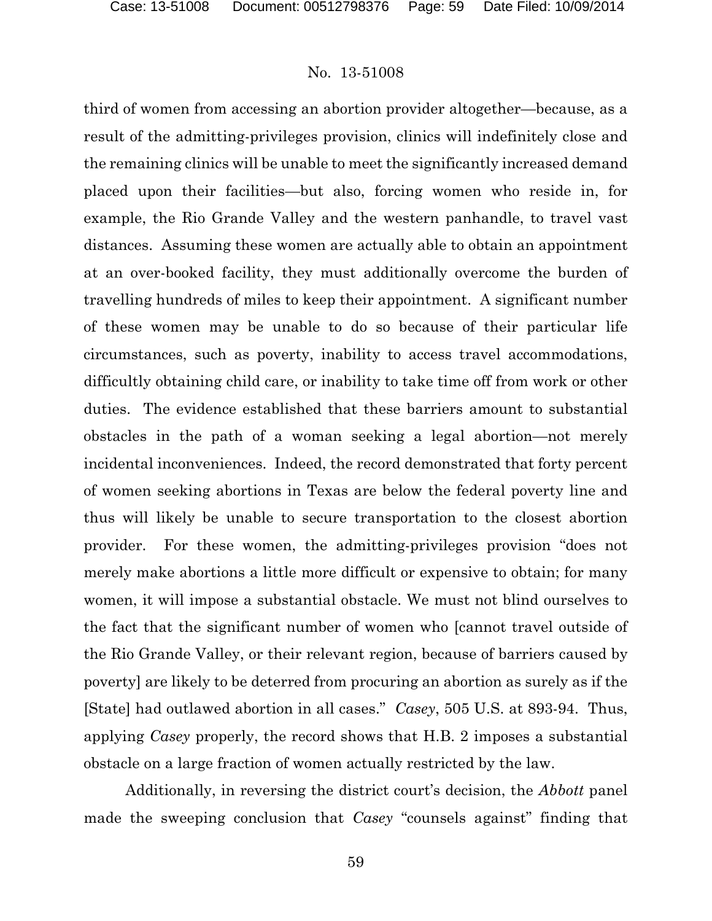third of women from accessing an abortion provider altogether—because, as a result of the admitting-privileges provision, clinics will indefinitely close and the remaining clinics will be unable to meet the significantly increased demand placed upon their facilities—but also, forcing women who reside in, for example, the Rio Grande Valley and the western panhandle, to travel vast distances. Assuming these women are actually able to obtain an appointment at an over-booked facility, they must additionally overcome the burden of travelling hundreds of miles to keep their appointment. A significant number of these women may be unable to do so because of their particular life circumstances, such as poverty, inability to access travel accommodations, difficultly obtaining child care, or inability to take time off from work or other duties. The evidence established that these barriers amount to substantial obstacles in the path of a woman seeking a legal abortion—not merely incidental inconveniences. Indeed, the record demonstrated that forty percent of women seeking abortions in Texas are below the federal poverty line and thus will likely be unable to secure transportation to the closest abortion provider. For these women, the admitting-privileges provision "does not merely make abortions a little more difficult or expensive to obtain; for many women, it will impose a substantial obstacle. We must not blind ourselves to the fact that the significant number of women who [cannot travel outside of the Rio Grande Valley, or their relevant region, because of barriers caused by poverty] are likely to be deterred from procuring an abortion as surely as if the [State] had outlawed abortion in all cases." *Casey*, 505 U.S. at 893-94. Thus, applying *Casey* properly, the record shows that H.B. 2 imposes a substantial obstacle on a large fraction of women actually restricted by the law.

Additionally, in reversing the district court's decision, the *Abbott* panel made the sweeping conclusion that *Casey* "counsels against" finding that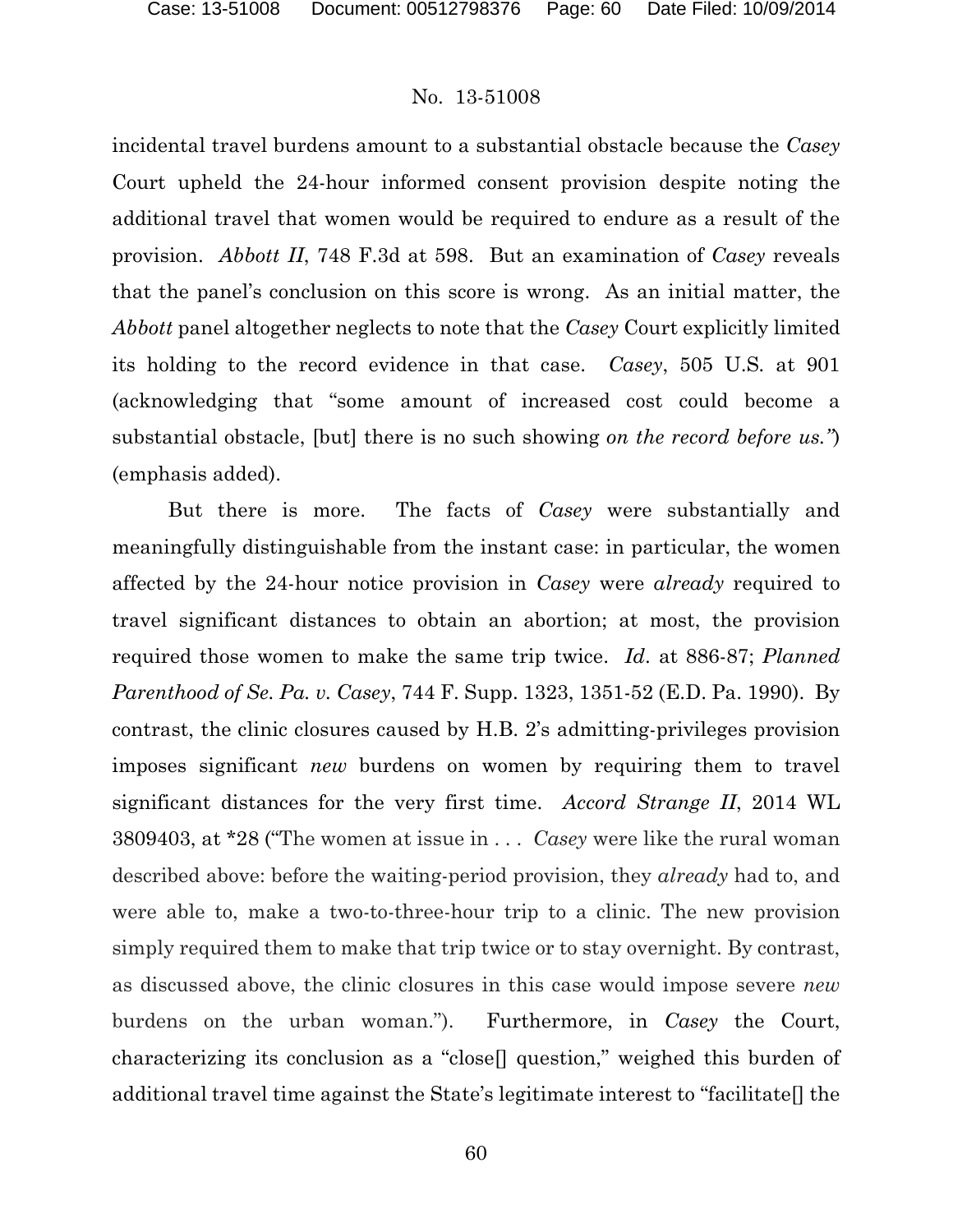incidental travel burdens amount to a substantial obstacle because the *Casey* Court upheld the 24-hour informed consent provision despite noting the additional travel that women would be required to endure as a result of the provision. *Abbott II*, 748 F.3d at 598. But an examination of *Casey* reveals that the panel's conclusion on this score is wrong. As an initial matter, the *Abbott* panel altogether neglects to note that the *Casey* Court explicitly limited its holding to the record evidence in that case. *Casey*, 505 U.S. at 901 (acknowledging that "some amount of increased cost could become a substantial obstacle, [but] there is no such showing *on the record before us."*) (emphasis added).

But there is more. The facts of *Casey* were substantially and meaningfully distinguishable from the instant case: in particular, the women affected by the 24-hour notice provision in *Casey* were *already* required to travel significant distances to obtain an abortion; at most, the provision required those women to make the same trip twice. *Id*. at 886-87; *Planned Parenthood of Se. Pa. v. Casey*, 744 F. Supp. 1323, 1351-52 (E.D. Pa. 1990). By contrast, the clinic closures caused by H.B. 2's admitting-privileges provision imposes significant *new* burdens on women by requiring them to travel significant distances for the very first time. *Accord Strange II*, 2014 WL 3809403, at *28 ("The women at issue in . . . *Casey* were like the rural woman described above: before the waiting-period provision, they *already* had to, and were able to, make a two-to-three-hour trip to a clinic. The new provision simply required them to make that trip twice or to stay overnight. By contrast, as discussed above, the clinic closures in this case would impose severe *new* burdens on the urban woman."). Furthermore, in *Casey* the Court, characterizing its conclusion as a "close[] question," weighed this burden of additional travel time against the State's legitimate interest to "facilitate[] the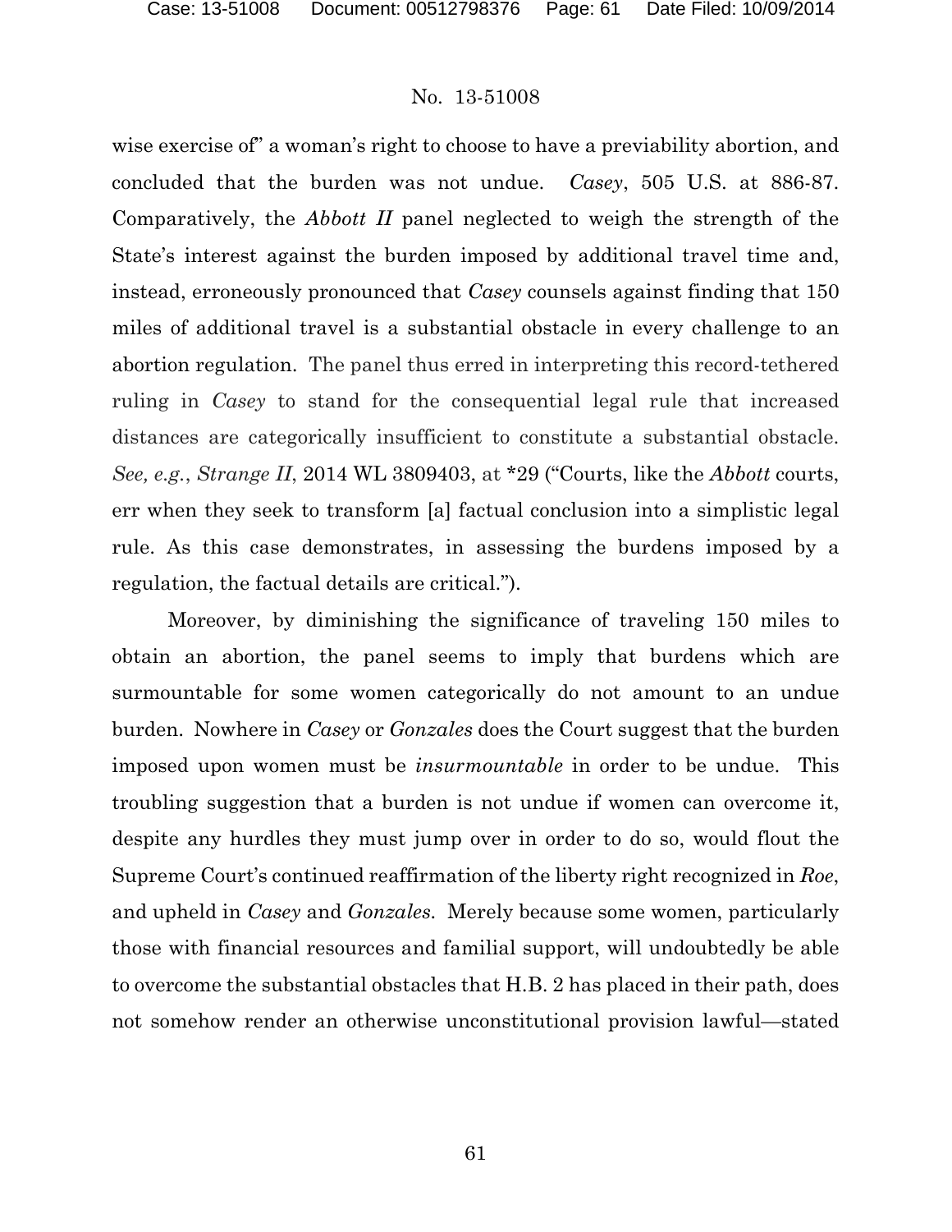wise exercise of" a woman's right to choose to have a previability abortion, and concluded that the burden was not undue. *Casey*, 505 U.S. at 886-87. Comparatively, the *Abbott II* panel neglected to weigh the strength of the State's interest against the burden imposed by additional travel time and, instead, erroneously pronounced that *Casey* counsels against finding that 150 miles of additional travel is a substantial obstacle in every challenge to an abortion regulation. The panel thus erred in interpreting this record-tethered ruling in *Casey* to stand for the consequential legal rule that increased distances are categorically insufficient to constitute a substantial obstacle. *See, e.g.*, *Strange II*, 2014 WL 3809403, at *29 ("Courts, like the *Abbott* courts, err when they seek to transform [a] factual conclusion into a simplistic legal rule. As this case demonstrates, in assessing the burdens imposed by a regulation, the factual details are critical.").

Moreover, by diminishing the significance of traveling 150 miles to obtain an abortion, the panel seems to imply that burdens which are surmountable for some women categorically do not amount to an undue burden. Nowhere in *Casey* or *Gonzales* does the Court suggest that the burden imposed upon women must be *insurmountable* in order to be undue. This troubling suggestion that a burden is not undue if women can overcome it, despite any hurdles they must jump over in order to do so, would flout the Supreme Court's continued reaffirmation of the liberty right recognized in *Roe*, and upheld in *Casey* and *Gonzales*. Merely because some women, particularly those with financial resources and familial support, will undoubtedly be able to overcome the substantial obstacles that H.B. 2 has placed in their path, does not somehow render an otherwise unconstitutional provision lawful—stated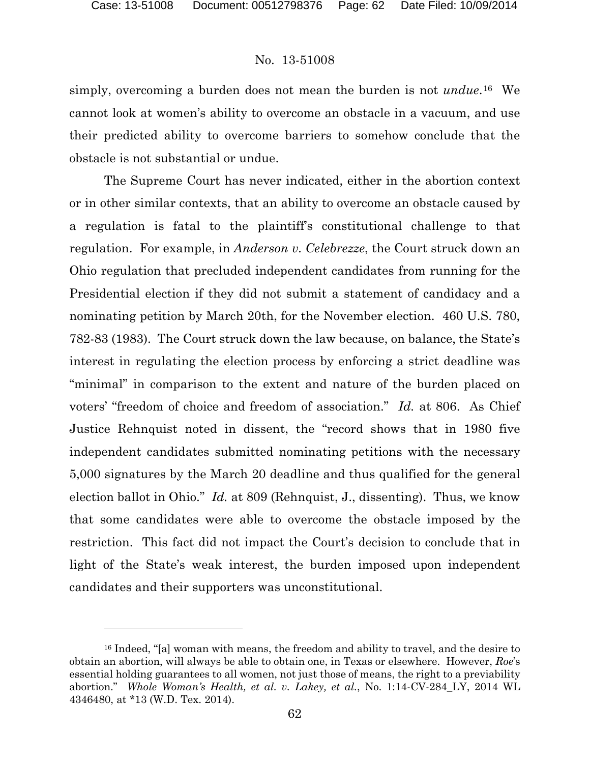simply, overcoming a burden does not mean the burden is not *undue*.[16] We cannot look at women's ability to overcome an obstacle in a vacuum, and use their predicted ability to overcome barriers to somehow conclude that the obstacle is not substantial or undue.

The Supreme Court has never indicated, either in the abortion context or in other similar contexts, that an ability to overcome an obstacle caused by a regulation is fatal to the plaintiff's constitutional challenge to that regulation. For example, in *Anderson v. Celebrezze*, the Court struck down an Ohio regulation that precluded independent candidates from running for the Presidential election if they did not submit a statement of candidacy and a nominating petition by March 20th, for the November election. 460 U.S. 780, 782-83 (1983). The Court struck down the law because, on balance, the State's interest in regulating the election process by enforcing a strict deadline was "minimal" in comparison to the extent and nature of the burden placed on voters' "freedom of choice and freedom of association." *Id.* at 806. As Chief Justice Rehnquist noted in dissent, the "record shows that in 1980 five independent candidates submitted nominating petitions with the necessary 5,000 signatures by the March 20 deadline and thus qualified for the general election ballot in Ohio." *Id.* at 809 (Rehnquist, J., dissenting). Thus, we know that some candidates were able to overcome the obstacle imposed by the restriction. This fact did not impact the Court's decision to conclude that in light of the State's weak interest, the burden imposed upon independent candidates and their supporters was unconstitutional.

---

[16] Indeed, "[a] woman with means, the freedom and ability to travel, and the desire to obtain an abortion, will always be able to obtain one, in Texas or elsewhere. However, *Roe*'s essential holding guarantees to all women, not just those of means, the right to a previability abortion." *Whole Woman's Health, et al. v. Lakey, et al.*, No. 1:14-CV-284_LY, 2014 WL 4346480, at *13 (W.D. Tex. 2014).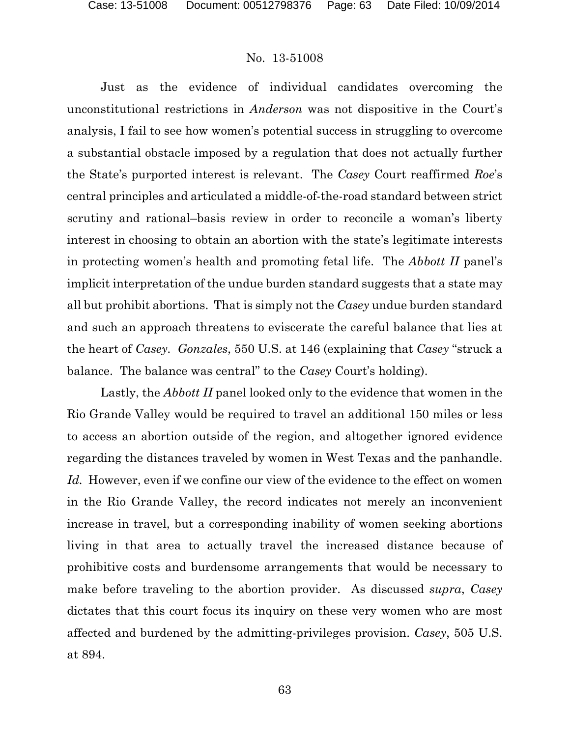Just as the evidence of individual candidates overcoming the unconstitutional restrictions in *Anderson* was not dispositive in the Court's analysis, I fail to see how women's potential success in struggling to overcome a substantial obstacle imposed by a regulation that does not actually further the State's purported interest is relevant. The *Casey* Court reaffirmed *Roe*'s central principles and articulated a middle-of-the-road standard between strict scrutiny and rational–basis review in order to reconcile a woman's liberty interest in choosing to obtain an abortion with the state's legitimate interests in protecting women's health and promoting fetal life. The *Abbott II* panel's implicit interpretation of the undue burden standard suggests that a state may all but prohibit abortions. That is simply not the *Casey* undue burden standard and such an approach threatens to eviscerate the careful balance that lies at the heart of *Casey*. *Gonzales*, 550 U.S. at 146 (explaining that *Casey* "struck a balance. The balance was central" to the *Casey* Court's holding).

Lastly, the *Abbott II* panel looked only to the evidence that women in the Rio Grande Valley would be required to travel an additional 150 miles or less to access an abortion outside of the region, and altogether ignored evidence regarding the distances traveled by women in West Texas and the panhandle. *Id.* However, even if we confine our view of the evidence to the effect on women in the Rio Grande Valley, the record indicates not merely an inconvenient increase in travel, but a corresponding inability of women seeking abortions living in that area to actually travel the increased distance because of prohibitive costs and burdensome arrangements that would be necessary to make before traveling to the abortion provider. As discussed *supra*, *Casey* dictates that this court focus its inquiry on these very women who are most affected and burdened by the admitting-privileges provision. *Casey*, 505 U.S. at 894.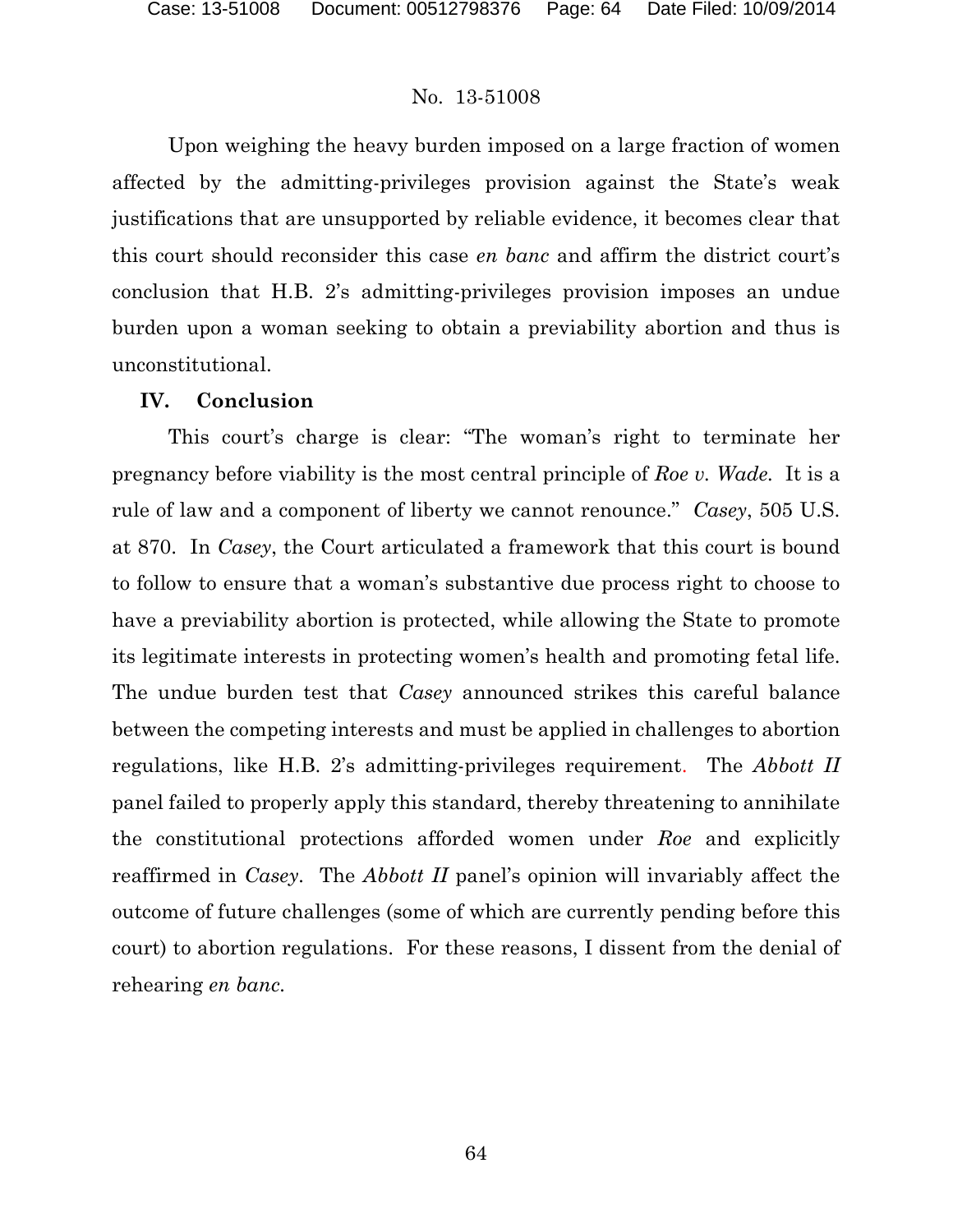Upon weighing the heavy burden imposed on a large fraction of women affected by the admitting-privileges provision against the State's weak justifications that are unsupported by reliable evidence, it becomes clear that this court should reconsider this case *en banc* and affirm the district court's conclusion that H.B. 2's admitting-privileges provision imposes an undue burden upon a woman seeking to obtain a previability abortion and thus is unconstitutional.

## IV. Conclusion

This court's charge is clear: "The woman's right to terminate her pregnancy before viability is the most central principle of *Roe v. Wade*. It is a rule of law and a component of liberty we cannot renounce." *Casey*, 505 U.S. at 870. In *Casey*, the Court articulated a framework that this court is bound to follow to ensure that a woman's substantive due process right to choose to have a previability abortion is protected, while allowing the State to promote its legitimate interests in protecting women's health and promoting fetal life. The undue burden test that *Casey* announced strikes this careful balance between the competing interests and must be applied in challenges to abortion regulations, like H.B. 2's admitting-privileges requirement. The *Abbott II* panel failed to properly apply this standard, thereby threatening to annihilate the constitutional protections afforded women under *Roe* and explicitly reaffirmed in *Casey*. The *Abbott II* panel's opinion will invariably affect the outcome of future challenges (some of which are currently pending before this court) to abortion regulations. For these reasons, I dissent from the denial of rehearing *en banc*.